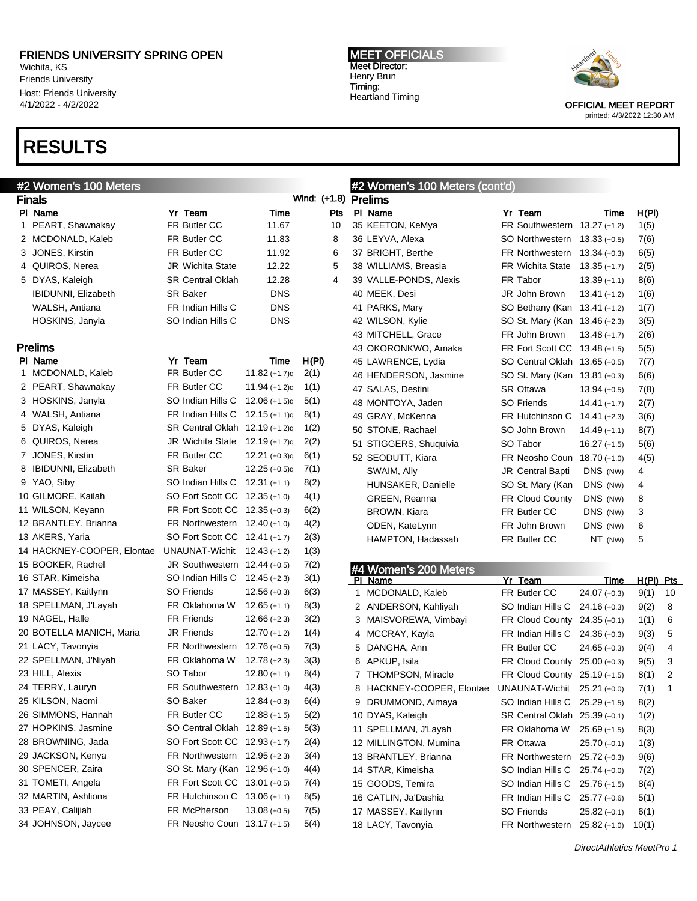# FRIENDS UNIVERSITY SPRING OPEN

Wichita, KS
Friends University
Host: Friends University
4/1/2022 - 4/2022

**MEET OFFICIALS**
Meet Director:
Henry Brun
Timing:
Heartland Timing

OFFICIAL MEET REPORT
printed: 4/3/2022 12:30 AM

# RESULTS

## #2 Women's 100 Meters

### Finals

Wind: (+1.8)

| Pl | Name | Yr | Team | Time | Pts |
|---|---|---|---|---|---|
| 1 | PEART, Shawnakay | FR | Butler CC | 11.67 | 10 |
| 2 | MCDONALD, Kaleb | FR | Butler CC | 11.83 | 8 |
| 3 | JONES, Kirstin | FR | Butler CC | 11.92 | 6 |
| 4 | QUIROS, Nerea | JR | Wichita State | 12.22 | 5 |
| 5 | DYAS, Kaleigh | SR | Central Oklah | 12.28 | 4 |
| | IBIDUNNI, Elizabeth | SR | Baker | DNS | |
| | WALSH, Antiana | FR | Indian Hills C | DNS | |
| | HOSKINS, Janyla | SO | Indian Hills C | DNS | |

### Prelims

| Pl | Name | Yr | Team | Time | H(Pl) |
|---|---|---|---|---|---|
| 1 | MCDONALD, Kaleb | FR | Butler CC | 11.82 (+1.7)q | 2(1) |
| 2 | PEART, Shawnakay | FR | Butler CC | 11.94 (+1.2)q | 1(1) |
| 3 | HOSKINS, Janyla | SO | Indian Hills C | 12.06 (+1.5)q | 5(1) |
| 4 | WALSH, Antiana | FR | Indian Hills C | 12.15 (+1.1)q | 8(1) |
| 5 | DYAS, Kaleigh | SR | Central Oklah | 12.19 (+1.2)q | 1(2) |
| 6 | QUIROS, Nerea | JR | Wichita State | 12.19 (+1.7)q | 2(2) |
| 7 | JONES, Kirstin | FR | Butler CC | 12.21 (+0.3)q | 6(1) |
| 8 | IBIDUNNI, Elizabeth | SR | Baker | 12.25 (+0.5)q | 7(1) |
| 9 | YAO, Siby | SO | Indian Hills C | 12.31 (+1.1) | 8(2) |
| 10 | GILMORE, Kailah | SO | Fort Scott CC | 12.35 (+1.0) | 4(1) |
| 11 | WILSON, Keyann | FR | Fort Scott CC | 12.35 (+0.3) | 6(2) |
| 12 | BRANTLEY, Brianna | FR | Northwestern | 12.40 (+1.0) | 4(2) |
| 13 | AKERS, Yaria | SO | Fort Scott CC | 12.41 (+1.7) | 2(3) |
| 14 | HACKNEY-COOPER, Elontae | UNA | UNAT-Wichit | 12.43 (+1.2) | 1(3) |
| 15 | BOOKER, Rachel | JR | Southwestern | 12.44 (+0.5) | 7(2) |
| 16 | STAR, Kimeisha | SO | Indian Hills C | 12.45 (+2.3) | 3(1) |
| 17 | MASSEY, Kaitlynn | SO | Friends | 12.56 (+0.3) | 6(3) |
| 18 | SPELLMAN, J'Layah | FR | Oklahoma W | 12.65 (+1.1) | 8(3) |
| 19 | NAGEL, Halle | FR | Friends | 12.66 (+2.3) | 3(2) |
| 20 | BOTELLA MANICH, Maria | JR | Friends | 12.70 (+1.2) | 1(4) |
| 21 | LACY, Tavonyia | FR | Northwestern | 12.76 (+0.5) | 7(3) |
| 22 | SPELLMAN, J'Niyah | FR | Oklahoma W | 12.78 (+2.3) | 3(3) |
| 23 | HILL, Alexis | SO | Tabor | 12.80 (+1.1) | 8(4) |
| 24 | TERRY, Lauryn | FR | Southwestern | 12.83 (+1.0) | 4(3) |
| 25 | KILSON, Naomi | SO | Baker | 12.84 (+0.3) | 6(4) |
| 26 | SIMMONS, Hannah | FR | Butler CC | 12.88 (+1.5) | 5(2) |
| 27 | HOPKINS, Jasmine | SO | Central Oklah | 12.89 (+1.5) | 5(3) |
| 28 | BROWNING, Jada | SO | Fort Scott CC | 12.93 (+1.7) | 2(4) |
| 29 | JACKSON, Kenya | FR | Northwestern | 12.95 (+2.3) | 3(4) |
| 30 | SPENCER, Zaira | SO | St. Mary (Kan | 12.96 (+1.0) | 4(4) |
| 31 | TOMETI, Angela | FR | Fort Scott CC | 13.01 (+0.5) | 7(4) |
| 32 | MARTIN, Ashliona | FR | Hutchinson C | 13.06 (+1.1) | 8(5) |
| 33 | PEAY, Calijiah | FR | McPherson | 13.08 (+0.5) | 7(5) |
| 34 | JOHNSON, Jaycee | FR | Neosho Coun | 13.17 (+1.5) | 5(4) |
| 35 | KEETON, KeMya | FR | Southwestern | 13.27 (+1.2) | 1(5) |
| 36 | LEYVA, Alexa | SO | Northwestern | 13.33 (+0.5) | 7(6) |
| 37 | BRIGHT, Berthe | FR | Northwestern | 13.34 (+0.3) | 6(5) |
| 38 | WILLIAMS, Breasia | FR | Wichita State | 13.35 (+1.7) | 2(5) |
| 39 | VALLE-PONDS, Alexis | FR | Tabor | 13.39 (+1.1) | 8(6) |
| 40 | MEEK, Desi | JR | John Brown | 13.41 (+1.2) | 1(6) |
| 41 | PARKS, Mary | SO | Bethany (Kan | 13.41 (+1.2) | 1(7) |
| 42 | WILSON, Kylie | SO | St. Mary (Kan | 13.46 (+2.3) | 3(5) |
| 43 | MITCHELL, Grace | FR | John Brown | 13.48 (+1.7) | 2(6) |
| 43 | OKORONKWO, Amaka | FR | Fort Scott CC | 13.48 (+1.5) | 5(5) |
| 45 | LAWRENCE, Lydia | SO | Central Oklah | 13.65 (+0.5) | 7(7) |
| 46 | HENDERSON, Jasmine | SO | St. Mary (Kan | 13.81 (+0.3) | 6(6) |
| 47 | SALAS, Destini | SR | Ottawa | 13.94 (+0.5) | 7(8) |
| 48 | MONTOYA, Jaden | SO | Friends | 14.41 (+1.7) | 2(7) |
| 49 | GRAY, McKenna | FR | Hutchinson C | 14.41 (+2.3) | 3(6) |
| 50 | STONE, Rachael | SO | John Brown | 14.49 (+1.1) | 8(7) |
| 51 | STIGGERS, Shuquivia | SO | Tabor | 16.27 (+1.5) | 5(6) |
| 52 | SEODUTT, Kiara | FR | Neosho Coun | 18.70 (+1.0) | 4(5) |
| | SWAIM, Ally | JR | Central Bapti | DNS (NW) | 4 |
| | HUNSAKER, Danielle | SO | St. Mary (Kan | DNS (NW) | 4 |
| | GREEN, Reanna | FR | Cloud County | DNS (NW) | 8 |
| | BROWN, Kiara | FR | Butler CC | DNS (NW) | 3 |
| | ODEN, KateLynn | FR | John Brown | DNS (NW) | 6 |
| | HAMPTON, Hadassah | FR | Butler CC | NT (NW) | 5 |

## #4 Women's 200 Meters

| Pl | Name | Yr | Team | Time | H(Pl) | Pts |
|---|---|---|---|---|---|---|
| 1 | MCDONALD, Kaleb | FR | Butler CC | 24.07 (+0.3) | 9(1) | 10 |
| 2 | ANDERSON, Kahliyah | SO | Indian Hills C | 24.16 (+0.3) | 9(2) | 8 |
| 3 | MAISVOREWA, Vimbayi | FR | Cloud County | 24.35 (–0.1) | 1(1) | 6 |
| 4 | MCCRAY, Kayla | FR | Indian Hills C | 24.36 (+0.3) | 9(3) | 5 |
| 5 | DANGHA, Ann | FR | Butler CC | 24.65 (+0.3) | 9(4) | 4 |
| 6 | APKUP, Isila | FR | Cloud County | 25.00 (+0.3) | 9(5) | 3 |
| 7 | THOMPSON, Miracle | FR | Cloud County | 25.19 (+1.5) | 8(1) | 2 |
| 8 | HACKNEY-COOPER, Elontae | UNA | UNAT-Wichit | 25.21 (+0.0) | 7(1) | 1 |
| 9 | DRUMMOND, Aimaya | SO | Indian Hills C | 25.29 (+1.5) | 8(2) | |
| 10 | DYAS, Kaleigh | SR | Central Oklah | 25.39 (–0.1) | 1(2) | |
| 11 | SPELLMAN, J'Layah | FR | Oklahoma W | 25.69 (+1.5) | 8(3) | |
| 12 | MILLINGTON, Mumina | FR | Ottawa | 25.70 (–0.1) | 1(3) | |
| 13 | BRANTLEY, Brianna | FR | Northwestern | 25.72 (+0.3) | 9(6) | |
| 14 | STAR, Kimeisha | SO | Indian Hills C | 25.74 (+0.0) | 7(2) | |
| 15 | GOODS, Temira | SO | Indian Hills C | 25.76 (+1.5) | 8(4) | |
| 16 | CATLIN, Ja'Dashia | FR | Indian Hills C | 25.77 (+0.6) | 5(1) | |
| 17 | MASSEY, Kaitlynn | SO | Friends | 25.82 (–0.1) | 6(1) | |
| 18 | LACY, Tavonyia | FR | Northwestern | 25.82 (+1.0) | 10(1) | |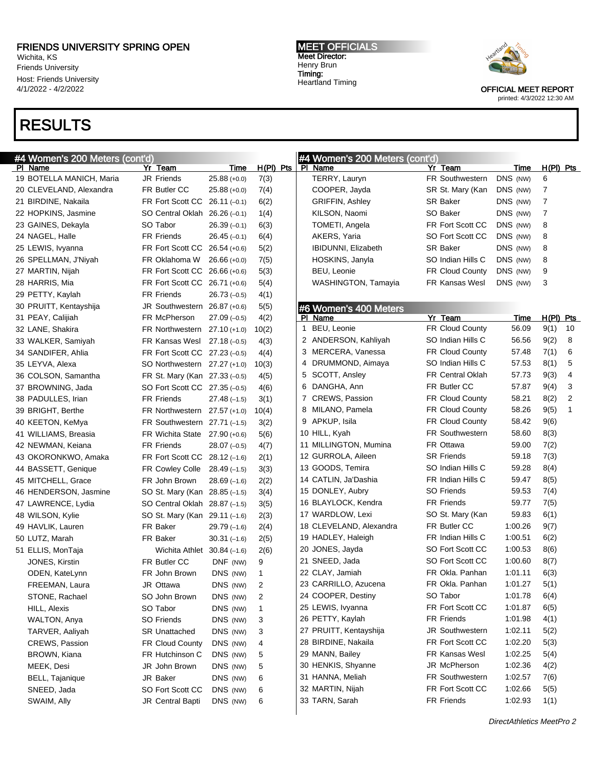# FRIENDS UNIVERSITY SPRING OPEN

Wichita, KS
Friends University
Host: Friends University
4/1/2022 - 4/2022

**MEET OFFICIALS**
Meet Director:
Henry Brun
Timing:
Heartland Timing

OFFICIAL MEET REPORT
printed: 4/3/2022 12:30 AM

# RESULTS

## #4 Women's 200 Meters (cont'd)

| Pl | Name | Yr | Team | Time | H(Pl) | Pts |
|---|---|---|---|---|---|---|
| 19 | BOTELLA MANICH, Maria | JR | Friends | 25.88 (+0.0) | 7(3) | |
| 20 | CLEVELAND, Alexandra | FR | Butler CC | 25.88 (+0.0) | 7(4) | |
| 21 | BIRDINE, Nakaila | FR | Fort Scott CC | 26.11 (–0.1) | 6(2) | |
| 22 | HOPKINS, Jasmine | SO | Central Oklah | 26.26 (–0.1) | 1(4) | |
| 23 | GAINES, Dekayla | SO | Tabor | 26.39 (–0.1) | 6(3) | |
| 24 | NAGEL, Halle | FR | Friends | 26.45 (–0.1) | 6(4) | |
| 25 | LEWIS, Ivyanna | FR | Fort Scott CC | 26.54 (+0.6) | 5(2) | |
| 26 | SPELLMAN, J'Niyah | FR | Oklahoma W | 26.66 (+0.0) | 7(5) | |
| 27 | MARTIN, Nijah | FR | Fort Scott CC | 26.66 (+0.6) | 5(3) | |
| 28 | HARRIS, Mia | FR | Fort Scott CC | 26.71 (+0.6) | 5(4) | |
| 29 | PETTY, Kaylah | FR | Friends | 26.73 (–0.5) | 4(1) | |
| 30 | PRUITT, Kentayshija | JR | Southwestern | 26.87 (+0.6) | 5(5) | |
| 31 | PEAY, Calijiah | FR | McPherson | 27.09 (–0.5) | 4(2) | |
| 32 | LANE, Shakira | FR | Northwestern | 27.10 (+1.0) | 10(2) | |
| 33 | WALKER, Samiyah | FR | Kansas Wesl | 27.18 (–0.5) | 4(3) | |
| 34 | SANDIFER, Ahlia | FR | Fort Scott CC | 27.23 (–0.5) | 4(4) | |
| 35 | LEYVA, Alexa | SO | Northwestern | 27.27 (+1.0) | 10(3) | |
| 36 | COLSON, Samantha | FR | St. Mary (Kan | 27.33 (–0.5) | 4(5) | |
| 37 | BROWNING, Jada | SO | Fort Scott CC | 27.35 (–0.5) | 4(6) | |
| 38 | PADULLES, Irian | FR | Friends | 27.48 (–1.5) | 3(1) | |
| 39 | BRIGHT, Berthe | FR | Northwestern | 27.57 (+1.0) | 10(4) | |
| 40 | KEETON, KeMya | FR | Southwestern | 27.71 (–1.5) | 3(2) | |
| 41 | WILLIAMS, Breasia | FR | Wichita State | 27.90 (+0.6) | 5(6) | |
| 42 | NEWMAN, Keiana | FR | Friends | 28.07 (–0.5) | 4(7) | |
| 43 | OKORONKWO, Amaka | FR | Fort Scott CC | 28.12 (–1.6) | 2(1) | |
| 44 | BASSETT, Genique | FR | Cowley Colle | 28.49 (–1.5) | 3(3) | |
| 45 | MITCHELL, Grace | FR | John Brown | 28.69 (–1.6) | 2(2) | |
| 46 | HENDERSON, Jasmine | SO | St. Mary (Kan | 28.85 (–1.5) | 3(4) | |
| 47 | LAWRENCE, Lydia | SO | Central Oklah | 28.87 (–1.5) | 3(5) | |
| 48 | WILSON, Kylie | SO | St. Mary (Kan | 29.11 (–1.6) | 2(3) | |
| 49 | HAVLIK, Lauren | FR | Baker | 29.79 (–1.6) | 2(4) | |
| 50 | LUTZ, Marah | FR | Baker | 30.31 (–1.6) | 2(5) | |
| 51 | ELLIS, MonTaja | | Wichita Athlet | 30.84 (–1.6) | 2(6) | |
| | JONES, Kirstin | FR | Butler CC | DNF (NW) | 9 | |
| | ODEN, KateLynn | FR | John Brown | DNS (NW) | 1 | |
| | FREEMAN, Laura | JR | Ottawa | DNS (NW) | 2 | |
| | STONE, Rachael | SO | John Brown | DNS (NW) | 2 | |
| | HILL, Alexis | SO | Tabor | DNS (NW) | 1 | |
| | WALTON, Anya | SO | Friends | DNS (NW) | 3 | |
| | TARVER, Aaliyah | SR | Unattached | DNS (NW) | 3 | |
| | CREWS, Passion | FR | Cloud County | DNS (NW) | 4 | |
| | BROWN, Kiana | FR | Hutchinson C | DNS (NW) | 5 | |
| | MEEK, Desi | JR | John Brown | DNS (NW) | 5 | |
| | BELL, Tajanique | JR | Baker | DNS (NW) | 6 | |
| | SNEED, Jada | SO | Fort Scott CC | DNS (NW) | 6 | |
| | SWAIM, Ally | JR | Central Bapti | DNS (NW) | 6 | |
| | TERRY, Lauryn | FR | Southwestern | DNS (NW) | 6 | |
| | COOPER, Jayda | SR | St. Mary (Kan | DNS (NW) | 7 | |
| | GRIFFIN, Ashley | SR | Baker | DNS (NW) | 7 | |
| | KILSON, Naomi | SO | Baker | DNS (NW) | 7 | |
| | TOMETI, Angela | FR | Fort Scott CC | DNS (NW) | 8 | |
| | AKERS, Yaria | SO | Fort Scott CC | DNS (NW) | 8 | |
| | IBIDUNNI, Elizabeth | SR | Baker | DNS (NW) | 8 | |
| | HOSKINS, Janyla | SO | Indian Hills C | DNS (NW) | 8 | |
| | BEU, Leonie | FR | Cloud County | DNS (NW) | 9 | |
| | WASHINGTON, Tamayia | FR | Kansas Wesl | DNS (NW) | 3 | |

## #6 Women's 400 Meters

| Pl | Name | Yr | Team | Time | H(Pl) | Pts |
|---|---|---|---|---|---|---|
| 1 | BEU, Leonie | FR | Cloud County | 56.09 | 9(1) | 10 |
| 2 | ANDERSON, Kahliyah | SO | Indian Hills C | 56.56 | 9(2) | 8 |
| 3 | MERCERA, Vanessa | FR | Cloud County | 57.48 | 7(1) | 6 |
| 4 | DRUMMOND, Aimaya | SO | Indian Hills C | 57.53 | 8(1) | 5 |
| 5 | SCOTT, Ansley | FR | Central Oklah | 57.73 | 9(3) | 4 |
| 6 | DANGHA, Ann | FR | Butler CC | 57.87 | 9(4) | 3 |
| 7 | CREWS, Passion | FR | Cloud County | 58.21 | 8(2) | 2 |
| 8 | MILANO, Pamela | FR | Cloud County | 58.26 | 9(5) | 1 |
| 9 | APKUP, Isila | FR | Cloud County | 58.42 | 9(6) | |
| 10 | HILL, Kyah | FR | Southwestern | 58.60 | 8(3) | |
| 11 | MILLINGTON, Mumina | FR | Ottawa | 59.00 | 7(2) | |
| 12 | GURROLA, Aileen | SR | Friends | 59.18 | 7(3) | |
| 13 | GOODS, Temira | SO | Indian Hills C | 59.28 | 8(4) | |
| 14 | CATLIN, Ja'Dashia | FR | Indian Hills C | 59.47 | 8(5) | |
| 15 | DONLEY, Aubry | SO | Friends | 59.53 | 7(4) | |
| 16 | BLAYLOCK, Kendra | FR | Friends | 59.77 | 7(5) | |
| 17 | WARDLOW, Lexi | SO | St. Mary (Kan | 59.83 | 6(1) | |
| 18 | CLEVELAND, Alexandra | FR | Butler CC | 1:00.26 | 9(7) | |
| 19 | HADLEY, Haleigh | FR | Indian Hills C | 1:00.51 | 6(2) | |
| 20 | JONES, Jayda | SO | Fort Scott CC | 1:00.53 | 8(6) | |
| 21 | SNEED, Jada | SO | Fort Scott CC | 1:00.60 | 8(7) | |
| 22 | CLAY, Jamiah | FR | Okla. Panhan | 1:01.11 | 6(3) | |
| 23 | CARRILLO, Azucena | FR | Okla. Panhan | 1:01.27 | 5(1) | |
| 24 | COOPER, Destiny | SO | Tabor | 1:01.78 | 6(4) | |
| 25 | LEWIS, Ivyanna | FR | Fort Scott CC | 1:01.87 | 6(5) | |
| 26 | PETTY, Kaylah | FR | Friends | 1:01.98 | 4(1) | |
| 27 | PRUITT, Kentayshija | JR | Southwestern | 1:02.11 | 5(2) | |
| 28 | BIRDINE, Nakaila | FR | Fort Scott CC | 1:02.20 | 5(3) | |
| 29 | MANN, Bailey | FR | Kansas Wesl | 1:02.25 | 5(4) | |
| 30 | HENKIS, Shyanne | JR | McPherson | 1:02.36 | 4(2) | |
| 31 | HANNA, Meliah | FR | Southwestern | 1:02.57 | 7(6) | |
| 32 | MARTIN, Nijah | FR | Fort Scott CC | 1:02.66 | 5(5) | |
| 33 | TARN, Sarah | FR | Friends | 1:02.93 | 1(1) | |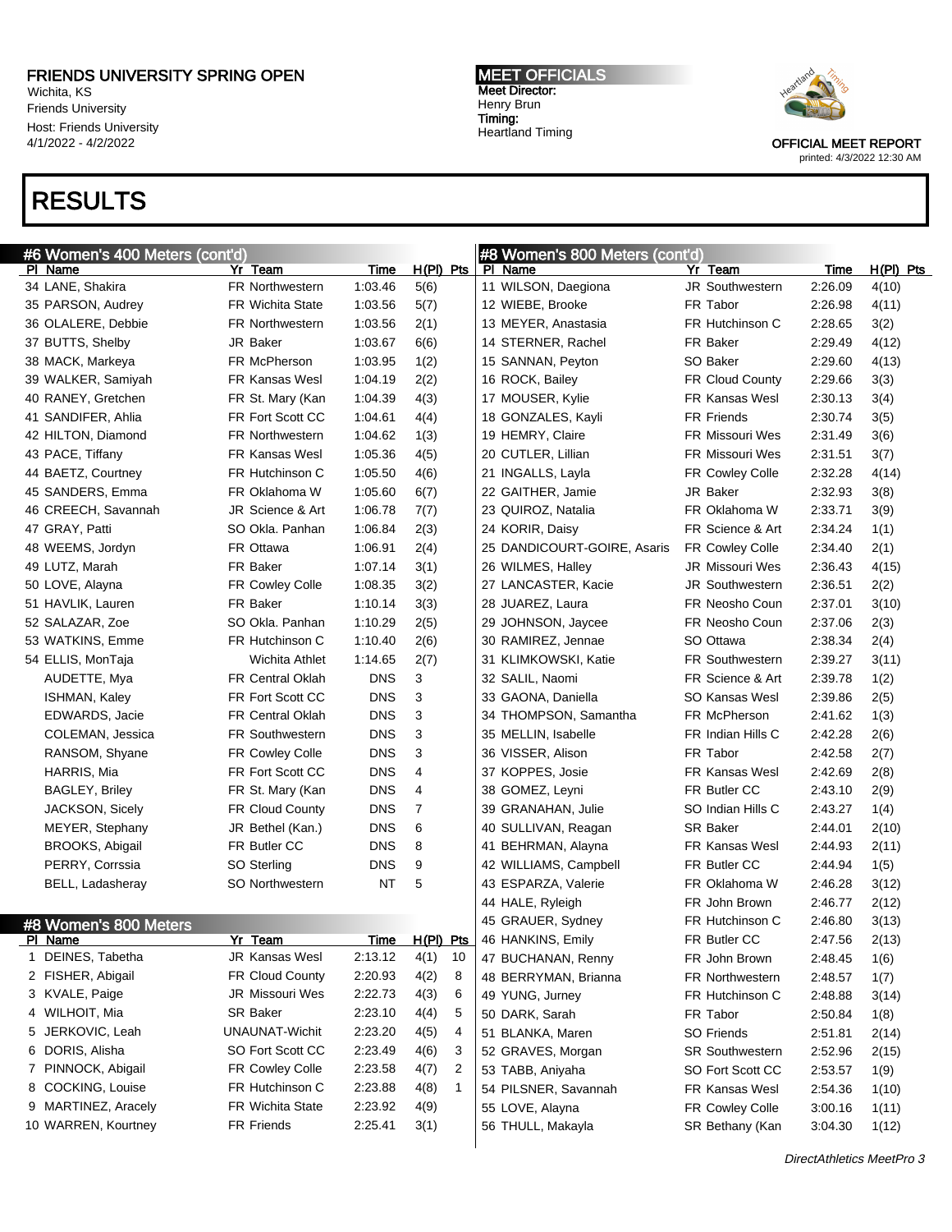# FRIENDS UNIVERSITY SPRING OPEN

Wichita, KS
Friends University
Host: Friends University
4/1/2022 - 4/2022

**MEET OFFICIALS**
Meet Director:
Henry Brun
Timing:
Heartland Timing

OFFICIAL MEET REPORT
printed: 4/3/2022 12:30 AM

# RESULTS

## #6 Women's 400 Meters (cont'd)

| Pl | Name | Yr | Team | Time | H(Pl) | Pts |
|---|---|---|---|---|---|---|
| 34 | LANE, Shakira | FR | Northwestern | 1:03.46 | 5(6) | |
| 35 | PARSON, Audrey | FR | Wichita State | 1:03.56 | 5(7) | |
| 36 | OLALERE, Debbie | FR | Northwestern | 1:03.56 | 2(1) | |
| 37 | BUTTS, Shelby | JR | Baker | 1:03.67 | 6(6) | |
| 38 | MACK, Markeya | FR | McPherson | 1:03.95 | 1(2) | |
| 39 | WALKER, Samiyah | FR | Kansas Wesl | 1:04.19 | 2(2) | |
| 40 | RANEY, Gretchen | FR | St. Mary (Kan | 1:04.39 | 4(3) | |
| 41 | SANDIFER, Ahlia | FR | Fort Scott CC | 1:04.61 | 4(4) | |
| 42 | HILTON, Diamond | FR | Northwestern | 1:04.62 | 1(3) | |
| 43 | PACE, Tiffany | FR | Kansas Wesl | 1:05.36 | 4(5) | |
| 44 | BAETZ, Courtney | FR | Hutchinson C | 1:05.50 | 4(6) | |
| 45 | SANDERS, Emma | FR | Oklahoma W | 1:05.60 | 6(7) | |
| 46 | CREECH, Savannah | JR | Science & Art | 1:06.78 | 7(7) | |
| 47 | GRAY, Patti | SO | Okla. Panhan | 1:06.84 | 2(3) | |
| 48 | WEEMS, Jordyn | FR | Ottawa | 1:06.91 | 2(4) | |
| 49 | LUTZ, Marah | FR | Baker | 1:07.14 | 3(1) | |
| 50 | LOVE, Alayna | FR | Cowley Colle | 1:08.35 | 3(2) | |
| 51 | HAVLIK, Lauren | FR | Baker | 1:10.14 | 3(3) | |
| 52 | SALAZAR, Zoe | SO | Okla. Panhan | 1:10.29 | 2(5) | |
| 53 | WATKINS, Emme | FR | Hutchinson C | 1:10.40 | 2(6) | |
| 54 | ELLIS, MonTaja | | Wichita Athlet | 1:14.65 | 2(7) | |
| | AUDETTE, Mya | FR | Central Oklah | DNS | 3 | |
| | ISHMAN, Kaley | FR | Fort Scott CC | DNS | 3 | |
| | EDWARDS, Jacie | FR | Central Oklah | DNS | 3 | |
| | COLEMAN, Jessica | FR | Southwestern | DNS | 3 | |
| | RANSOM, Shyane | FR | Cowley Colle | DNS | 3 | |
| | HARRIS, Mia | FR | Fort Scott CC | DNS | 4 | |
| | BAGLEY, Briley | FR | St. Mary (Kan | DNS | 4 | |
| | JACKSON, Sicely | FR | Cloud County | DNS | 7 | |
| | MEYER, Stephany | JR | Bethel (Kan.) | DNS | 6 | |
| | BROOKS, Abigail | FR | Butler CC | DNS | 8 | |
| | PERRY, Corrssia | SO | Sterling | DNS | 9 | |
| | BELL, Ladasheray | SO | Northwestern | NT | 5 | |

## #8 Women's 800 Meters

| Pl | Name | Yr | Team | Time | H(Pl) | Pts |
|---|---|---|---|---|---|---|
| 1 | DEINES, Tabetha | JR | Kansas Wesl | 2:13.12 | 4(1) | 10 |
| 2 | FISHER, Abigail | FR | Cloud County | 2:20.93 | 4(2) | 8 |
| 3 | KVALE, Paige | JR | Missouri Wes | 2:22.73 | 4(3) | 6 |
| 4 | WILHOIT, Mia | SR | Baker | 2:23.10 | 4(4) | 5 |
| 5 | JERKOVIC, Leah | | UNAUNAT-Wichit | 2:23.20 | 4(5) | 4 |
| 6 | DORIS, Alisha | SO | Fort Scott CC | 2:23.49 | 4(6) | 3 |
| 7 | PINNOCK, Abigail | FR | Cowley Colle | 2:23.58 | 4(7) | 2 |
| 8 | COCKING, Louise | FR | Hutchinson C | 2:23.88 | 4(8) | 1 |
| 9 | MARTINEZ, Aracely | FR | Wichita State | 2:23.92 | 4(9) | |
| 10 | WARREN, Kourtney | FR | Friends | 2:25.41 | 3(1) | |
| 11 | WILSON, Daegiona | JR | Southwestern | 2:26.09 | 4(10) | |
| 12 | WIEBE, Brooke | FR | Tabor | 2:26.98 | 4(11) | |
| 13 | MEYER, Anastasia | FR | Hutchinson C | 2:28.65 | 3(2) | |
| 14 | STERNER, Rachel | FR | Baker | 2:29.49 | 4(12) | |
| 15 | SANNAN, Peyton | SO | Baker | 2:29.60 | 4(13) | |
| 16 | ROCK, Bailey | FR | Cloud County | 2:29.66 | 3(3) | |
| 17 | MOUSER, Kylie | FR | Kansas Wesl | 2:30.13 | 3(4) | |
| 18 | GONZALES, Kayli | FR | Friends | 2:30.74 | 3(5) | |
| 19 | HEMRY, Claire | FR | Missouri Wes | 2:31.49 | 3(6) | |
| 20 | CUTLER, Lillian | FR | Missouri Wes | 2:31.51 | 3(7) | |
| 21 | INGALLS, Layla | FR | Cowley Colle | 2:32.28 | 4(14) | |
| 22 | GAITHER, Jamie | JR | Baker | 2:32.93 | 3(8) | |
| 23 | QUIROZ, Natalia | FR | Oklahoma W | 2:33.71 | 3(9) | |
| 24 | KORIR, Daisy | FR | Science & Art | 2:34.24 | 1(1) | |
| 25 | DANDICOURT-GOIRE, Asaris | FR | Cowley Colle | 2:34.40 | 2(1) | |
| 26 | WILMES, Halley | JR | Missouri Wes | 2:36.43 | 4(15) | |
| 27 | LANCASTER, Kacie | JR | Southwestern | 2:36.51 | 2(2) | |
| 28 | JUAREZ, Laura | FR | Neosho Coun | 2:37.01 | 3(10) | |
| 29 | JOHNSON, Jaycee | FR | Neosho Coun | 2:37.06 | 2(3) | |
| 30 | RAMIREZ, Jennae | SO | Ottawa | 2:38.34 | 2(4) | |
| 31 | KLIMKOWSKI, Katie | FR | Southwestern | 2:39.27 | 3(11) | |
| 32 | SALIL, Naomi | FR | Science & Art | 2:39.78 | 1(2) | |
| 33 | GAONA, Daniella | SO | Kansas Wesl | 2:39.86 | 2(5) | |
| 34 | THOMPSON, Samantha | FR | McPherson | 2:41.62 | 1(3) | |
| 35 | MELLIN, Isabelle | FR | Indian Hills C | 2:42.28 | 2(6) | |
| 36 | VISSER, Alison | FR | Tabor | 2:42.58 | 2(7) | |
| 37 | KOPPES, Josie | FR | Kansas Wesl | 2:42.69 | 2(8) | |
| 38 | GOMEZ, Leyni | FR | Butler CC | 2:43.10 | 2(9) | |
| 39 | GRANAHAN, Julie | SO | Indian Hills C | 2:43.27 | 1(4) | |
| 40 | SULLIVAN, Reagan | SR | Baker | 2:44.01 | 2(10) | |
| 41 | BEHRMAN, Alayna | FR | Kansas Wesl | 2:44.93 | 2(11) | |
| 42 | WILLIAMS, Campbell | FR | Butler CC | 2:44.94 | 1(5) | |
| 43 | ESPARZA, Valerie | FR | Oklahoma W | 2:46.28 | 3(12) | |
| 44 | HALE, Ryleigh | FR | John Brown | 2:46.77 | 2(12) | |
| 45 | GRAUER, Sydney | FR | Hutchinson C | 2:46.80 | 3(13) | |
| 46 | HANKINS, Emily | FR | Butler CC | 2:47.56 | 2(13) | |
| 47 | BUCHANAN, Renny | FR | John Brown | 2:48.45 | 1(6) | |
| 48 | BERRYMAN, Brianna | FR | Northwestern | 2:48.57 | 1(7) | |
| 49 | YUNG, Jurney | FR | Hutchinson C | 2:48.88 | 3(14) | |
| 50 | DARK, Sarah | FR | Tabor | 2:50.84 | 1(8) | |
| 51 | BLANKA, Maren | SO | Friends | 2:51.81 | 2(14) | |
| 52 | GRAVES, Morgan | SR | Southwestern | 2:52.96 | 2(15) | |
| 53 | TABB, Aniyaha | SO | Fort Scott CC | 2:53.57 | 1(9) | |
| 54 | PILSNER, Savannah | FR | Kansas Wesl | 2:54.36 | 1(10) | |
| 55 | LOVE, Alayna | FR | Cowley Colle | 3:00.16 | 1(11) | |
| 56 | THULL, Makayla | SR | Bethany (Kan | 3:04.30 | 1(12) | |

DirectAthletics MeetPro 3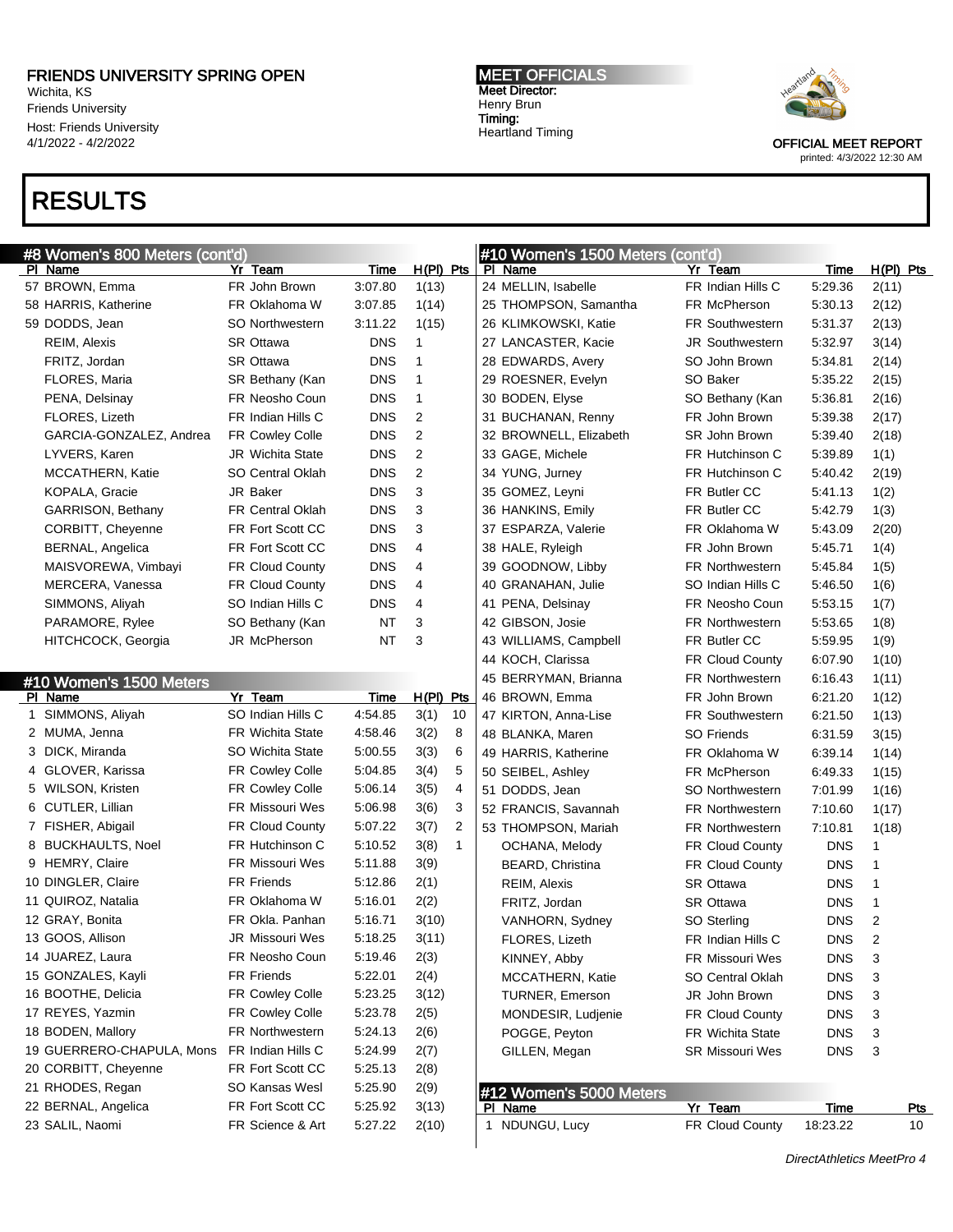# RESULTS

## #8 Women's 800 Meters (cont'd)

| Pl | Name | Yr | Team | Time | H(Pl) | Pts |
|---|---|---|---|---|---|---|
| 57 | BROWN, Emma | FR | John Brown | 3:07.80 | 1(13) | |
| 58 | HARRIS, Katherine | FR | Oklahoma W | 3:07.85 | 1(14) | |
| 59 | DODDS, Jean | SO | Northwestern | 3:11.22 | 1(15) | |
| | REIM, Alexis | SR | Ottawa | DNS | 1 | |
| | FRITZ, Jordan | SR | Ottawa | DNS | 1 | |
| | FLORES, Maria | SR | Bethany (Kan | DNS | 1 | |
| | PENA, Delsinay | FR | Neosho Coun | DNS | 1 | |
| | FLORES, Lizeth | FR | Indian Hills C | DNS | 2 | |
| | GARCIA-GONZALEZ, Andrea | FR | Cowley Colle | DNS | 2 | |
| | LYVERS, Karen | JR | Wichita State | DNS | 2 | |
| | MCCATHERN, Katie | SO | Central Oklah | DNS | 2 | |
| | KOPALA, Gracie | JR | Baker | DNS | 3 | |
| | GARRISON, Bethany | FR | Central Oklah | DNS | 3 | |
| | CORBITT, Cheyenne | FR | Fort Scott CC | DNS | 3 | |
| | BERNAL, Angelica | FR | Fort Scott CC | DNS | 4 | |
| | MAISVOREWA, Vimbayi | FR | Cloud County | DNS | 4 | |
| | MERCERA, Vanessa | FR | Cloud County | DNS | 4 | |
| | SIMMONS, Aliyah | SO | Indian Hills C | DNS | 4 | |
| | PARAMORE, Rylee | SO | Bethany (Kan | NT | 3 | |
| | HITCHCOCK, Georgia | JR | McPherson | NT | 3 | |

## #10 Women's 1500 Meters

| Pl | Name | Yr | Team | Time | H(Pl) | Pts |
|---|---|---|---|---|---|---|
| 1 | SIMMONS, Aliyah | SO | Indian Hills C | 4:54.85 | 3(1) | 10 |
| 2 | MUMA, Jenna | FR | Wichita State | 4:58.46 | 3(2) | 8 |
| 3 | DICK, Miranda | SO | Wichita State | 5:00.55 | 3(3) | 6 |
| 4 | GLOVER, Karissa | FR | Cowley Colle | 5:04.85 | 3(4) | 5 |
| 5 | WILSON, Kristen | FR | Cowley Colle | 5:06.14 | 3(5) | 4 |
| 6 | CUTLER, Lillian | FR | Missouri Wes | 5:06.98 | 3(6) | 3 |
| 7 | FISHER, Abigail | FR | Cloud County | 5:07.22 | 3(7) | 2 |
| 8 | BUCKHAULTS, Noel | FR | Hutchinson C | 5:10.52 | 3(8) | 1 |
| 9 | HEMRY, Claire | FR | Missouri Wes | 5:11.88 | 3(9) | |
| 10 | DINGLER, Claire | FR | Friends | 5:12.86 | 2(1) | |
| 11 | QUIROZ, Natalia | FR | Oklahoma W | 5:16.01 | 2(2) | |
| 12 | GRAY, Bonita | FR | Okla. Panhan | 5:16.71 | 3(10) | |
| 13 | GOOS, Allison | JR | Missouri Wes | 5:18.25 | 3(11) | |
| 14 | JUAREZ, Laura | FR | Neosho Coun | 5:19.46 | 2(3) | |
| 15 | GONZALES, Kayli | FR | Friends | 5:22.01 | 2(4) | |
| 16 | BOOTHE, Delicia | FR | Cowley Colle | 5:23.25 | 3(12) | |
| 17 | REYES, Yazmin | FR | Cowley Colle | 5:23.78 | 2(5) | |
| 18 | BODEN, Mallory | FR | Northwestern | 5:24.13 | 2(6) | |
| 19 | GUERRERO-CHAPULA, Mons | FR | Indian Hills C | 5:24.99 | 2(7) | |
| 20 | CORBITT, Cheyenne | FR | Fort Scott CC | 5:25.13 | 2(8) | |
| 21 | RHODES, Regan | SO | Kansas Wesl | 5:25.90 | 2(9) | |
| 22 | BERNAL, Angelica | FR | Fort Scott CC | 5:25.92 | 3(13) | |
| 23 | SALIL, Naomi | FR | Science & Art | 5:27.22 | 2(10) | |
| 24 | MELLIN, Isabelle | FR | Indian Hills C | 5:29.36 | 2(11) | |
| 25 | THOMPSON, Samantha | FR | McPherson | 5:30.13 | 2(12) | |
| 26 | KLIMKOWSKI, Katie | FR | Southwestern | 5:31.37 | 2(13) | |
| 27 | LANCASTER, Kacie | JR | Southwestern | 5:32.97 | 3(14) | |
| 28 | EDWARDS, Avery | SO | John Brown | 5:34.81 | 2(14) | |
| 29 | ROESNER, Evelyn | SO | Baker | 5:35.22 | 2(15) | |
| 30 | BODEN, Elyse | SO | Bethany (Kan | 5:36.81 | 2(16) | |
| 31 | BUCHANAN, Renny | FR | John Brown | 5:39.38 | 2(17) | |
| 32 | BROWNELL, Elizabeth | SR | John Brown | 5:39.40 | 2(18) | |
| 33 | GAGE, Michele | FR | Hutchinson C | 5:39.89 | 1(1) | |
| 34 | YUNG, Jurney | FR | Hutchinson C | 5:40.42 | 2(19) | |
| 35 | GOMEZ, Leyni | FR | Butler CC | 5:41.13 | 1(2) | |
| 36 | HANKINS, Emily | FR | Butler CC | 5:42.79 | 1(3) | |
| 37 | ESPARZA, Valerie | FR | Oklahoma W | 5:43.09 | 2(20) | |
| 38 | HALE, Ryleigh | FR | John Brown | 5:45.71 | 1(4) | |
| 39 | GOODNOW, Libby | FR | Northwestern | 5:45.84 | 1(5) | |
| 40 | GRANAHAN, Julie | SO | Indian Hills C | 5:46.50 | 1(6) | |
| 41 | PENA, Delsinay | FR | Neosho Coun | 5:53.15 | 1(7) | |
| 42 | GIBSON, Josie | FR | Northwestern | 5:53.65 | 1(8) | |
| 43 | WILLIAMS, Campbell | FR | Butler CC | 5:59.95 | 1(9) | |
| 44 | KOCH, Clarissa | FR | Cloud County | 6:07.90 | 1(10) | |
| 45 | BERRYMAN, Brianna | FR | Northwestern | 6:16.43 | 1(11) | |
| 46 | BROWN, Emma | FR | John Brown | 6:21.20 | 1(12) | |
| 47 | KIRTON, Anna-Lise | FR | Southwestern | 6:21.50 | 1(13) | |
| 48 | BLANKA, Maren | SO | Friends | 6:31.59 | 3(15) | |
| 49 | HARRIS, Katherine | FR | Oklahoma W | 6:39.14 | 1(14) | |
| 50 | SEIBEL, Ashley | FR | McPherson | 6:49.33 | 1(15) | |
| 51 | DODDS, Jean | SO | Northwestern | 7:01.99 | 1(16) | |
| 52 | FRANCIS, Savannah | FR | Northwestern | 7:10.60 | 1(17) | |
| 53 | THOMPSON, Mariah | FR | Northwestern | 7:10.81 | 1(18) | |
| | OCHANA, Melody | FR | Cloud County | DNS | 1 | |
| | BEARD, Christina | FR | Cloud County | DNS | 1 | |
| | REIM, Alexis | SR | Ottawa | DNS | 1 | |
| | FRITZ, Jordan | SR | Ottawa | DNS | 1 | |
| | VANHORN, Sydney | SO | Sterling | DNS | 2 | |
| | FLORES, Lizeth | FR | Indian Hills C | DNS | 2 | |
| | KINNEY, Abby | FR | Missouri Wes | DNS | 3 | |
| | MCCATHERN, Katie | SO | Central Oklah | DNS | 3 | |
| | TURNER, Emerson | JR | John Brown | DNS | 3 | |
| | MONDESIR, Ludjenie | FR | Cloud County | DNS | 3 | |
| | POGGE, Peyton | FR | Wichita State | DNS | 3 | |
| | GILLEN, Megan | SR | Missouri Wes | DNS | 3 | |

## #12 Women's 5000 Meters

| Pl | Name | Yr | Team | Time | Pts |
|---|---|---|---|---|---|
| 1 | NDUNGU, Lucy | FR | Cloud County | 18:23.22 | 10 |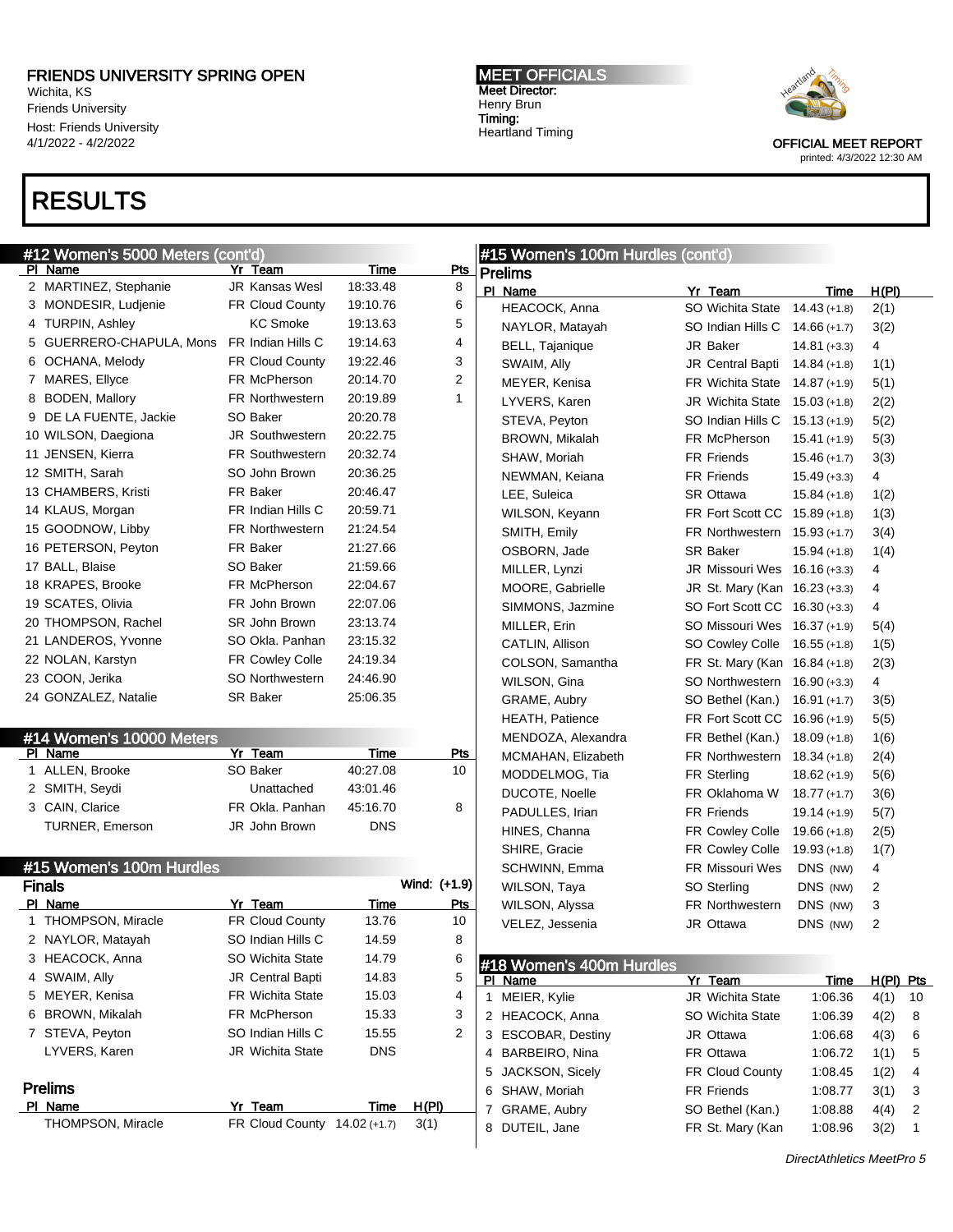# FRIENDS UNIVERSITY SPRING OPEN

Wichita, KS
Friends University
Host: Friends University
4/1/2022 - 4/2022

**MEET OFFICIALS**
Meet Director:
Henry Brun
Timing:
Heartland Timing

OFFICIAL MEET REPORT
printed: 4/3/2022 12:30 AM

# RESULTS

## #12 Women's 5000 Meters (cont'd)

| Pl | Name | Yr | Team | Time | Pts |
|---|---|---|---|---|---|
| 2 | MARTINEZ, Stephanie | JR | Kansas Wesl | 18:33.48 | 8 |
| 3 | MONDESIR, Ludjenie | FR | Cloud County | 19:10.76 | 6 |
| 4 | TURPIN, Ashley | | KC Smoke | 19:13.63 | 5 |
| 5 | GUERRERO-CHAPULA, Mons | FR | Indian Hills C | 19:14.63 | 4 |
| 6 | OCHANA, Melody | FR | Cloud County | 19:22.46 | 3 |
| 7 | MARES, Ellyce | FR | McPherson | 20:14.70 | 2 |
| 8 | BODEN, Mallory | FR | Northwestern | 20:19.89 | 1 |
| 9 | DE LA FUENTE, Jackie | SO | Baker | 20:20.78 | |
| 10 | WILSON, Daegiona | JR | Southwestern | 20:22.75 | |
| 11 | JENSEN, Kierra | FR | Southwestern | 20:32.74 | |
| 12 | SMITH, Sarah | SO | John Brown | 20:36.25 | |
| 13 | CHAMBERS, Kristi | FR | Baker | 20:46.47 | |
| 14 | KLAUS, Morgan | FR | Indian Hills C | 20:59.71 | |
| 15 | GOODNOW, Libby | FR | Northwestern | 21:24.54 | |
| 16 | PETERSON, Peyton | FR | Baker | 21:27.66 | |
| 17 | BALL, Blaise | SO | Baker | 21:59.66 | |
| 18 | KRAPES, Brooke | FR | McPherson | 22:04.67 | |
| 19 | SCATES, Olivia | FR | John Brown | 22:07.06 | |
| 20 | THOMPSON, Rachel | SR | John Brown | 23:13.74 | |
| 21 | LANDEROS, Yvonne | SO | Okla. Panhan | 23:15.32 | |
| 22 | NOLAN, Karstyn | FR | Cowley Colle | 24:19.34 | |
| 23 | COON, Jerika | SO | Northwestern | 24:46.90 | |
| 24 | GONZALEZ, Natalie | SR | Baker | 25:06.35 | |

## #14 Women's 10000 Meters

| Pl | Name | Yr | Team | Time | Pts |
|---|---|---|---|---|---|
| 1 | ALLEN, Brooke | SO | Baker | 40:27.08 | 10 |
| 2 | SMITH, Seydi | | Unattached | 43:01.46 | |
| 3 | CAIN, Clarice | FR | Okla. Panhan | 45:16.70 | 8 |
| | TURNER, Emerson | JR | John Brown | DNS | |

## #15 Women's 100m Hurdles

### Finals

Wind: (+1.9)

| Pl | Name | Yr | Team | Time | Pts |
|---|---|---|---|---|---|
| 1 | THOMPSON, Miracle | FR | Cloud County | 13.76 | 10 |
| 2 | NAYLOR, Matayah | SO | Indian Hills C | 14.59 | 8 |
| 3 | HEACOCK, Anna | SO | Wichita State | 14.79 | 6 |
| 4 | SWAIM, Ally | JR | Central Bapti | 14.83 | 5 |
| 5 | MEYER, Kenisa | FR | Wichita State | 15.03 | 4 |
| 6 | BROWN, Mikalah | FR | McPherson | 15.33 | 3 |
| 7 | STEVA, Peyton | SO | Indian Hills C | 15.55 | 2 |
| | LYVERS, Karen | JR | Wichita State | DNS | |

### Prelims

| Pl | Name | Yr | Team | Time | H(Pl) |
|---|---|---|---|---|---|
| | THOMPSON, Miracle | FR | Cloud County | 14.02 (+1.7) | 3(1) |
| | HEACOCK, Anna | SO | Wichita State | 14.43 (+1.8) | 2(1) |
| | NAYLOR, Matayah | SO | Indian Hills C | 14.66 (+1.7) | 3(2) |
| | BELL, Tajanique | JR | Baker | 14.81 (+3.3) | 4 |
| | SWAIM, Ally | JR | Central Bapti | 14.84 (+1.8) | 1(1) |
| | MEYER, Kenisa | FR | Wichita State | 14.87 (+1.9) | 5(1) |
| | LYVERS, Karen | JR | Wichita State | 15.03 (+1.8) | 2(2) |
| | STEVA, Peyton | SO | Indian Hills C | 15.13 (+1.9) | 5(2) |
| | BROWN, Mikalah | FR | McPherson | 15.41 (+1.9) | 5(3) |
| | SHAW, Moriah | FR | Friends | 15.46 (+1.7) | 3(3) |
| | NEWMAN, Keiana | FR | Friends | 15.49 (+3.3) | 4 |
| | LEE, Suleica | SR | Ottawa | 15.84 (+1.8) | 1(2) |
| | WILSON, Keyann | FR | Fort Scott CC | 15.89 (+1.8) | 1(3) |
| | SMITH, Emily | FR | Northwestern | 15.93 (+1.7) | 3(4) |
| | OSBORN, Jade | SR | Baker | 15.94 (+1.8) | 1(4) |
| | MILLER, Lynzi | JR | Missouri Wes | 16.16 (+3.3) | 4 |
| | MOORE, Gabrielle | JR | St. Mary (Kan | 16.23 (+3.3) | 4 |
| | SIMMONS, Jazmine | SO | Fort Scott CC | 16.30 (+3.3) | 4 |
| | MILLER, Erin | SO | Missouri Wes | 16.37 (+1.9) | 5(4) |
| | CATLIN, Allison | SO | Cowley Colle | 16.55 (+1.8) | 1(5) |
| | COLSON, Samantha | FR | St. Mary (Kan | 16.84 (+1.8) | 2(3) |
| | WILSON, Gina | SO | Northwestern | 16.90 (+3.3) | 4 |
| | GRAME, Aubry | SO | Bethel (Kan.) | 16.91 (+1.7) | 3(5) |
| | HEATH, Patience | FR | Fort Scott CC | 16.96 (+1.9) | 5(5) |
| | MENDOZA, Alexandra | FR | Bethel (Kan.) | 18.09 (+1.8) | 1(6) |
| | MCMAHAN, Elizabeth | FR | Northwestern | 18.34 (+1.8) | 2(4) |
| | MODDELMOG, Tia | FR | Sterling | 18.62 (+1.9) | 5(6) |
| | DUCOTE, Noelle | FR | Oklahoma W | 18.77 (+1.7) | 3(6) |
| | PADULLES, Irian | FR | Friends | 19.14 (+1.9) | 5(7) |
| | HINES, Channa | FR | Cowley Colle | 19.66 (+1.8) | 2(5) |
| | SHIRE, Gracie | FR | Cowley Colle | 19.93 (+1.8) | 1(7) |
| | SCHWINN, Emma | FR | Missouri Wes | DNS (NW) | 4 |
| | WILSON, Taya | SO | Sterling | DNS (NW) | 2 |
| | WILSON, Alyssa | FR | Northwestern | DNS (NW) | 3 |
| | VELEZ, Jessenia | JR | Ottawa | DNS (NW) | 2 |

## #18 Women's 400m Hurdles

| Pl | Name | Yr | Team | Time | H(Pl) | Pts |
|---|---|---|---|---|---|---|
| 1 | MEIER, Kylie | JR | Wichita State | 1:06.36 | 4(1) | 10 |
| 2 | HEACOCK, Anna | SO | Wichita State | 1:06.39 | 4(2) | 8 |
| 3 | ESCOBAR, Destiny | JR | Ottawa | 1:06.68 | 4(3) | 6 |
| 4 | BARBEIRO, Nina | FR | Ottawa | 1:06.72 | 1(1) | 5 |
| 5 | JACKSON, Sicely | FR | Cloud County | 1:08.45 | 1(2) | 4 |
| 6 | SHAW, Moriah | FR | Friends | 1:08.77 | 3(1) | 3 |
| 7 | GRAME, Aubry | SO | Bethel (Kan.) | 1:08.88 | 4(4) | 2 |
| 8 | DUTEIL, Jane | FR | St. Mary (Kan | 1:08.96 | 3(2) | 1 |

DirectAthletics MeetPro 5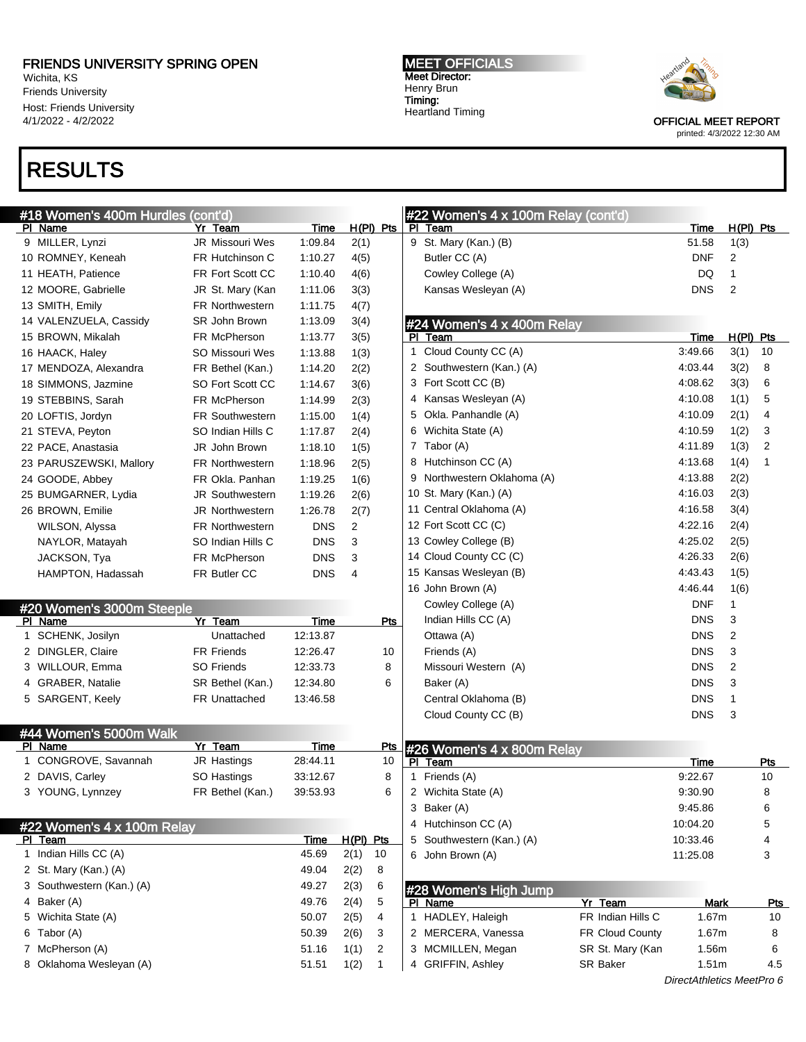# RESULTS

### #18 Women's 400m Hurdles (cont'd)

| Pl | Name | Yr | Team | Time | H(Pl) | Pts |
|---|---|---|---|---|---|---|
| 9 | MILLER, Lynzi | JR | Missouri Wes | 1:09.84 | 2(1) | |
| 10 | ROMNEY, Keneah | FR | Hutchinson C | 1:10.27 | 4(5) | |
| 11 | HEATH, Patience | FR | Fort Scott CC | 1:10.40 | 4(6) | |
| 12 | MOORE, Gabrielle | JR | St. Mary (Kan | 1:11.06 | 3(3) | |
| 13 | SMITH, Emily | FR | Northwestern | 1:11.75 | 4(7) | |
| 14 | VALENZUELA, Cassidy | SR | John Brown | 1:13.09 | 3(4) | |
| 15 | BROWN, Mikalah | FR | McPherson | 1:13.77 | 3(5) | |
| 16 | HAACK, Haley | SO | Missouri Wes | 1:13.88 | 1(3) | |
| 17 | MENDOZA, Alexandra | FR | Bethel (Kan.) | 1:14.20 | 2(2) | |
| 18 | SIMMONS, Jazmine | SO | Fort Scott CC | 1:14.67 | 3(6) | |
| 19 | STEBBINS, Sarah | FR | McPherson | 1:14.99 | 2(3) | |
| 20 | LOFTIS, Jordyn | FR | Southwestern | 1:15.00 | 1(4) | |
| 21 | STEVA, Peyton | SO | Indian Hills C | 1:17.87 | 2(4) | |
| 22 | PACE, Anastasia | JR | John Brown | 1:18.10 | 1(5) | |
| 23 | PARUSZEWSKI, Mallory | FR | Northwestern | 1:18.96 | 2(5) | |
| 24 | GOODE, Abbey | FR | Okla. Panhan | 1:19.25 | 1(6) | |
| 25 | BUMGARNER, Lydia | JR | Southwestern | 1:19.26 | 2(6) | |
| 26 | BROWN, Emilie | JR | Northwestern | 1:26.78 | 2(7) | |
| | WILSON, Alyssa | FR | Northwestern | DNS | 2 | |
| | NAYLOR, Matayah | SO | Indian Hills C | DNS | 3 | |
| | JACKSON, Tya | FR | McPherson | DNS | 3 | |
| | HAMPTON, Hadassah | FR | Butler CC | DNS | 4 | |

### #20 Women's 3000m Steeple

| Pl | Name | Yr | Team | Time | Pts |
|---|---|---|---|---|---|
| 1 | SCHENK, Josilyn | | Unattached | 12:13.87 | |
| 2 | DINGLER, Claire | FR | Friends | 12:26.47 | 10 |
| 3 | WILLOUR, Emma | SO | Friends | 12:33.73 | 8 |
| 4 | GRABER, Natalie | SR | Bethel (Kan.) | 12:34.80 | 6 |
| 5 | SARGENT, Keely | FR | Unattached | 13:46.58 | |

### #44 Women's 5000m Walk

| Pl | Name | Yr | Team | Time | Pts |
|---|---|---|---|---|---|
| 1 | CONGROVE, Savannah | JR | Hastings | 28:44.11 | 10 |
| 2 | DAVIS, Carley | SO | Hastings | 33:12.67 | 8 |
| 3 | YOUNG, Lynnzey | FR | Bethel (Kan.) | 39:53.93 | 6 |

### #22 Women's 4 x 100m Relay

| Pl | Team | Time | H(Pl) | Pts |
|---|---|---|---|---|
| 1 | Indian Hills CC (A) | 45.69 | 2(1) | 10 |
| 2 | St. Mary (Kan.) (A) | 49.04 | 2(2) | 8 |
| 3 | Southwestern (Kan.) (A) | 49.27 | 2(3) | 6 |
| 4 | Baker (A) | 49.76 | 2(4) | 5 |
| 5 | Wichita State (A) | 50.07 | 2(5) | 4 |
| 6 | Tabor (A) | 50.39 | 2(6) | 3 |
| 7 | McPherson (A) | 51.16 | 1(1) | 2 |
| 8 | Oklahoma Wesleyan (A) | 51.51 | 1(2) | 1 |
| 9 | St. Mary (Kan.) (B) | 51.58 | 1(3) | |
| | Butler CC (A) | DNF | 2 | |
| | Cowley College (A) | DQ | 1 | |
| | Kansas Wesleyan (A) | DNS | 2 | |

### #24 Women's 4 x 400m Relay

| Pl | Team | Time | H(Pl) | Pts |
|---|---|---|---|---|
| 1 | Cloud County CC (A) | 3:49.66 | 3(1) | 10 |
| 2 | Southwestern (Kan.) (A) | 4:03.44 | 3(2) | 8 |
| 3 | Fort Scott CC (B) | 4:08.62 | 3(3) | 6 |
| 4 | Kansas Wesleyan (A) | 4:10.08 | 1(1) | 5 |
| 5 | Okla. Panhandle (A) | 4:10.09 | 2(1) | 4 |
| 6 | Wichita State (A) | 4:10.59 | 1(2) | 3 |
| 7 | Tabor (A) | 4:11.89 | 1(3) | 2 |
| 8 | Hutchinson CC (A) | 4:13.68 | 1(4) | 1 |
| 9 | Northwestern Oklahoma (A) | 4:13.88 | 2(2) | |
| 10 | St. Mary (Kan.) (A) | 4:16.03 | 2(3) | |
| 11 | Central Oklahoma (A) | 4:16.58 | 3(4) | |
| 12 | Fort Scott CC (C) | 4:22.16 | 2(4) | |
| 13 | Cowley College (B) | 4:25.02 | 2(5) | |
| 14 | Cloud County CC (C) | 4:26.33 | 2(6) | |
| 15 | Kansas Wesleyan (B) | 4:43.43 | 1(5) | |
| 16 | John Brown (A) | 4:46.44 | 1(6) | |
| | Cowley College (A) | DNF | 1 | |
| | Indian Hills CC (A) | DNS | 3 | |
| | Ottawa (A) | DNS | 2 | |
| | Friends (A) | DNS | 3 | |
| | Missouri Western (A) | DNS | 2 | |
| | Baker (A) | DNS | 3 | |
| | Central Oklahoma (B) | DNS | 1 | |
| | Cloud County CC (B) | DNS | 3 | |

### #26 Women's 4 x 800m Relay

| Pl | Team | Time | Pts |
|---|---|---|---|
| 1 | Friends (A) | 9:22.67 | 10 |
| 2 | Wichita State (A) | 9:30.90 | 8 |
| 3 | Baker (A) | 9:45.86 | 6 |
| 4 | Hutchinson CC (A) | 10:04.20 | 5 |
| 5 | Southwestern (Kan.) (A) | 10:33.46 | 4 |
| 6 | John Brown (A) | 11:25.08 | 3 |

### #28 Women's High Jump

| Pl | Name | Yr | Team | Mark | Pts |
|---|---|---|---|---|---|
| 1 | HADLEY, Haleigh | FR | Indian Hills C | 1.67m | 10 |
| 2 | MERCERA, Vanessa | FR | Cloud County | 1.67m | 8 |
| 3 | MCMILLEN, Megan | SR | St. Mary (Kan | 1.56m | 6 |
| 4 | GRIFFIN, Ashley | SR | Baker | 1.51m | 4.5 |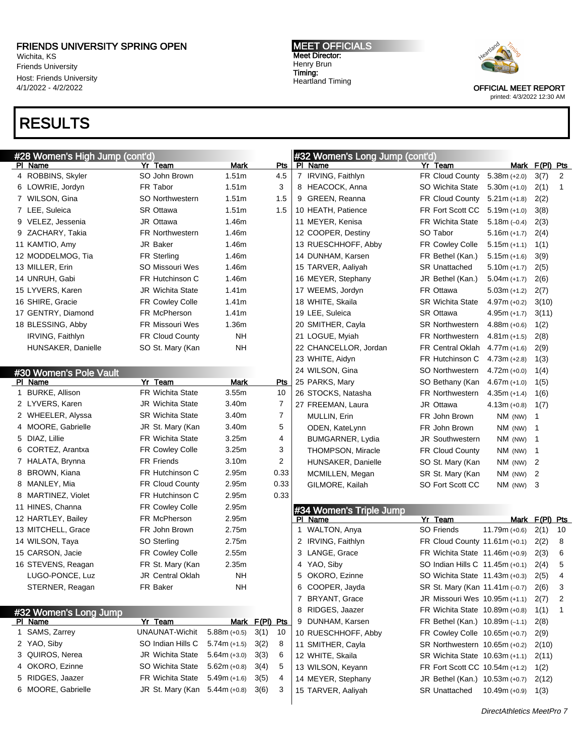# RESULTS

## #28 Women's High Jump (cont'd)

| Pl | Name | Yr | Team | Mark | Pts |
|---|---|---|---|---|---|
| 4 | ROBBINS, Skyler | SO | John Brown | 1.51m | 4.5 |
| 6 | LOWRIE, Jordyn | FR | Tabor | 1.51m | 3 |
| 7 | WILSON, Gina | SO | Northwestern | 1.51m | 1.5 |
| 7 | LEE, Suleica | SR | Ottawa | 1.51m | 1.5 |
| 9 | VELEZ, Jessenia | JR | Ottawa | 1.46m | |
| 9 | ZACHARY, Takia | FR | Northwestern | 1.46m | |
| 11 | KAMTIO, Amy | JR | Baker | 1.46m | |
| 12 | MODDELMOG, Tia | FR | Sterling | 1.46m | |
| 13 | MILLER, Erin | SO | Missouri Wes | 1.46m | |
| 14 | UNRUH, Gabi | FR | Hutchinson C | 1.46m | |
| 15 | LYVERS, Karen | JR | Wichita State | 1.41m | |
| 16 | SHIRE, Gracie | FR | Cowley Colle | 1.41m | |
| 17 | GENTRY, Diamond | FR | McPherson | 1.41m | |
| 18 | BLESSING, Abby | FR | Missouri Wes | 1.36m | |
| | IRVING, Faithlyn | FR | Cloud County | NH | |
| | HUNSAKER, Danielle | SO | St. Mary (Kan | NH | |

## #30 Women's Pole Vault

| Pl | Name | Yr | Team | Mark | Pts |
|---|---|---|---|---|---|
| 1 | BURKE, Allison | FR | Wichita State | 3.55m | 10 |
| 2 | LYVERS, Karen | JR | Wichita State | 3.40m | 7 |
| 2 | WHEELER, Alyssa | SR | Wichita State | 3.40m | 7 |
| 4 | MOORE, Gabrielle | JR | St. Mary (Kan | 3.40m | 5 |
| 5 | DIAZ, Lillie | FR | Wichita State | 3.25m | 4 |
| 6 | CORTEZ, Arantxa | FR | Cowley Colle | 3.25m | 3 |
| 7 | HALATA, Brynna | FR | Friends | 3.10m | 2 |
| 8 | BROWN, Kiana | FR | Hutchinson C | 2.95m | 0.33 |
| 8 | MANLEY, Mia | FR | Cloud County | 2.95m | 0.33 |
| 8 | MARTINEZ, Violet | FR | Hutchinson C | 2.95m | 0.33 |
| 11 | HINES, Channa | FR | Cowley Colle | 2.95m | |
| 12 | HARTLEY, Bailey | FR | McPherson | 2.95m | |
| 13 | MITCHELL, Grace | FR | John Brown | 2.75m | |
| 14 | WILSON, Taya | SO | Sterling | 2.75m | |
| 15 | CARSON, Jacie | FR | Cowley Colle | 2.55m | |
| 16 | STEVENS, Reagan | FR | St. Mary (Kan | 2.35m | |
| | LUGO-PONCE, Luz | JR | Central Oklah | NH | |
| | STERNER, Reagan | FR | Baker | NH | |

## #32 Women's Long Jump

| Pl | Name | Yr | Team | Mark | F(Pl) | Pts |
|---|---|---|---|---|---|---|
| 1 | SAMS, Zarrey | | UNAUNAT-Wichit | 5.88m (+0.5) | 3(1) | 10 |
| 2 | YAO, Siby | SO | Indian Hills C | 5.74m (+1.5) | 3(2) | 8 |
| 3 | QUIROS, Nerea | JR | Wichita State | 5.64m (+3.0) | 3(3) | 6 |
| 4 | OKORO, Ezinne | SO | Wichita State | 5.62m (+0.8) | 3(4) | 5 |
| 5 | RIDGES, Jaazer | FR | Wichita State | 5.49m (+1.6) | 3(5) | 4 |
| 6 | MOORE, Gabrielle | JR | St. Mary (Kan | 5.44m (+0.8) | 3(6) | 3 |
| 7 | IRVING, Faithlyn | FR | Cloud County | 5.38m (+2.0) | 3(7) | 2 |
| 8 | HEACOCK, Anna | SO | Wichita State | 5.30m (+1.0) | 2(1) | 1 |
| 9 | GREEN, Reanna | FR | Cloud County | 5.21m (+1.8) | 2(2) | |
| 10 | HEATH, Patience | FR | Fort Scott CC | 5.19m (+1.0) | 3(8) | |
| 11 | MEYER, Kenisa | FR | Wichita State | 5.18m (–0.4) | 2(3) | |
| 12 | COOPER, Destiny | SO | Tabor | 5.16m (+1.7) | 2(4) | |
| 13 | RUESCHHOFF, Abby | FR | Cowley Colle | 5.15m (+1.1) | 1(1) | |
| 14 | DUNHAM, Karsen | FR | Bethel (Kan.) | 5.15m (+1.6) | 3(9) | |
| 15 | TARVER, Aaliyah | SR | Unattached | 5.10m (+1.7) | 2(5) | |
| 16 | MEYER, Stephany | JR | Bethel (Kan.) | 5.04m (+1.7) | 2(6) | |
| 17 | WEEMS, Jordyn | FR | Ottawa | 5.03m (+1.2) | 2(7) | |
| 18 | WHITE, Skaila | SR | Wichita State | 4.97m (+0.2) | 3(10) | |
| 19 | LEE, Suleica | SR | Ottawa | 4.95m (+1.7) | 3(11) | |
| 20 | SMITHER, Cayla | SR | Northwestern | 4.88m (+0.6) | 1(2) | |
| 21 | LOGUE, Myiah | FR | Northwestern | 4.81m (+1.5) | 2(8) | |
| 22 | CHANCELLOR, Jordan | FR | Central Oklah | 4.77m (+1.6) | 2(9) | |
| 23 | WHITE, Aidyn | FR | Hutchinson C | 4.73m (+2.8) | 1(3) | |
| 24 | WILSON, Gina | SO | Northwestern | 4.72m (+0.0) | 1(4) | |
| 25 | PARKS, Mary | SO | Bethany (Kan | 4.67m (+1.0) | 1(5) | |
| 26 | STOCKS, Natasha | FR | Northwestern | 4.35m (+1.4) | 1(6) | |
| 27 | FREEMAN, Laura | JR | Ottawa | 4.13m (+0.8) | 1(7) | |
| | MULLIN, Erin | FR | John Brown | NM (NW) | 1 | |
| | ODEN, KateLynn | FR | John Brown | NM (NW) | 1 | |
| | BUMGARNER, Lydia | JR | Southwestern | NM (NW) | 1 | |
| | THOMPSON, Miracle | FR | Cloud County | NM (NW) | 1 | |
| | HUNSAKER, Danielle | SO | St. Mary (Kan | NM (NW) | 2 | |
| | MCMILLEN, Megan | SR | St. Mary (Kan | NM (NW) | 2 | |
| | GILMORE, Kailah | SO | Fort Scott CC | NM (NW) | 3 | |

## #34 Women's Triple Jump

| Pl | Name | Yr | Team | Mark | F(Pl) | Pts |
|---|---|---|---|---|---|---|
| 1 | WALTON, Anya | SO | Friends | 11.79m (+0.6) | 2(1) | 10 |
| 2 | IRVING, Faithlyn | FR | Cloud County | 11.61m (+0.1) | 2(2) | 8 |
| 3 | LANGE, Grace | FR | Wichita State | 11.46m (+0.9) | 2(3) | 6 |
| 4 | YAO, Siby | SO | Indian Hills C | 11.45m (+0.1) | 2(4) | 5 |
| 5 | OKORO, Ezinne | SO | Wichita State | 11.43m (+0.3) | 2(5) | 4 |
| 6 | COOPER, Jayda | SR | St. Mary (Kan | 11.41m (–0.7) | 2(6) | 3 |
| 7 | BRYANT, Grace | JR | Missouri Wes | 10.95m (+1.1) | 2(7) | 2 |
| 8 | RIDGES, Jaazer | FR | Wichita State | 10.89m (+0.8) | 1(1) | 1 |
| 9 | DUNHAM, Karsen | FR | Bethel (Kan.) | 10.89m (–1.1) | 2(8) | |
| 10 | RUESCHHOFF, Abby | FR | Cowley Colle | 10.65m (+0.7) | 2(9) | |
| 11 | SMITHER, Cayla | SR | Northwestern | 10.65m (+0.2) | 2(10) | |
| 12 | WHITE, Skaila | SR | Wichita State | 10.63m (+1.1) | 2(11) | |
| 13 | WILSON, Keyann | FR | Fort Scott CC | 10.54m (+1.2) | 1(2) | |
| 14 | MEYER, Stephany | JR | Bethel (Kan.) | 10.53m (+0.7) | 2(12) | |
| 15 | TARVER, Aaliyah | SR | Unattached | 10.49m (+0.9) | 1(3) | |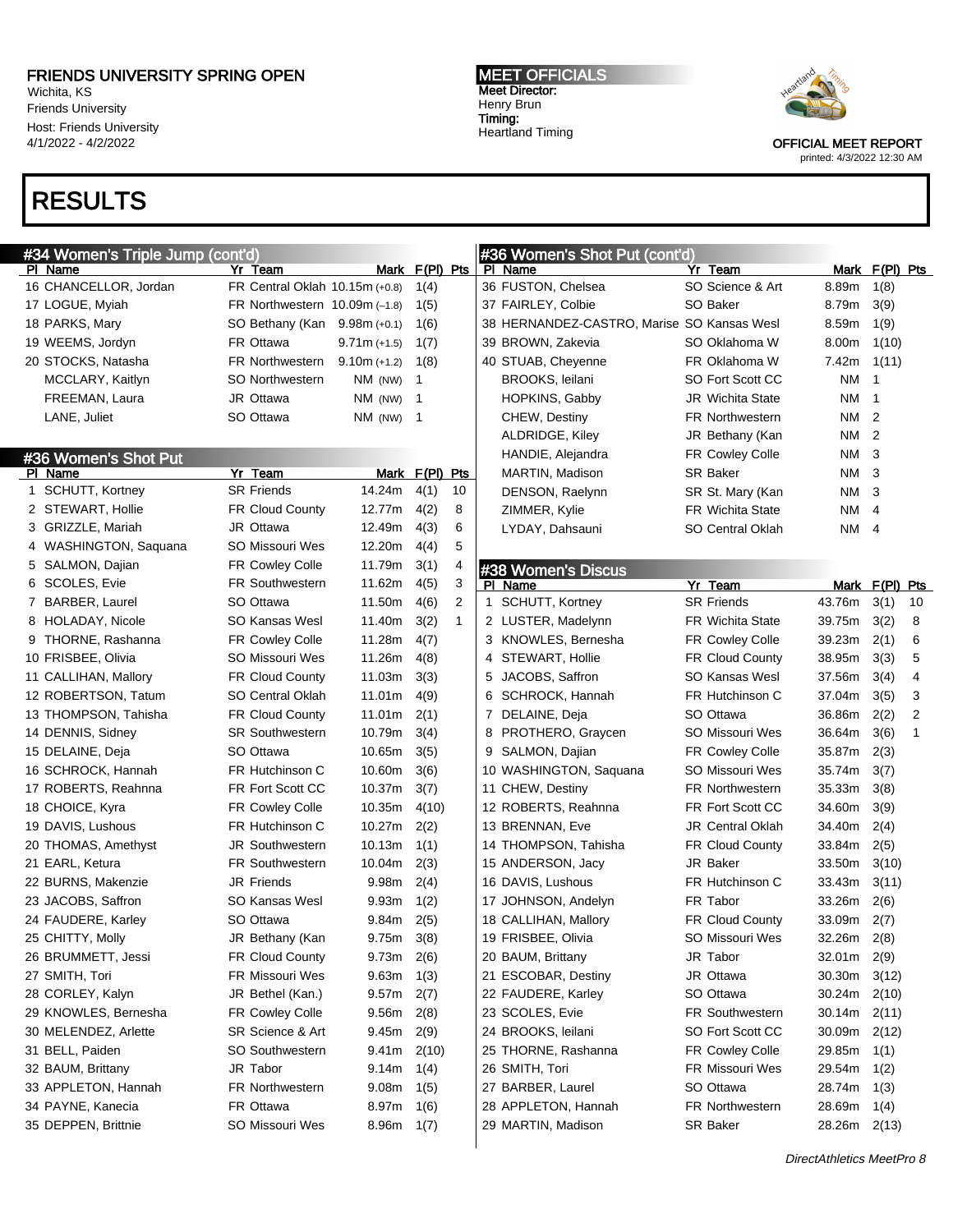# RESULTS

## #34 Women's Triple Jump (cont'd)

| Pl | Name | Yr | Team | Mark | F(Pl) | Pts |
|---|---|---|---|---|---|---|
| 16 | CHANCELLOR, Jordan | FR | Central Oklah | 10.15m (+0.8) | 1(4) | |
| 17 | LOGUE, Myiah | FR | Northwestern | 10.09m (–1.8) | 1(5) | |
| 18 | PARKS, Mary | SO | Bethany (Kan | 9.98m (+0.1) | 1(6) | |
| 19 | WEEMS, Jordyn | FR | Ottawa | 9.71m (+1.5) | 1(7) | |
| 20 | STOCKS, Natasha | FR | Northwestern | 9.10m (+1.2) | 1(8) | |
| | MCCLARY, Kaitlyn | SO | Northwestern | NM (NW) | 1 | |
| | FREEMAN, Laura | JR | Ottawa | NM (NW) | 1 | |
| | LANE, Juliet | SO | Ottawa | NM (NW) | 1 | |

## #36 Women's Shot Put

| Pl | Name | Yr | Team | Mark | F(Pl) | Pts |
|---|---|---|---|---|---|---|
| 1 | SCHUTT, Kortney | SR | Friends | 14.24m | 4(1) | 10 |
| 2 | STEWART, Hollie | FR | Cloud County | 12.77m | 4(2) | 8 |
| 3 | GRIZZLE, Mariah | JR | Ottawa | 12.49m | 4(3) | 6 |
| 4 | WASHINGTON, Saquana | SO | Missouri Wes | 12.20m | 4(4) | 5 |
| 5 | SALMON, Dajian | FR | Cowley Colle | 11.79m | 3(1) | 4 |
| 6 | SCOLES, Evie | FR | Southwestern | 11.62m | 4(5) | 3 |
| 7 | BARBER, Laurel | SO | Ottawa | 11.50m | 4(6) | 2 |
| 8 | HOLADAY, Nicole | SO | Kansas Wesl | 11.40m | 3(2) | 1 |
| 9 | THORNE, Rashanna | FR | Cowley Colle | 11.28m | 4(7) | |
| 10 | FRISBEE, Olivia | SO | Missouri Wes | 11.26m | 4(8) | |
| 11 | CALLIHAN, Mallory | FR | Cloud County | 11.03m | 3(3) | |
| 12 | ROBERTSON, Tatum | SO | Central Oklah | 11.01m | 4(9) | |
| 13 | THOMPSON, Tahisha | FR | Cloud County | 11.01m | 2(1) | |
| 14 | DENNIS, Sidney | SR | Southwestern | 10.79m | 3(4) | |
| 15 | DELAINE, Deja | SO | Ottawa | 10.65m | 3(5) | |
| 16 | SCHROCK, Hannah | FR | Hutchinson C | 10.60m | 3(6) | |
| 17 | ROBERTS, Reahnna | FR | Fort Scott CC | 10.37m | 3(7) | |
| 18 | CHOICE, Kyra | FR | Cowley Colle | 10.35m | 4(10) | |
| 19 | DAVIS, Lushous | FR | Hutchinson C | 10.27m | 2(2) | |
| 20 | THOMAS, Amethyst | JR | Southwestern | 10.13m | 1(1) | |
| 21 | EARL, Ketura | FR | Southwestern | 10.04m | 2(3) | |
| 22 | BURNS, Makenzie | JR | Friends | 9.98m | 2(4) | |
| 23 | JACOBS, Saffron | SO | Kansas Wesl | 9.93m | 1(2) | |
| 24 | FAUDERE, Karley | SO | Ottawa | 9.84m | 2(5) | |
| 25 | CHITTY, Molly | JR | Bethany (Kan | 9.75m | 3(8) | |
| 26 | BRUMMETT, Jessi | FR | Cloud County | 9.73m | 2(6) | |
| 27 | SMITH, Tori | FR | Missouri Wes | 9.63m | 1(3) | |
| 28 | CORLEY, Kalyn | JR | Bethel (Kan.) | 9.57m | 2(7) | |
| 29 | KNOWLES, Bernesha | FR | Cowley Colle | 9.56m | 2(8) | |
| 30 | MELENDEZ, Arlette | SR | Science & Art | 9.45m | 2(9) | |
| 31 | BELL, Paiden | SO | Southwestern | 9.41m | 2(10) | |
| 32 | BAUM, Brittany | JR | Tabor | 9.14m | 1(4) | |
| 33 | APPLETON, Hannah | FR | Northwestern | 9.08m | 1(5) | |
| 34 | PAYNE, Kanecia | FR | Ottawa | 8.97m | 1(6) | |
| 35 | DEPPEN, Brittnie | SO | Missouri Wes | 8.96m | 1(7) | |
| 36 | FUSTON, Chelsea | SO | Science & Art | 8.89m | 1(8) | |
| 37 | FAIRLEY, Colbie | SO | Baker | 8.79m | 3(9) | |
| 38 | HERNANDEZ-CASTRO, Marise | SO | Kansas Wesl | 8.59m | 1(9) | |
| 39 | BROWN, Zakevia | SO | Oklahoma W | 8.00m | 1(10) | |
| 40 | STUAB, Cheyenne | FR | Oklahoma W | 7.42m | 1(11) | |
| | BROOKS, leilani | SO | Fort Scott CC | NM | 1 | |
| | HOPKINS, Gabby | JR | Wichita State | NM | 1 | |
| | CHEW, Destiny | FR | Northwestern | NM | 2 | |
| | ALDRIDGE, Kiley | JR | Bethany (Kan | NM | 2 | |
| | HANDIE, Alejandra | FR | Cowley Colle | NM | 3 | |
| | MARTIN, Madison | SR | Baker | NM | 3 | |
| | DENSON, Raelynn | SR | St. Mary (Kan | NM | 3 | |
| | ZIMMER, Kylie | FR | Wichita State | NM | 4 | |
| | LYDAY, Dahsauni | SO | Central Oklah | NM | 4 | |

## #38 Women's Discus

| Pl | Name | Yr | Team | Mark | F(Pl) | Pts |
|---|---|---|---|---|---|---|
| 1 | SCHUTT, Kortney | SR | Friends | 43.76m | 3(1) | 10 |
| 2 | LUSTER, Madelynn | FR | Wichita State | 39.75m | 3(2) | 8 |
| 3 | KNOWLES, Bernesha | FR | Cowley Colle | 39.23m | 2(1) | 6 |
| 4 | STEWART, Hollie | FR | Cloud County | 38.95m | 3(3) | 5 |
| 5 | JACOBS, Saffron | SO | Kansas Wesl | 37.56m | 3(4) | 4 |
| 6 | SCHROCK, Hannah | FR | Hutchinson C | 37.04m | 3(5) | 3 |
| 7 | DELAINE, Deja | SO | Ottawa | 36.86m | 2(2) | 2 |
| 8 | PROTHERO, Graycen | SO | Missouri Wes | 36.64m | 3(6) | 1 |
| 9 | SALMON, Dajian | FR | Cowley Colle | 35.87m | 2(3) | |
| 10 | WASHINGTON, Saquana | SO | Missouri Wes | 35.74m | 3(7) | |
| 11 | CHEW, Destiny | FR | Northwestern | 35.33m | 3(8) | |
| 12 | ROBERTS, Reahnna | FR | Fort Scott CC | 34.60m | 3(9) | |
| 13 | BRENNAN, Eve | JR | Central Oklah | 34.40m | 2(4) | |
| 14 | THOMPSON, Tahisha | FR | Cloud County | 33.84m | 2(5) | |
| 15 | ANDERSON, Jacy | JR | Baker | 33.50m | 3(10) | |
| 16 | DAVIS, Lushous | FR | Hutchinson C | 33.43m | 3(11) | |
| 17 | JOHNSON, Andelyn | FR | Tabor | 33.26m | 2(6) | |
| 18 | CALLIHAN, Mallory | FR | Cloud County | 33.09m | 2(7) | |
| 19 | FRISBEE, Olivia | SO | Missouri Wes | 32.26m | 2(8) | |
| 20 | BAUM, Brittany | JR | Tabor | 32.01m | 2(9) | |
| 21 | ESCOBAR, Destiny | JR | Ottawa | 30.30m | 3(12) | |
| 22 | FAUDERE, Karley | SO | Ottawa | 30.24m | 2(10) | |
| 23 | SCOLES, Evie | FR | Southwestern | 30.14m | 2(11) | |
| 24 | BROOKS, leilani | SO | Fort Scott CC | 30.09m | 2(12) | |
| 25 | THORNE, Rashanna | FR | Cowley Colle | 29.85m | 1(1) | |
| 26 | SMITH, Tori | FR | Missouri Wes | 29.54m | 1(2) | |
| 27 | BARBER, Laurel | SO | Ottawa | 28.74m | 1(3) | |
| 28 | APPLETON, Hannah | FR | Northwestern | 28.69m | 1(4) | |
| 29 | MARTIN, Madison | SR | Baker | 28.26m | 2(13) | |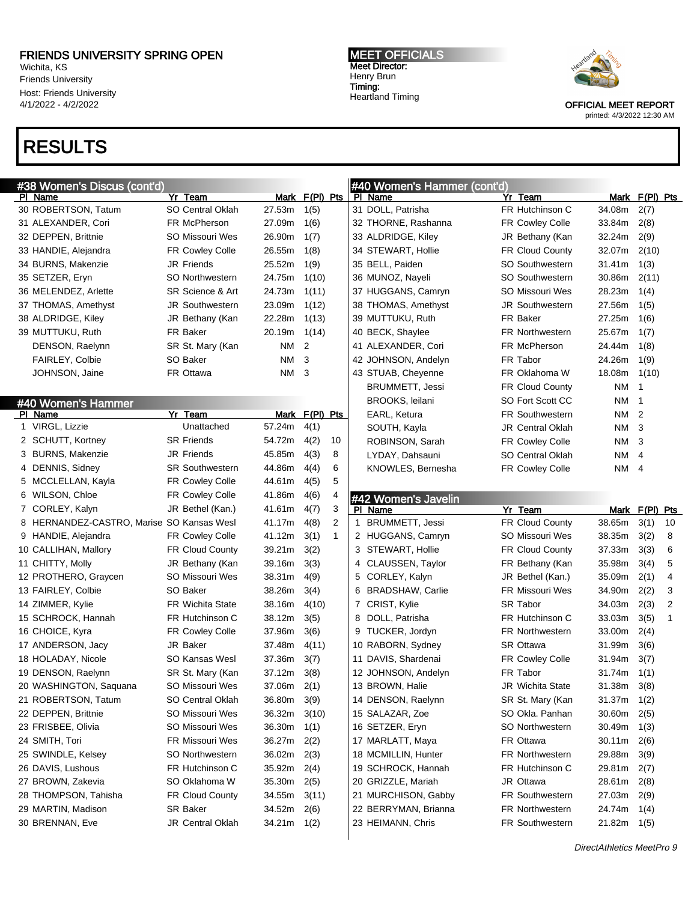## FRIENDS UNIVERSITY SPRING OPEN

Wichita, KS
Friends University
Host: Friends University
4/1/2022 - 4/2022

**MEET OFFICIALS**
Meet Director:
Henry Brun
Timing:
Heartland Timing

OFFICIAL MEET REPORT
printed: 4/3/2022 12:30 AM

# RESULTS

### #38 Women's Discus (cont'd)

| Pl | Name | Yr | Team | Mark | F(Pl) | Pts |
|---|---|---|---|---|---|---|
| 30 | ROBERTSON, Tatum | SO | Central Oklah | 27.53m | 1(5) | |
| 31 | ALEXANDER, Cori | FR | McPherson | 27.09m | 1(6) | |
| 32 | DEPPEN, Brittnie | SO | Missouri Wes | 26.90m | 1(7) | |
| 33 | HANDIE, Alejandra | FR | Cowley Colle | 26.55m | 1(8) | |
| 34 | BURNS, Makenzie | JR | Friends | 25.52m | 1(9) | |
| 35 | SETZER, Eryn | SO | Northwestern | 24.75m | 1(10) | |
| 36 | MELENDEZ, Arlette | SR | Science & Art | 24.73m | 1(11) | |
| 37 | THOMAS, Amethyst | JR | Southwestern | 23.09m | 1(12) | |
| 38 | ALDRIDGE, Kiley | JR | Bethany (Kan | 22.28m | 1(13) | |
| 39 | MUTTUKU, Ruth | FR | Baker | 20.19m | 1(14) | |
| | DENSON, Raelynn | SR | St. Mary (Kan | NM | 2 | |
| | FAIRLEY, Colbie | SO | Baker | NM | 3 | |
| | JOHNSON, Jaine | FR | Ottawa | NM | 3 | |

### #40 Women's Hammer

| Pl | Name | Yr | Team | Mark | F(Pl) | Pts |
|---|---|---|---|---|---|---|
| 1 | VIRGL, Lizzie | | Unattached | 57.24m | 4(1) | |
| 2 | SCHUTT, Kortney | SR | Friends | 54.72m | 4(2) | 10 |
| 3 | BURNS, Makenzie | JR | Friends | 45.85m | 4(3) | 8 |
| 4 | DENNIS, Sidney | SR | Southwestern | 44.86m | 4(4) | 6 |
| 5 | MCCLELLAN, Kayla | FR | Cowley Colle | 44.61m | 4(5) | 5 |
| 6 | WILSON, Chloe | FR | Cowley Colle | 41.86m | 4(6) | 4 |
| 7 | CORLEY, Kalyn | JR | Bethel (Kan.) | 41.61m | 4(7) | 3 |
| 8 | HERNANDEZ-CASTRO, Marise | SO | Kansas Wesl | 41.17m | 4(8) | 2 |
| 9 | HANDIE, Alejandra | FR | Cowley Colle | 41.12m | 3(1) | 1 |
| 10 | CALLIHAN, Mallory | FR | Cloud County | 39.21m | 3(2) | |
| 11 | CHITTY, Molly | JR | Bethany (Kan | 39.16m | 3(3) | |
| 12 | PROTHERO, Graycen | SO | Missouri Wes | 38.31m | 4(9) | |
| 13 | FAIRLEY, Colbie | SO | Baker | 38.26m | 3(4) | |
| 14 | ZIMMER, Kylie | FR | Wichita State | 38.16m | 4(10) | |
| 15 | SCHROCK, Hannah | FR | Hutchinson C | 38.12m | 3(5) | |
| 16 | CHOICE, Kyra | FR | Cowley Colle | 37.96m | 3(6) | |
| 17 | ANDERSON, Jacy | JR | Baker | 37.48m | 4(11) | |
| 18 | HOLADAY, Nicole | SO | Kansas Wesl | 37.36m | 3(7) | |
| 19 | DENSON, Raelynn | SR | St. Mary (Kan | 37.12m | 3(8) | |
| 20 | WASHINGTON, Saquana | SO | Missouri Wes | 37.06m | 2(1) | |
| 21 | ROBERTSON, Tatum | SO | Central Oklah | 36.80m | 3(9) | |
| 22 | DEPPEN, Brittnie | SO | Missouri Wes | 36.32m | 3(10) | |
| 23 | FRISBEE, Olivia | SO | Missouri Wes | 36.30m | 1(1) | |
| 24 | SMITH, Tori | FR | Missouri Wes | 36.27m | 2(2) | |
| 25 | SWINDLE, Kelsey | SO | Northwestern | 36.02m | 2(3) | |
| 26 | DAVIS, Lushous | FR | Hutchinson C | 35.92m | 2(4) | |
| 27 | BROWN, Zakevia | SO | Oklahoma W | 35.30m | 2(5) | |
| 28 | THOMPSON, Tahisha | FR | Cloud County | 34.55m | 3(11) | |
| 29 | MARTIN, Madison | SR | Baker | 34.52m | 2(6) | |
| 30 | BRENNAN, Eve | JR | Central Oklah | 34.21m | 1(2) | |
| 31 | DOLL, Patrisha | FR | Hutchinson C | 34.08m | 2(7) | |
| 32 | THORNE, Rashanna | FR | Cowley Colle | 33.84m | 2(8) | |
| 33 | ALDRIDGE, Kiley | JR | Bethany (Kan | 32.24m | 2(9) | |
| 34 | STEWART, Hollie | FR | Cloud County | 32.07m | 2(10) | |
| 35 | BELL, Paiden | SO | Southwestern | 31.41m | 1(3) | |
| 36 | MUNOZ, Nayeli | SO | Southwestern | 30.86m | 2(11) | |
| 37 | HUGGANS, Camryn | SO | Missouri Wes | 28.23m | 1(4) | |
| 38 | THOMAS, Amethyst | JR | Southwestern | 27.56m | 1(5) | |
| 39 | MUTTUKU, Ruth | FR | Baker | 27.25m | 1(6) | |
| 40 | BECK, Shaylee | FR | Northwestern | 25.67m | 1(7) | |
| 41 | ALEXANDER, Cori | FR | McPherson | 24.44m | 1(8) | |
| 42 | JOHNSON, Andelyn | FR | Tabor | 24.26m | 1(9) | |
| 43 | STUAB, Cheyenne | FR | Oklahoma W | 18.08m | 1(10) | |
| | BRUMMETT, Jessi | FR | Cloud County | NM | 1 | |
| | BROOKS, leilani | SO | Fort Scott CC | NM | 1 | |
| | EARL, Ketura | FR | Southwestern | NM | 2 | |
| | SOUTH, Kayla | JR | Central Oklah | NM | 3 | |
| | ROBINSON, Sarah | FR | Cowley Colle | NM | 3 | |
| | LYDAY, Dahsauni | SO | Central Oklah | NM | 4 | |
| | KNOWLES, Bernesha | FR | Cowley Colle | NM | 4 | |

### #42 Women's Javelin

| Pl | Name | Yr | Team | Mark | F(Pl) | Pts |
|---|---|---|---|---|---|---|
| 1 | BRUMMETT, Jessi | FR | Cloud County | 38.65m | 3(1) | 10 |
| 2 | HUGGANS, Camryn | SO | Missouri Wes | 38.35m | 3(2) | 8 |
| 3 | STEWART, Hollie | FR | Cloud County | 37.33m | 3(3) | 6 |
| 4 | CLAUSSEN, Taylor | FR | Bethany (Kan | 35.98m | 3(4) | 5 |
| 5 | CORLEY, Kalyn | JR | Bethel (Kan.) | 35.09m | 2(1) | 4 |
| 6 | BRADSHAW, Carlie | FR | Missouri Wes | 34.90m | 2(2) | 3 |
| 7 | CRIST, Kylie | SR | Tabor | 34.03m | 2(3) | 2 |
| 8 | DOLL, Patrisha | FR | Hutchinson C | 33.03m | 3(5) | 1 |
| 9 | TUCKER, Jordyn | FR | Northwestern | 33.00m | 2(4) | |
| 10 | RABORN, Sydney | SR | Ottawa | 31.99m | 3(6) | |
| 11 | DAVIS, Shardenai | FR | Cowley Colle | 31.94m | 3(7) | |
| 12 | JOHNSON, Andelyn | FR | Tabor | 31.74m | 1(1) | |
| 13 | BROWN, Halie | JR | Wichita State | 31.38m | 3(8) | |
| 14 | DENSON, Raelynn | SR | St. Mary (Kan | 31.37m | 1(2) | |
| 15 | SALAZAR, Zoe | SO | Okla. Panhan | 30.60m | 2(5) | |
| 16 | SETZER, Eryn | SO | Northwestern | 30.49m | 1(3) | |
| 17 | MARLATT, Maya | FR | Ottawa | 30.11m | 2(6) | |
| 18 | MCMILLIN, Hunter | FR | Northwestern | 29.88m | 3(9) | |
| 19 | SCHROCK, Hannah | FR | Hutchinson C | 29.81m | 2(7) | |
| 20 | GRIZZLE, Mariah | JR | Ottawa | 28.61m | 2(8) | |
| 21 | MURCHISON, Gabby | FR | Southwestern | 27.03m | 2(9) | |
| 22 | BERRYMAN, Brianna | FR | Northwestern | 24.74m | 1(4) | |
| 23 | HEIMANN, Chris | FR | Southwestern | 21.82m | 1(5) | |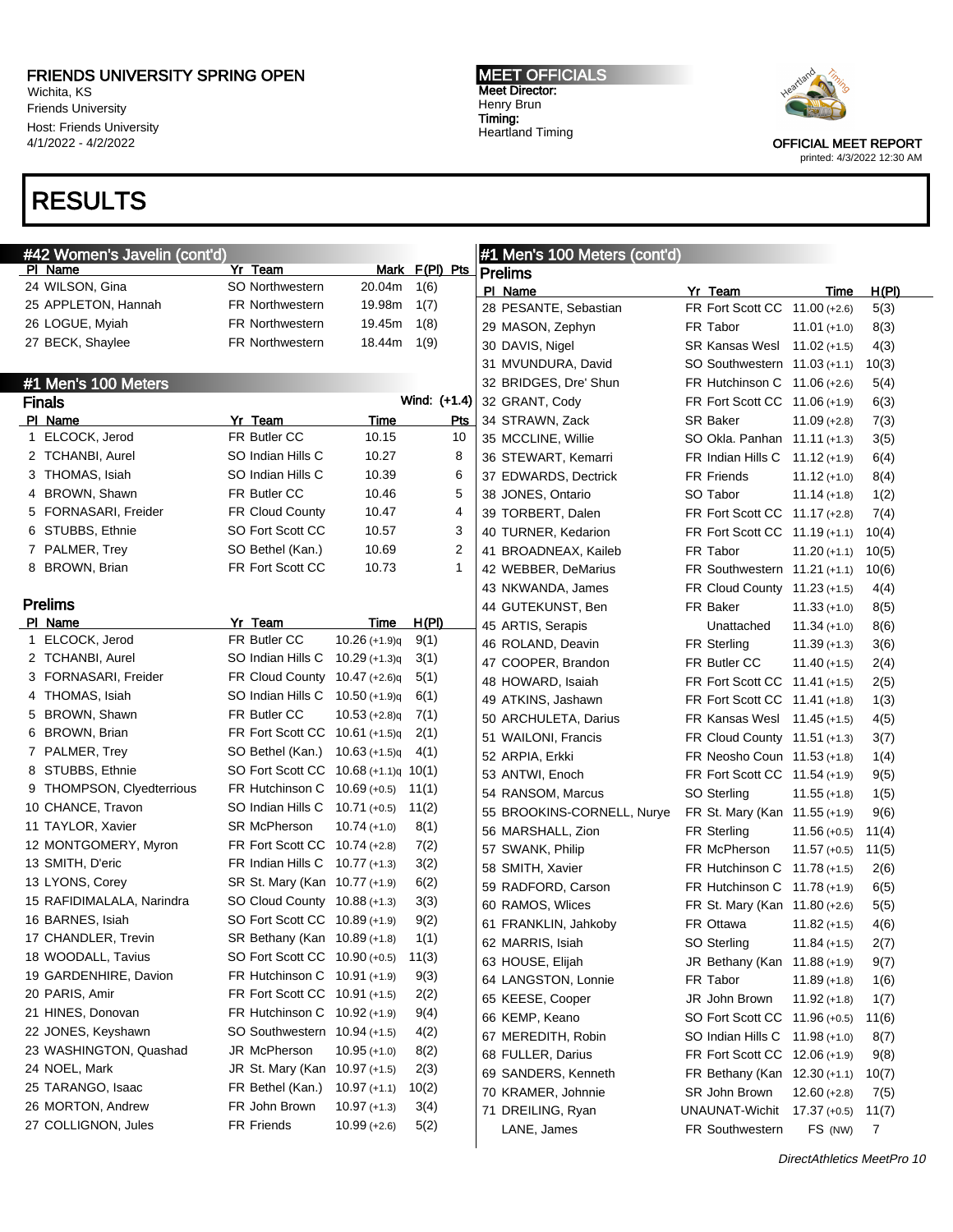# RESULTS

## #42 Women's Javelin (cont'd)

| Pl | Name | Yr | Team | Mark | F(Pl) | Pts |
|---|---|---|---|---|---|---|
| 24 | WILSON, Gina | SO | Northwestern | 20.04m | 1(6) | |
| 25 | APPLETON, Hannah | FR | Northwestern | 19.98m | 1(7) | |
| 26 | LOGUE, Myiah | FR | Northwestern | 19.45m | 1(8) | |
| 27 | BECK, Shaylee | FR | Northwestern | 18.44m | 1(9) | |

## #1 Men's 100 Meters

### Finals

Wind: (+1.4)

| Pl | Name | Yr | Team | Time | Pts |
|---|---|---|---|---|---|
| 1 | ELCOCK, Jerod | FR | Butler CC | 10.15 | 10 |
| 2 | TCHANBI, Aurel | SO | Indian Hills C | 10.27 | 8 |
| 3 | THOMAS, Isiah | SO | Indian Hills C | 10.39 | 6 |
| 4 | BROWN, Shawn | FR | Butler CC | 10.46 | 5 |
| 5 | FORNASARI, Freider | FR | Cloud County | 10.47 | 4 |
| 6 | STUBBS, Ethnie | SO | Fort Scott CC | 10.57 | 3 |
| 7 | PALMER, Trey | SO | Bethel (Kan.) | 10.69 | 2 |
| 8 | BROWN, Brian | FR | Fort Scott CC | 10.73 | 1 |

### Prelims

| Pl | Name | Yr | Team | Time | H(Pl) |
|---|---|---|---|---|---|
| 1 | ELCOCK, Jerod | FR | Butler CC | 10.26 (+1.9)q | 9(1) |
| 2 | TCHANBI, Aurel | SO | Indian Hills C | 10.29 (+1.3)q | 3(1) |
| 3 | FORNASARI, Freider | FR | Cloud County | 10.47 (+2.6)q | 5(1) |
| 4 | THOMAS, Isiah | SO | Indian Hills C | 10.50 (+1.9)q | 6(1) |
| 5 | BROWN, Shawn | FR | Butler CC | 10.53 (+2.8)q | 7(1) |
| 6 | BROWN, Brian | FR | Fort Scott CC | 10.61 (+1.5)q | 2(1) |
| 7 | PALMER, Trey | SO | Bethel (Kan.) | 10.63 (+1.5)q | 4(1) |
| 8 | STUBBS, Ethnie | SO | Fort Scott CC | 10.68 (+1.1)q | 10(1) |
| 9 | THOMPSON, Clyedterrious | FR | Hutchinson C | 10.69 (+0.5) | 11(1) |
| 10 | CHANCE, Travon | SO | Indian Hills C | 10.71 (+0.5) | 11(2) |
| 11 | TAYLOR, Xavier | SR | McPherson | 10.74 (+1.0) | 8(1) |
| 12 | MONTGOMERY, Myron | FR | Fort Scott CC | 10.74 (+2.8) | 7(2) |
| 13 | SMITH, D'eric | FR | Indian Hills C | 10.77 (+1.3) | 3(2) |
| 13 | LYONS, Corey | SR | St. Mary (Kan | 10.77 (+1.9) | 6(2) |
| 15 | RAFIDIMALALA, Narindra | SO | Cloud County | 10.88 (+1.3) | 3(3) |
| 16 | BARNES, Isiah | SO | Fort Scott CC | 10.89 (+1.9) | 9(2) |
| 17 | CHANDLER, Trevin | SR | Bethany (Kan | 10.89 (+1.8) | 1(1) |
| 18 | WOODALL, Tavius | SO | Fort Scott CC | 10.90 (+0.5) | 11(3) |
| 19 | GARDENHIRE, Davion | FR | Hutchinson C | 10.91 (+1.9) | 9(3) |
| 20 | PARIS, Amir | FR | Fort Scott CC | 10.91 (+1.5) | 2(2) |
| 21 | HINES, Donovan | FR | Hutchinson C | 10.92 (+1.9) | 9(4) |
| 22 | JONES, Keyshawn | SO | Southwestern | 10.94 (+1.5) | 4(2) |
| 23 | WASHINGTON, Quashad | JR | McPherson | 10.95 (+1.0) | 8(2) |
| 24 | NOEL, Mark | JR | St. Mary (Kan | 10.97 (+1.5) | 2(3) |
| 25 | TARANGO, Isaac | FR | Bethel (Kan.) | 10.97 (+1.1) | 10(2) |
| 26 | MORTON, Andrew | FR | John Brown | 10.97 (+1.3) | 3(4) |
| 27 | COLLIGNON, Jules | FR | Friends | 10.99 (+2.6) | 5(2) |

## #1 Men's 100 Meters (cont'd)

### Prelims

| Pl | Name | Yr | Team | Time | H(Pl) |
|---|---|---|---|---|---|
| 28 | PESANTE, Sebastian | FR | Fort Scott CC | 11.00 (+2.6) | 5(3) |
| 29 | MASON, Zephyn | FR | Tabor | 11.01 (+1.0) | 8(3) |
| 30 | DAVIS, Nigel | SR | Kansas Wesl | 11.02 (+1.5) | 4(3) |
| 31 | MVUNDURA, David | SO | Southwestern | 11.03 (+1.1) | 10(3) |
| 32 | BRIDGES, Dre' Shun | FR | Hutchinson C | 11.06 (+2.6) | 5(4) |
| 32 | GRANT, Cody | FR | Fort Scott CC | 11.06 (+1.9) | 6(3) |
| 34 | STRAWN, Zack | SR | Baker | 11.09 (+2.8) | 7(3) |
| 35 | MCCLINE, Willie | SO | Okla. Panhan | 11.11 (+1.3) | 3(5) |
| 36 | STEWART, Kemarri | FR | Indian Hills C | 11.12 (+1.9) | 6(4) |
| 37 | EDWARDS, Dectrick | FR | Friends | 11.12 (+1.0) | 8(4) |
| 38 | JONES, Ontario | SO | Tabor | 11.14 (+1.8) | 1(2) |
| 39 | TORBERT, Dalen | FR | Fort Scott CC | 11.17 (+2.8) | 7(4) |
| 40 | TURNER, Kedarion | FR | Fort Scott CC | 11.19 (+1.1) | 10(4) |
| 41 | BROADNEAX, Kaileb | FR | Tabor | 11.20 (+1.1) | 10(5) |
| 42 | WEBBER, DeMarius | FR | Southwestern | 11.21 (+1.1) | 10(6) |
| 43 | NKWANDA, James | FR | Cloud County | 11.23 (+1.5) | 4(4) |
| 44 | GUTEKUNST, Ben | FR | Baker | 11.33 (+1.0) | 8(5) |
| 45 | ARTIS, Serapis | | Unattached | 11.34 (+1.0) | 8(6) |
| 46 | ROLAND, Deavin | FR | Sterling | 11.39 (+1.3) | 3(6) |
| 47 | COOPER, Brandon | FR | Butler CC | 11.40 (+1.5) | 2(4) |
| 48 | HOWARD, Isaiah | FR | Fort Scott CC | 11.41 (+1.5) | 2(5) |
| 49 | ATKINS, Jashawn | FR | Fort Scott CC | 11.41 (+1.8) | 1(3) |
| 50 | ARCHULETA, Darius | FR | Kansas Wesl | 11.45 (+1.5) | 4(5) |
| 51 | WAILONI, Francis | FR | Cloud County | 11.51 (+1.3) | 3(7) |
| 52 | ARPIA, Erkki | FR | Neosho Coun | 11.53 (+1.8) | 1(4) |
| 53 | ANTWI, Enoch | FR | Fort Scott CC | 11.54 (+1.9) | 9(5) |
| 54 | RANSOM, Marcus | SO | Sterling | 11.55 (+1.8) | 1(5) |
| 55 | BROOKINS-CORNELL, Nurye | FR | St. Mary (Kan | 11.55 (+1.9) | 9(6) |
| 56 | MARSHALL, Zion | FR | Sterling | 11.56 (+0.5) | 11(4) |
| 57 | SWANK, Philip | FR | McPherson | 11.57 (+0.5) | 11(5) |
| 58 | SMITH, Xavier | FR | Hutchinson C | 11.78 (+1.5) | 2(6) |
| 59 | RADFORD, Carson | FR | Hutchinson C | 11.78 (+1.9) | 6(5) |
| 60 | RAMOS, Wlices | FR | St. Mary (Kan | 11.80 (+2.6) | 5(5) |
| 61 | FRANKLIN, Jahkoby | FR | Ottawa | 11.82 (+1.5) | 4(6) |
| 62 | MARRIS, Isiah | SO | Sterling | 11.84 (+1.5) | 2(7) |
| 63 | HOUSE, Elijah | JR | Bethany (Kan | 11.88 (+1.9) | 9(7) |
| 64 | LANGSTON, Lonnie | FR | Tabor | 11.89 (+1.8) | 1(6) |
| 65 | KEESE, Cooper | JR | John Brown | 11.92 (+1.8) | 1(7) |
| 66 | KEMP, Keano | SO | Fort Scott CC | 11.96 (+0.5) | 11(6) |
| 67 | MEREDITH, Robin | SO | Indian Hills C | 11.98 (+1.0) | 8(7) |
| 68 | FULLER, Darius | FR | Fort Scott CC | 12.06 (+1.9) | 9(8) |
| 69 | SANDERS, Kenneth | FR | Bethany (Kan | 12.30 (+1.1) | 10(7) |
| 70 | KRAMER, Johnnie | SR | John Brown | 12.60 (+2.8) | 7(5) |
| 71 | DREILING, Ryan | UNA | UNAT-Wichit | 17.37 (+0.5) | 11(7) |
| | LANE, James | FR | Southwestern | FS (NW) | 7 |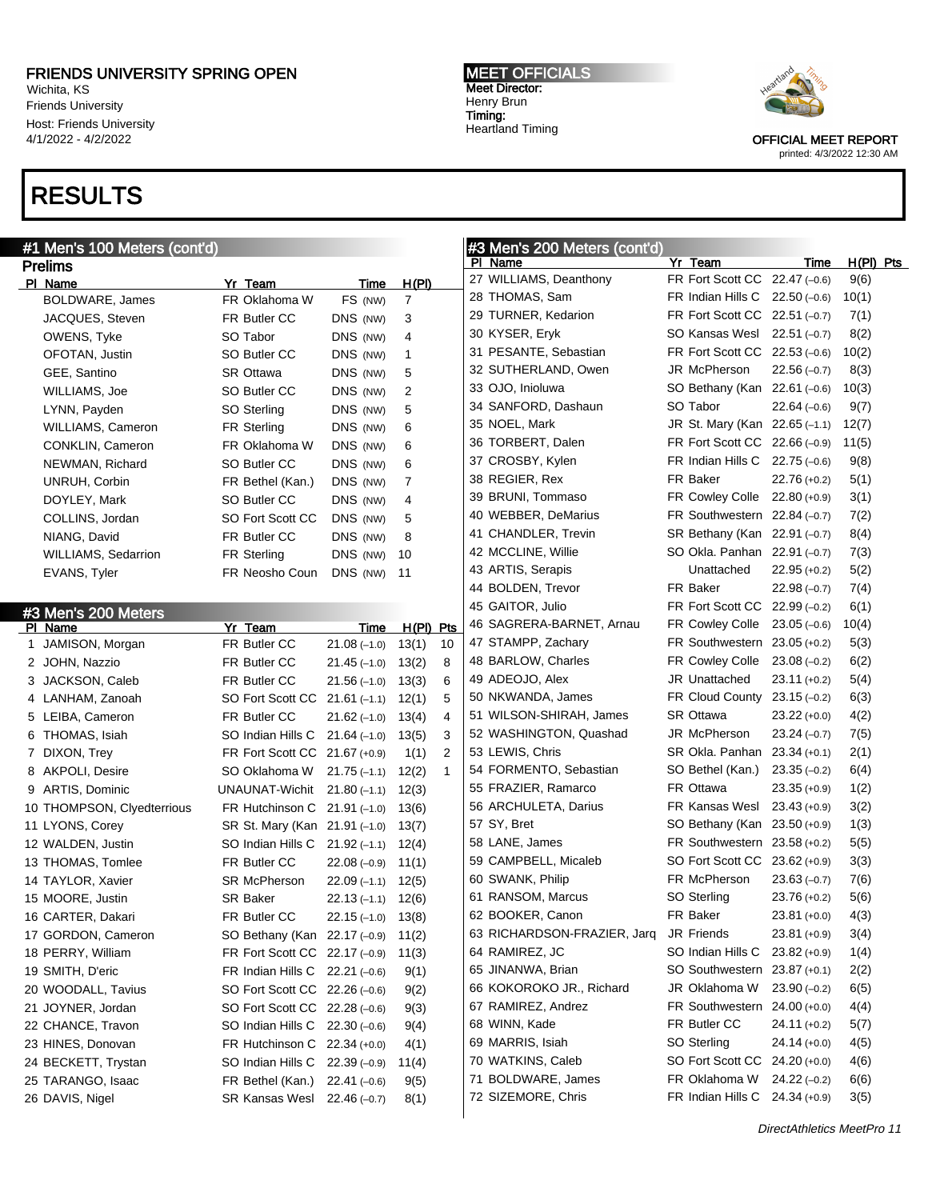# FRIENDS UNIVERSITY SPRING OPEN

Wichita, KS
Friends University
Host: Friends University
4/1/2022 - 4/2022

**MEET OFFICIALS**
Meet Director:
Henry Brun
Timing:
Heartland Timing

OFFICIAL MEET REPORT
printed: 4/3/2022 12:30 AM

# RESULTS

## #1 Men's 100 Meters (cont'd)

### Prelims

| Pl | Name | Yr | Team | Time | H(Pl) |
|---|---|---|---|---|---|
| | BOLDWARE, James | FR | Oklahoma W | FS (NW) | 7 |
| | JACQUES, Steven | FR | Butler CC | DNS (NW) | 3 |
| | OWENS, Tyke | SO | Tabor | DNS (NW) | 4 |
| | OFOTAN, Justin | SO | Butler CC | DNS (NW) | 1 |
| | GEE, Santino | SR | Ottawa | DNS (NW) | 5 |
| | WILLIAMS, Joe | SO | Butler CC | DNS (NW) | 2 |
| | LYNN, Payden | SO | Sterling | DNS (NW) | 5 |
| | WILLIAMS, Cameron | FR | Sterling | DNS (NW) | 6 |
| | CONKLIN, Cameron | FR | Oklahoma W | DNS (NW) | 6 |
| | NEWMAN, Richard | SO | Butler CC | DNS (NW) | 6 |
| | UNRUH, Corbin | FR | Bethel (Kan.) | DNS (NW) | 7 |
| | DOYLEY, Mark | SO | Butler CC | DNS (NW) | 4 |
| | COLLINS, Jordan | SO | Fort Scott CC | DNS (NW) | 5 |
| | NIANG, David | FR | Butler CC | DNS (NW) | 8 |
| | WILLIAMS, Sedarrion | FR | Sterling | DNS (NW) | 10 |
| | EVANS, Tyler | FR | Neosho Coun | DNS (NW) | 11 |

## #3 Men's 200 Meters

| Pl | Name | Yr | Team | Time | H(Pl) | Pts |
|---|---|---|---|---|---|---|
| 1 | JAMISON, Morgan | FR | Butler CC | 21.08 (–1.0) | 13(1) | 10 |
| 2 | JOHN, Nazzio | FR | Butler CC | 21.45 (–1.0) | 13(2) | 8 |
| 3 | JACKSON, Caleb | FR | Butler CC | 21.56 (–1.0) | 13(3) | 6 |
| 4 | LANHAM, Zanoah | SO | Fort Scott CC | 21.61 (–1.1) | 12(1) | 5 |
| 5 | LEIBA, Cameron | FR | Butler CC | 21.62 (–1.0) | 13(4) | 4 |
| 6 | THOMAS, Isiah | SO | Indian Hills C | 21.64 (–1.0) | 13(5) | 3 |
| 7 | DIXON, Trey | FR | Fort Scott CC | 21.67 (+0.9) | 1(1) | 2 |
| 8 | AKPOLI, Desire | SO | Oklahoma W | 21.75 (–1.1) | 12(2) | 1 |
| 9 | ARTIS, Dominic | | UNAUNAT-Wichit | 21.80 (–1.1) | 12(3) | |
| 10 | THOMPSON, Clyedterrious | FR | Hutchinson C | 21.91 (–1.0) | 13(6) | |
| 11 | LYONS, Corey | SR | St. Mary (Kan | 21.91 (–1.0) | 13(7) | |
| 12 | WALDEN, Justin | SO | Indian Hills C | 21.92 (–1.1) | 12(4) | |
| 13 | THOMAS, Tomlee | FR | Butler CC | 22.08 (–0.9) | 11(1) | |
| 14 | TAYLOR, Xavier | SR | McPherson | 22.09 (–1.1) | 12(5) | |
| 15 | MOORE, Justin | SR | Baker | 22.13 (–1.1) | 12(6) | |
| 16 | CARTER, Dakari | FR | Butler CC | 22.15 (–1.0) | 13(8) | |
| 17 | GORDON, Cameron | SO | Bethany (Kan | 22.17 (–0.9) | 11(2) | |
| 18 | PERRY, William | FR | Fort Scott CC | 22.17 (–0.9) | 11(3) | |
| 19 | SMITH, D'eric | FR | Indian Hills C | 22.21 (–0.6) | 9(1) | |
| 20 | WOODALL, Tavius | SO | Fort Scott CC | 22.26 (–0.6) | 9(2) | |
| 21 | JOYNER, Jordan | SO | Fort Scott CC | 22.28 (–0.6) | 9(3) | |
| 22 | CHANCE, Travon | SO | Indian Hills C | 22.30 (–0.6) | 9(4) | |
| 23 | HINES, Donovan | FR | Hutchinson C | 22.34 (+0.0) | 4(1) | |
| 24 | BECKETT, Trystan | SO | Indian Hills C | 22.39 (–0.9) | 11(4) | |
| 25 | TARANGO, Isaac | FR | Bethel (Kan.) | 22.41 (–0.6) | 9(5) | |
| 26 | DAVIS, Nigel | SR | Kansas Wesl | 22.46 (–0.7) | 8(1) | |
| 27 | WILLIAMS, Deanthony | FR | Fort Scott CC | 22.47 (–0.6) | 9(6) | |
| 28 | THOMAS, Sam | FR | Indian Hills C | 22.50 (–0.6) | 10(1) | |
| 29 | TURNER, Kedarion | FR | Fort Scott CC | 22.51 (–0.7) | 7(1) | |
| 30 | KYSER, Eryk | SO | Kansas Wesl | 22.51 (–0.7) | 8(2) | |
| 31 | PESANTE, Sebastian | FR | Fort Scott CC | 22.53 (–0.6) | 10(2) | |
| 32 | SUTHERLAND, Owen | JR | McPherson | 22.56 (–0.7) | 8(3) | |
| 33 | OJO, Inioluwa | SO | Bethany (Kan | 22.61 (–0.6) | 10(3) | |
| 34 | SANFORD, Dashaun | SO | Tabor | 22.64 (–0.6) | 9(7) | |
| 35 | NOEL, Mark | JR | St. Mary (Kan | 22.65 (–1.1) | 12(7) | |
| 36 | TORBERT, Dalen | FR | Fort Scott CC | 22.66 (–0.9) | 11(5) | |
| 37 | CROSBY, Kylen | FR | Indian Hills C | 22.75 (–0.6) | 9(8) | |
| 38 | REGIER, Rex | FR | Baker | 22.76 (+0.2) | 5(1) | |
| 39 | BRUNI, Tommaso | FR | Cowley Colle | 22.80 (+0.9) | 3(1) | |
| 40 | WEBBER, DeMarius | FR | Southwestern | 22.84 (–0.7) | 7(2) | |
| 41 | CHANDLER, Trevin | SR | Bethany (Kan | 22.91 (–0.7) | 8(4) | |
| 42 | MCCLINE, Willie | SO | Okla. Panhan | 22.91 (–0.7) | 7(3) | |
| 43 | ARTIS, Serapis | | Unattached | 22.95 (+0.2) | 5(2) | |
| 44 | BOLDEN, Trevor | FR | Baker | 22.98 (–0.7) | 7(4) | |
| 45 | GAITOR, Julio | FR | Fort Scott CC | 22.99 (–0.2) | 6(1) | |
| 46 | SAGRERA-BARNET, Arnau | FR | Cowley Colle | 23.05 (–0.6) | 10(4) | |
| 47 | STAMPP, Zachary | FR | Southwestern | 23.05 (+0.2) | 5(3) | |
| 48 | BARLOW, Charles | FR | Cowley Colle | 23.08 (–0.2) | 6(2) | |
| 49 | ADEOJO, Alex | JR | Unattached | 23.11 (+0.2) | 5(4) | |
| 50 | NKWANDA, James | FR | Cloud County | 23.15 (–0.2) | 6(3) | |
| 51 | WILSON-SHIRAH, James | SR | Ottawa | 23.22 (+0.0) | 4(2) | |
| 52 | WASHINGTON, Quashad | JR | McPherson | 23.24 (–0.7) | 7(5) | |
| 53 | LEWIS, Chris | SR | Okla. Panhan | 23.34 (+0.1) | 2(1) | |
| 54 | FORMENTO, Sebastian | SO | Bethel (Kan.) | 23.35 (–0.2) | 6(4) | |
| 55 | FRAZIER, Ramarco | FR | Ottawa | 23.35 (+0.9) | 1(2) | |
| 56 | ARCHULETA, Darius | FR | Kansas Wesl | 23.43 (+0.9) | 3(2) | |
| 57 | SY, Bret | SO | Bethany (Kan | 23.50 (+0.9) | 1(3) | |
| 58 | LANE, James | FR | Southwestern | 23.58 (+0.2) | 5(5) | |
| 59 | CAMPBELL, Micaleb | SO | Fort Scott CC | 23.62 (+0.9) | 3(3) | |
| 60 | SWANK, Philip | FR | McPherson | 23.63 (–0.7) | 7(6) | |
| 61 | RANSOM, Marcus | SO | Sterling | 23.76 (+0.2) | 5(6) | |
| 62 | BOOKER, Canon | FR | Baker | 23.81 (+0.0) | 4(3) | |
| 63 | RICHARDSON-FRAZIER, Jarq | JR | Friends | 23.81 (+0.9) | 3(4) | |
| 64 | RAMIREZ, JC | SO | Indian Hills C | 23.82 (+0.9) | 1(4) | |
| 65 | JINANWA, Brian | SO | Southwestern | 23.87 (+0.1) | 2(2) | |
| 66 | KOKOROKO JR., Richard | JR | Oklahoma W | 23.90 (–0.2) | 6(5) | |
| 67 | RAMIREZ, Andrez | FR | Southwestern | 24.00 (+0.0) | 4(4) | |
| 68 | WINN, Kade | FR | Butler CC | 24.11 (+0.2) | 5(7) | |
| 69 | MARRIS, Isiah | SO | Sterling | 24.14 (+0.0) | 4(5) | |
| 70 | WATKINS, Caleb | SO | Fort Scott CC | 24.20 (+0.0) | 4(6) | |
| 71 | BOLDWARE, James | FR | Oklahoma W | 24.22 (–0.2) | 6(6) | |
| 72 | SIZEMORE, Chris | FR | Indian Hills C | 24.34 (+0.9) | 3(5) | |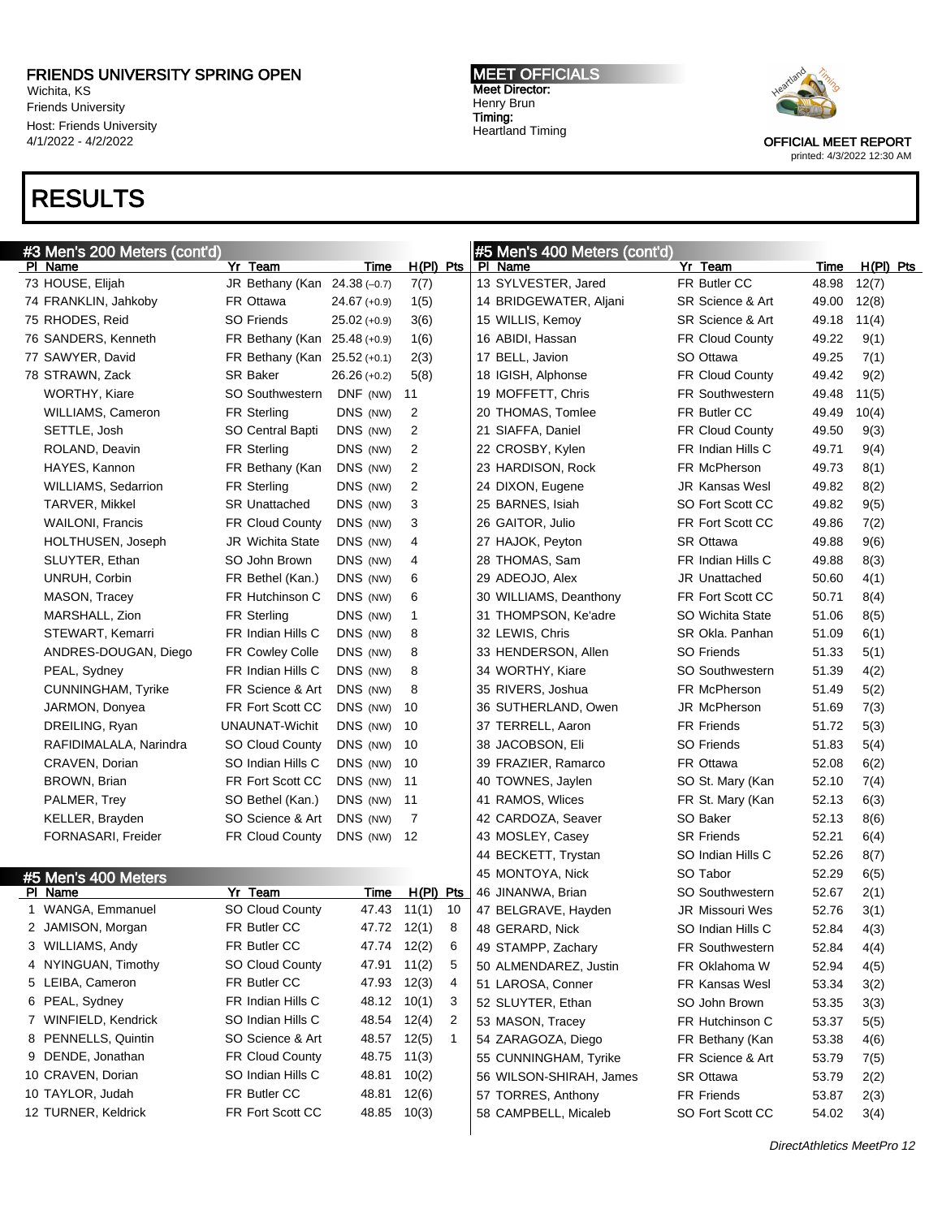# FRIENDS UNIVERSITY SPRING OPEN

Wichita, KS
Friends University
Host: Friends University
4/1/2022 - 4/2022

MEET OFFICIALS
Meet Director:
Henry Brun
Timing:
Heartland Timing

OFFICIAL MEET REPORT
printed: 4/3/2022 12:30 AM

# RESULTS

## #3 Men's 200 Meters (cont'd)

| Pl | Name | Yr | Team | Time | H(Pl) | Pts |
|---|---|---|---|---|---|---|
| 73 | HOUSE, Elijah | JR | Bethany (Kan | 24.38 (–0.7) | 7(7) | |
| 74 | FRANKLIN, Jahkoby | FR | Ottawa | 24.67 (+0.9) | 1(5) | |
| 75 | RHODES, Reid | SO | Friends | 25.02 (+0.9) | 3(6) | |
| 76 | SANDERS, Kenneth | FR | Bethany (Kan | 25.48 (+0.9) | 1(6) | |
| 77 | SAWYER, David | FR | Bethany (Kan | 25.52 (+0.1) | 2(3) | |
| 78 | STRAWN, Zack | SR | Baker | 26.26 (+0.2) | 5(8) | |
| | WORTHY, Kiare | SO | Southwestern | DNF (NW) | 11 | |
| | WILLIAMS, Cameron | FR | Sterling | DNS (NW) | 2 | |
| | SETTLE, Josh | SO | Central Bapti | DNS (NW) | 2 | |
| | ROLAND, Deavin | FR | Sterling | DNS (NW) | 2 | |
| | HAYES, Kannon | FR | Bethany (Kan | DNS (NW) | 2 | |
| | WILLIAMS, Sedarrion | FR | Sterling | DNS (NW) | 2 | |
| | TARVER, Mikkel | SR | Unattached | DNS (NW) | 3 | |
| | WAILONI, Francis | FR | Cloud County | DNS (NW) | 3 | |
| | HOLTHUSEN, Joseph | JR | Wichita State | DNS (NW) | 4 | |
| | SLUYTER, Ethan | SO | John Brown | DNS (NW) | 4 | |
| | UNRUH, Corbin | FR | Bethel (Kan.) | DNS (NW) | 6 | |
| | MASON, Tracey | FR | Hutchinson C | DNS (NW) | 6 | |
| | MARSHALL, Zion | FR | Sterling | DNS (NW) | 1 | |
| | STEWART, Kemarri | FR | Indian Hills C | DNS (NW) | 8 | |
| | ANDRES-DOUGAN, Diego | FR | Cowley Colle | DNS (NW) | 8 | |
| | PEAL, Sydney | FR | Indian Hills C | DNS (NW) | 8 | |
| | CUNNINGHAM, Tyrike | FR | Science & Art | DNS (NW) | 8 | |
| | JARMON, Donyea | FR | Fort Scott CC | DNS (NW) | 10 | |
| | DREILING, Ryan | | UNAUNAT-Wichit | DNS (NW) | 10 | |
| | RAFIDIMALALA, Narindra | SO | Cloud County | DNS (NW) | 10 | |
| | CRAVEN, Dorian | SO | Indian Hills C | DNS (NW) | 10 | |
| | BROWN, Brian | FR | Fort Scott CC | DNS (NW) | 11 | |
| | PALMER, Trey | SO | Bethel (Kan.) | DNS (NW) | 11 | |
| | KELLER, Brayden | SO | Science & Art | DNS (NW) | 7 | |
| | FORNASARI, Freider | FR | Cloud County | DNS (NW) | 12 | |

## #5 Men's 400 Meters

| Pl | Name | Yr | Team | Time | H(Pl) | Pts |
|---|---|---|---|---|---|---|
| 1 | WANGA, Emmanuel | SO | Cloud County | 47.43 | 11(1) | 10 |
| 2 | JAMISON, Morgan | FR | Butler CC | 47.72 | 12(1) | 8 |
| 3 | WILLIAMS, Andy | FR | Butler CC | 47.74 | 12(2) | 6 |
| 4 | NYINGUAN, Timothy | SO | Cloud County | 47.91 | 11(2) | 5 |
| 5 | LEIBA, Cameron | FR | Butler CC | 47.93 | 12(3) | 4 |
| 6 | PEAL, Sydney | FR | Indian Hills C | 48.12 | 10(1) | 3 |
| 7 | WINFIELD, Kendrick | SO | Indian Hills C | 48.54 | 12(4) | 2 |
| 8 | PENNELLS, Quintin | SO | Science & Art | 48.57 | 12(5) | 1 |
| 9 | DENDE, Jonathan | FR | Cloud County | 48.75 | 11(3) | |
| 10 | CRAVEN, Dorian | SO | Indian Hills C | 48.81 | 10(2) | |
| 10 | TAYLOR, Judah | FR | Butler CC | 48.81 | 12(6) | |
| 12 | TURNER, Keldrick | FR | Fort Scott CC | 48.85 | 10(3) | |
| 13 | SYLVESTER, Jared | FR | Butler CC | 48.98 | 12(7) | |
| 14 | BRIDGEWATER, Aljani | SR | Science & Art | 49.00 | 12(8) | |
| 15 | WILLIS, Kemoy | SR | Science & Art | 49.18 | 11(4) | |
| 16 | ABIDI, Hassan | FR | Cloud County | 49.22 | 9(1) | |
| 17 | BELL, Javion | SO | Ottawa | 49.25 | 7(1) | |
| 18 | IGISH, Alphonse | FR | Cloud County | 49.42 | 9(2) | |
| 19 | MOFFETT, Chris | FR | Southwestern | 49.48 | 11(5) | |
| 20 | THOMAS, Tomlee | FR | Butler CC | 49.49 | 10(4) | |
| 21 | SIAFFA, Daniel | FR | Cloud County | 49.50 | 9(3) | |
| 22 | CROSBY, Kylen | FR | Indian Hills C | 49.71 | 9(4) | |
| 23 | HARDISON, Rock | FR | McPherson | 49.73 | 8(1) | |
| 24 | DIXON, Eugene | JR | Kansas Wesl | 49.82 | 8(2) | |
| 25 | BARNES, Isiah | SO | Fort Scott CC | 49.82 | 9(5) | |
| 26 | GAITOR, Julio | FR | Fort Scott CC | 49.86 | 7(2) | |
| 27 | HAJOK, Peyton | SR | Ottawa | 49.88 | 9(6) | |
| 28 | THOMAS, Sam | FR | Indian Hills C | 49.88 | 8(3) | |
| 29 | ADEOJO, Alex | JR | Unattached | 50.60 | 4(1) | |
| 30 | WILLIAMS, Deanthony | FR | Fort Scott CC | 50.71 | 8(4) | |
| 31 | THOMPSON, Ke'adre | SO | Wichita State | 51.06 | 8(5) | |
| 32 | LEWIS, Chris | SR | Okla. Panhan | 51.09 | 6(1) | |
| 33 | HENDERSON, Allen | SO | Friends | 51.33 | 5(1) | |
| 34 | WORTHY, Kiare | SO | Southwestern | 51.39 | 4(2) | |
| 35 | RIVERS, Joshua | FR | McPherson | 51.49 | 5(2) | |
| 36 | SUTHERLAND, Owen | JR | McPherson | 51.69 | 7(3) | |
| 37 | TERRELL, Aaron | FR | Friends | 51.72 | 5(3) | |
| 38 | JACOBSON, Eli | SO | Friends | 51.83 | 5(4) | |
| 39 | FRAZIER, Ramarco | FR | Ottawa | 52.08 | 6(2) | |
| 40 | TOWNES, Jaylen | SO | St. Mary (Kan | 52.10 | 7(4) | |
| 41 | RAMOS, Wlices | FR | St. Mary (Kan | 52.13 | 6(3) | |
| 42 | CARDOZA, Seaver | SO | Baker | 52.13 | 8(6) | |
| 43 | MOSLEY, Casey | SR | Friends | 52.21 | 6(4) | |
| 44 | BECKETT, Trystan | SO | Indian Hills C | 52.26 | 8(7) | |
| 45 | MONTOYA, Nick | SO | Tabor | 52.29 | 6(5) | |
| 46 | JINANWA, Brian | SO | Southwestern | 52.67 | 2(1) | |
| 47 | BELGRAVE, Hayden | JR | Missouri Wes | 52.76 | 3(1) | |
| 48 | GERARD, Nick | SO | Indian Hills C | 52.84 | 4(3) | |
| 49 | STAMPP, Zachary | FR | Southwestern | 52.84 | 4(4) | |
| 50 | ALMENDAREZ, Justin | FR | Oklahoma W | 52.94 | 4(5) | |
| 51 | LAROSA, Conner | FR | Kansas Wesl | 53.34 | 3(2) | |
| 52 | SLUYTER, Ethan | SO | John Brown | 53.35 | 3(3) | |
| 53 | MASON, Tracey | FR | Hutchinson C | 53.37 | 5(5) | |
| 54 | ZARAGOZA, Diego | FR | Bethany (Kan | 53.38 | 4(6) | |
| 55 | CUNNINGHAM, Tyrike | FR | Science & Art | 53.79 | 7(5) | |
| 56 | WILSON-SHIRAH, James | SR | Ottawa | 53.79 | 2(2) | |
| 57 | TORRES, Anthony | FR | Friends | 53.87 | 2(3) | |
| 58 | CAMPBELL, Micaleb | SO | Fort Scott CC | 54.02 | 3(4) | |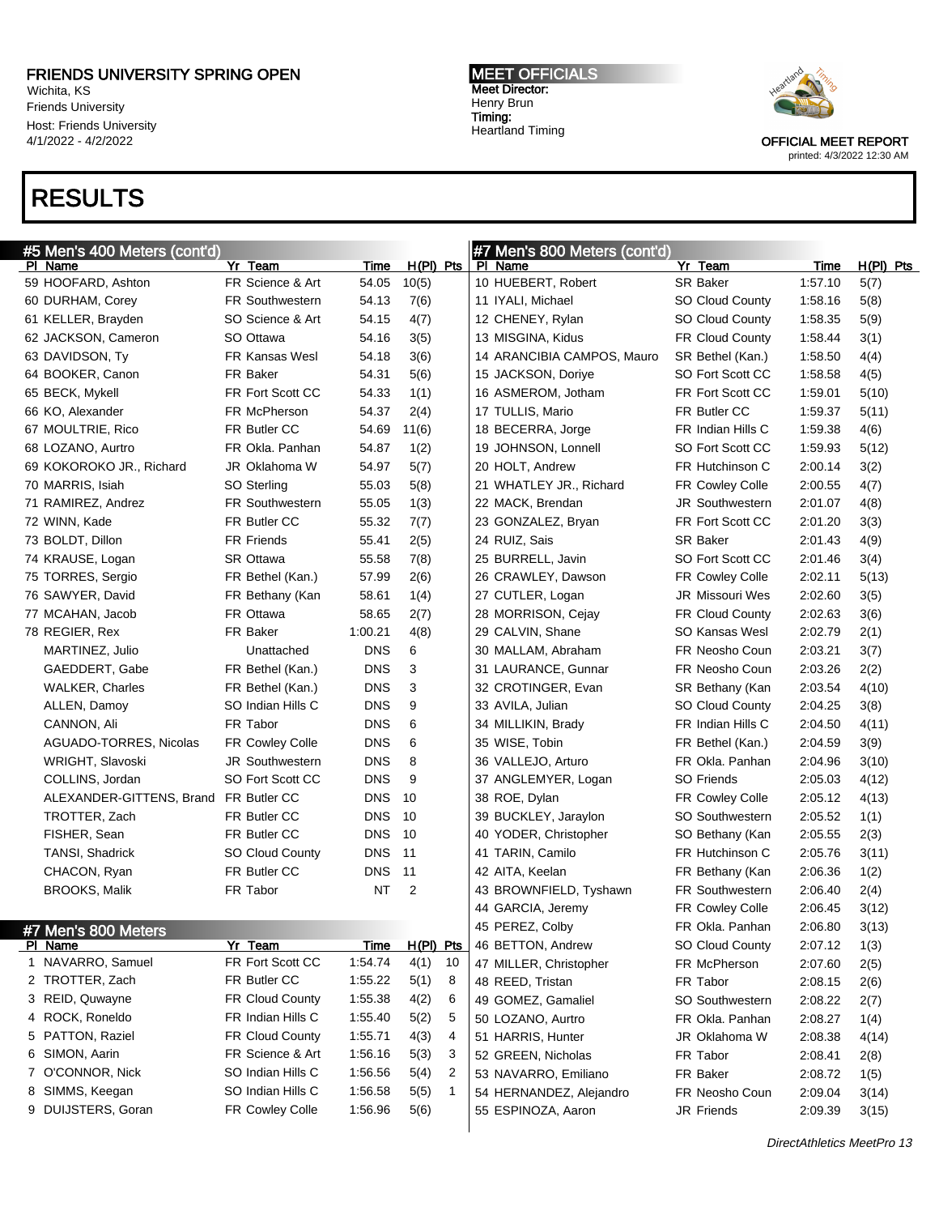# FRIENDS UNIVERSITY SPRING OPEN

Wichita, KS
Friends University
Host: Friends University
4/1/2022 - 4/2/2022

MEET OFFICIALS
Meet Director:
Henry Brun
Timing:
Heartland Timing

OFFICIAL MEET REPORT
printed: 4/3/2022 12:30 AM

# RESULTS

## #5 Men's 400 Meters (cont'd)

| Pl | Name | Yr | Team | Time | H(Pl) | Pts |
|---|---|---|---|---|---|---|
| 59 | HOOFARD, Ashton | FR | Science & Art | 54.05 | 10(5) | |
| 60 | DURHAM, Corey | FR | Southwestern | 54.13 | 7(6) | |
| 61 | KELLER, Brayden | SO | Science & Art | 54.15 | 4(7) | |
| 62 | JACKSON, Cameron | SO | Ottawa | 54.16 | 3(5) | |
| 63 | DAVIDSON, Ty | FR | Kansas Wesl | 54.18 | 3(6) | |
| 64 | BOOKER, Canon | FR | Baker | 54.31 | 5(6) | |
| 65 | BECK, Mykell | FR | Fort Scott CC | 54.33 | 1(1) | |
| 66 | KO, Alexander | FR | McPherson | 54.37 | 2(4) | |
| 67 | MOULTRIE, Rico | FR | Butler CC | 54.69 | 11(6) | |
| 68 | LOZANO, Aurtro | FR | Okla. Panhan | 54.87 | 1(2) | |
| 69 | KOKOROKO JR., Richard | JR | Oklahoma W | 54.97 | 5(7) | |
| 70 | MARRIS, Isiah | SO | Sterling | 55.03 | 5(8) | |
| 71 | RAMIREZ, Andrez | FR | Southwestern | 55.05 | 1(3) | |
| 72 | WINN, Kade | FR | Butler CC | 55.32 | 7(7) | |
| 73 | BOLDT, Dillon | FR | Friends | 55.41 | 2(5) | |
| 74 | KRAUSE, Logan | SR | Ottawa | 55.58 | 7(8) | |
| 75 | TORRES, Sergio | FR | Bethel (Kan.) | 57.99 | 2(6) | |
| 76 | SAWYER, David | FR | Bethany (Kan | 58.61 | 1(4) | |
| 77 | MCAHAN, Jacob | FR | Ottawa | 58.65 | 2(7) | |
| 78 | REGIER, Rex | FR | Baker | 1:00.21 | 4(8) | |
| | MARTINEZ, Julio | | Unattached | DNS | 6 | |
| | GAEDDERT, Gabe | FR | Bethel (Kan.) | DNS | 3 | |
| | WALKER, Charles | FR | Bethel (Kan.) | DNS | 3 | |
| | ALLEN, Damoy | SO | Indian Hills C | DNS | 9 | |
| | CANNON, Ali | FR | Tabor | DNS | 6 | |
| | AGUADO-TORRES, Nicolas | FR | Cowley Colle | DNS | 6 | |
| | WRIGHT, Slavoski | JR | Southwestern | DNS | 8 | |
| | COLLINS, Jordan | SO | Fort Scott CC | DNS | 9 | |
| | ALEXANDER-GITTENS, Brand | FR | Butler CC | DNS | 10 | |
| | TROTTER, Zach | FR | Butler CC | DNS | 10 | |
| | FISHER, Sean | FR | Butler CC | DNS | 10 | |
| | TANSI, Shadrick | SO | Cloud County | DNS | 11 | |
| | CHACON, Ryan | FR | Butler CC | DNS | 11 | |
| | BROOKS, Malik | FR | Tabor | NT | 2 | |

## #7 Men's 800 Meters

| Pl | Name | Yr | Team | Time | H(Pl) | Pts |
|---|---|---|---|---|---|---|
| 1 | NAVARRO, Samuel | FR | Fort Scott CC | 1:54.74 | 4(1) | 10 |
| 2 | TROTTER, Zach | FR | Butler CC | 1:55.22 | 5(1) | 8 |
| 3 | REID, Quwayne | FR | Cloud County | 1:55.38 | 4(2) | 6 |
| 4 | ROCK, Roneldo | FR | Indian Hills C | 1:55.40 | 5(2) | 5 |
| 5 | PATTON, Raziel | FR | Cloud County | 1:55.71 | 4(3) | 4 |
| 6 | SIMON, Aarin | FR | Science & Art | 1:56.16 | 5(3) | 3 |
| 7 | O'CONNOR, Nick | SO | Indian Hills C | 1:56.56 | 5(4) | 2 |
| 8 | SIMMS, Keegan | SO | Indian Hills C | 1:56.58 | 5(5) | 1 |
| 9 | DUIJSTERS, Goran | FR | Cowley Colle | 1:56.96 | 5(6) | |
| 10 | HUEBERT, Robert | SR | Baker | 1:57.10 | 5(7) | |
| 11 | IYALI, Michael | SO | Cloud County | 1:58.16 | 5(8) | |
| 12 | CHENEY, Rylan | SO | Cloud County | 1:58.35 | 5(9) | |
| 13 | MISGINA, Kidus | FR | Cloud County | 1:58.44 | 3(1) | |
| 14 | ARANCIBIA CAMPOS, Mauro | SR | Bethel (Kan.) | 1:58.50 | 4(4) | |
| 15 | JACKSON, Doriye | SO | Fort Scott CC | 1:58.58 | 4(5) | |
| 16 | ASMEROM, Jotham | FR | Fort Scott CC | 1:59.01 | 5(10) | |
| 17 | TULLIS, Mario | FR | Butler CC | 1:59.37 | 5(11) | |
| 18 | BECERRA, Jorge | FR | Indian Hills C | 1:59.38 | 4(6) | |
| 19 | JOHNSON, Lonnell | SO | Fort Scott CC | 1:59.93 | 5(12) | |
| 20 | HOLT, Andrew | FR | Hutchinson C | 2:00.14 | 3(2) | |
| 21 | WHATLEY JR., Richard | FR | Cowley Colle | 2:00.55 | 4(7) | |
| 22 | MACK, Brendan | JR | Southwestern | 2:01.07 | 4(8) | |
| 23 | GONZALEZ, Bryan | FR | Fort Scott CC | 2:01.20 | 3(3) | |
| 24 | RUIZ, Sais | SR | Baker | 2:01.43 | 4(9) | |
| 25 | BURRELL, Javin | SO | Fort Scott CC | 2:01.46 | 3(4) | |
| 26 | CRAWLEY, Dawson | FR | Cowley Colle | 2:02.11 | 5(13) | |
| 27 | CUTLER, Logan | JR | Missouri Wes | 2:02.60 | 3(5) | |
| 28 | MORRISON, Cejay | FR | Cloud County | 2:02.63 | 3(6) | |
| 29 | CALVIN, Shane | SO | Kansas Wesl | 2:02.79 | 2(1) | |
| 30 | MALLAM, Abraham | FR | Neosho Coun | 2:03.21 | 3(7) | |
| 31 | LAURANCE, Gunnar | FR | Neosho Coun | 2:03.26 | 2(2) | |
| 32 | CROTINGER, Evan | SR | Bethany (Kan | 2:03.54 | 4(10) | |
| 33 | AVILA, Julian | SO | Cloud County | 2:04.25 | 3(8) | |
| 34 | MILLIKIN, Brady | FR | Indian Hills C | 2:04.50 | 4(11) | |
| 35 | WISE, Tobin | FR | Bethel (Kan.) | 2:04.59 | 3(9) | |
| 36 | VALLEJO, Arturo | FR | Okla. Panhan | 2:04.96 | 3(10) | |
| 37 | ANGLEMYER, Logan | SO | Friends | 2:05.03 | 4(12) | |
| 38 | ROE, Dylan | FR | Cowley Colle | 2:05.12 | 4(13) | |
| 39 | BUCKLEY, Jaraylon | SO | Southwestern | 2:05.52 | 1(1) | |
| 40 | YODER, Christopher | SO | Bethany (Kan | 2:05.55 | 2(3) | |
| 41 | TARIN, Camilo | FR | Hutchinson C | 2:05.76 | 3(11) | |
| 42 | AITA, Keelan | FR | Bethany (Kan | 2:06.36 | 1(2) | |
| 43 | BROWNFIELD, Tyshawn | FR | Southwestern | 2:06.40 | 2(4) | |
| 44 | GARCIA, Jeremy | FR | Cowley Colle | 2:06.45 | 3(12) | |
| 45 | PEREZ, Colby | FR | Okla. Panhan | 2:06.80 | 3(13) | |
| 46 | BETTON, Andrew | SO | Cloud County | 2:07.12 | 1(3) | |
| 47 | MILLER, Christopher | FR | McPherson | 2:07.60 | 2(5) | |
| 48 | REED, Tristan | FR | Tabor | 2:08.15 | 2(6) | |
| 49 | GOMEZ, Gamaliel | SO | Southwestern | 2:08.22 | 2(7) | |
| 50 | LOZANO, Aurtro | FR | Okla. Panhan | 2:08.27 | 1(4) | |
| 51 | HARRIS, Hunter | JR | Oklahoma W | 2:08.38 | 4(14) | |
| 52 | GREEN, Nicholas | FR | Tabor | 2:08.41 | 2(8) | |
| 53 | NAVARRO, Emiliano | FR | Baker | 2:08.72 | 1(5) | |
| 54 | HERNANDEZ, Alejandro | FR | Neosho Coun | 2:09.04 | 3(14) | |
| 55 | ESPINOZA, Aaron | JR | Friends | 2:09.39 | 3(15) | |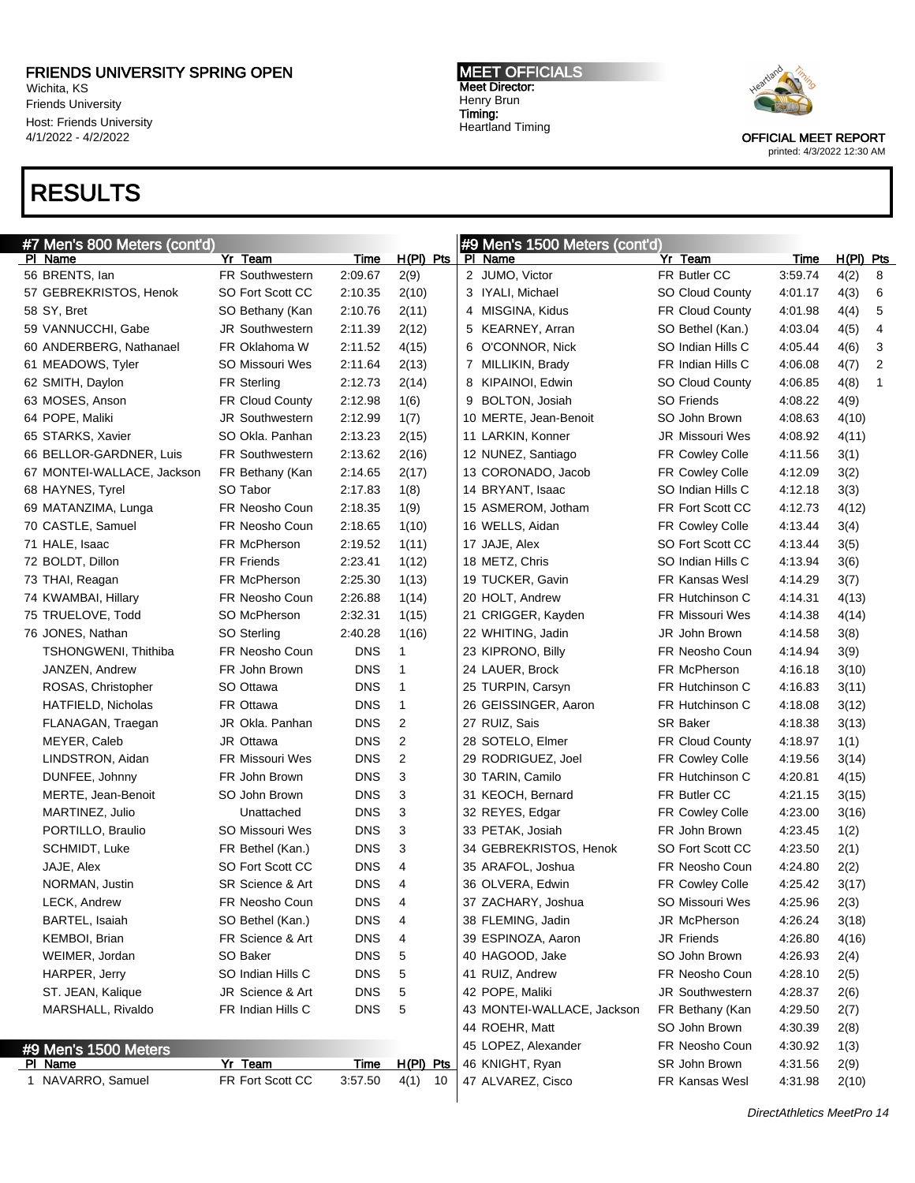# FRIENDS UNIVERSITY SPRING OPEN

Wichita, KS
Friends University
Host: Friends University
4/1/2022 - 4/2/2022

**MEET OFFICIALS**
Meet Director:
Henry Brun
Timing:
Heartland Timing

OFFICIAL MEET REPORT
printed: 4/3/2022 12:30 AM

# RESULTS

## #7 Men's 800 Meters (cont'd)

| Pl | Name | Yr | Team | Time | H(Pl) | Pts |
|---|---|---|---|---|---|---|
| 56 | BRENTS, Ian | FR | Southwestern | 2:09.67 | 2(9) | |
| 57 | GEBREKRISTOS, Henok | SO | Fort Scott CC | 2:10.35 | 2(10) | |
| 58 | SY, Bret | SO | Bethany (Kan | 2:10.76 | 2(11) | |
| 59 | VANNUCCHI, Gabe | JR | Southwestern | 2:11.39 | 2(12) | |
| 60 | ANDERBERG, Nathanael | FR | Oklahoma W | 2:11.52 | 4(15) | |
| 61 | MEADOWS, Tyler | SO | Missouri Wes | 2:11.64 | 2(13) | |
| 62 | SMITH, Daylon | FR | Sterling | 2:12.73 | 2(14) | |
| 63 | MOSES, Anson | FR | Cloud County | 2:12.98 | 1(6) | |
| 64 | POPE, Maliki | JR | Southwestern | 2:12.99 | 1(7) | |
| 65 | STARKS, Xavier | SO | Okla. Panhan | 2:13.23 | 2(15) | |
| 66 | BELLOR-GARDNER, Luis | FR | Southwestern | 2:13.62 | 2(16) | |
| 67 | MONTEI-WALLACE, Jackson | FR | Bethany (Kan | 2:14.65 | 2(17) | |
| 68 | HAYNES, Tyrel | SO | Tabor | 2:17.83 | 1(8) | |
| 69 | MATANZIMA, Lunga | FR | Neosho Coun | 2:18.35 | 1(9) | |
| 70 | CASTLE, Samuel | FR | Neosho Coun | 2:18.65 | 1(10) | |
| 71 | HALE, Isaac | FR | McPherson | 2:19.52 | 1(11) | |
| 72 | BOLDT, Dillon | FR | Friends | 2:23.41 | 1(12) | |
| 73 | THAI, Reagan | FR | McPherson | 2:25.30 | 1(13) | |
| 74 | KWAMBAI, Hillary | FR | Neosho Coun | 2:26.88 | 1(14) | |
| 75 | TRUELOVE, Todd | SO | McPherson | 2:32.31 | 1(15) | |
| 76 | JONES, Nathan | SO | Sterling | 2:40.28 | 1(16) | |
| | TSHONGWENI, Thithiba | FR | Neosho Coun | DNS | 1 | |
| | JANZEN, Andrew | FR | John Brown | DNS | 1 | |
| | ROSAS, Christopher | SO | Ottawa | DNS | 1 | |
| | HATFIELD, Nicholas | FR | Ottawa | DNS | 1 | |
| | FLANAGAN, Traegan | JR | Okla. Panhan | DNS | 2 | |
| | MEYER, Caleb | JR | Ottawa | DNS | 2 | |
| | LINDSTRON, Aidan | FR | Missouri Wes | DNS | 2 | |
| | DUNFEE, Johnny | FR | John Brown | DNS | 3 | |
| | MERTE, Jean-Benoit | SO | John Brown | DNS | 3 | |
| | MARTINEZ, Julio | | Unattached | DNS | 3 | |
| | PORTILLO, Braulio | SO | Missouri Wes | DNS | 3 | |
| | SCHMIDT, Luke | FR | Bethel (Kan.) | DNS | 3 | |
| | JAJE, Alex | SO | Fort Scott CC | DNS | 4 | |
| | NORMAN, Justin | SR | Science & Art | DNS | 4 | |
| | LECK, Andrew | FR | Neosho Coun | DNS | 4 | |
| | BARTEL, Isaiah | SO | Bethel (Kan.) | DNS | 4 | |
| | KEMBOI, Brian | FR | Science & Art | DNS | 4 | |
| | WEIMER, Jordan | SO | Baker | DNS | 5 | |
| | HARPER, Jerry | SO | Indian Hills C | DNS | 5 | |
| | ST. JEAN, Kalique | JR | Science & Art | DNS | 5 | |
| | MARSHALL, Rivaldo | FR | Indian Hills C | DNS | 5 | |

## #9 Men's 1500 Meters

| Pl | Name | Yr | Team | Time | H(Pl) | Pts |
|---|---|---|---|---|---|---|
| 1 | NAVARRO, Samuel | FR | Fort Scott CC | 3:57.50 | 4(1) | 10 |
| 2 | JUMO, Victor | FR | Butler CC | 3:59.74 | 4(2) | 8 |
| 3 | IYALI, Michael | SO | Cloud County | 4:01.17 | 4(3) | 6 |
| 4 | MISGINA, Kidus | FR | Cloud County | 4:01.98 | 4(4) | 5 |
| 5 | KEARNEY, Arran | SO | Bethel (Kan.) | 4:03.04 | 4(5) | 4 |
| 6 | O'CONNOR, Nick | SO | Indian Hills C | 4:05.44 | 4(6) | 3 |
| 7 | MILLIKIN, Brady | FR | Indian Hills C | 4:06.08 | 4(7) | 2 |
| 8 | KIPAINOI, Edwin | SO | Cloud County | 4:06.85 | 4(8) | 1 |
| 9 | BOLTON, Josiah | SO | Friends | 4:08.22 | 4(9) | |
| 10 | MERTE, Jean-Benoit | SO | John Brown | 4:08.63 | 4(10) | |
| 11 | LARKIN, Konner | JR | Missouri Wes | 4:08.92 | 4(11) | |
| 12 | NUNEZ, Santiago | FR | Cowley Colle | 4:11.56 | 3(1) | |
| 13 | CORONADO, Jacob | FR | Cowley Colle | 4:12.09 | 3(2) | |
| 14 | BRYANT, Isaac | SO | Indian Hills C | 4:12.18 | 3(3) | |
| 15 | ASMEROM, Jotham | FR | Fort Scott CC | 4:12.73 | 4(12) | |
| 16 | WELLS, Aidan | FR | Cowley Colle | 4:13.44 | 3(4) | |
| 17 | JAJE, Alex | SO | Fort Scott CC | 4:13.44 | 3(5) | |
| 18 | METZ, Chris | SO | Indian Hills C | 4:13.94 | 3(6) | |
| 19 | TUCKER, Gavin | FR | Kansas Wesl | 4:14.29 | 3(7) | |
| 20 | HOLT, Andrew | FR | Hutchinson C | 4:14.31 | 4(13) | |
| 21 | CRIGGER, Kayden | FR | Missouri Wes | 4:14.38 | 4(14) | |
| 22 | WHITING, Jadin | JR | John Brown | 4:14.58 | 3(8) | |
| 23 | KIPRONO, Billy | FR | Neosho Coun | 4:14.94 | 3(9) | |
| 24 | LAUER, Brock | FR | McPherson | 4:16.18 | 3(10) | |
| 25 | TURPIN, Carsyn | FR | Hutchinson C | 4:16.83 | 3(11) | |
| 26 | GEISSINGER, Aaron | FR | Hutchinson C | 4:18.08 | 3(12) | |
| 27 | RUIZ, Sais | SR | Baker | 4:18.38 | 3(13) | |
| 28 | SOTELO, Elmer | FR | Cloud County | 4:18.97 | 1(1) | |
| 29 | RODRIGUEZ, Joel | FR | Cowley Colle | 4:19.56 | 3(14) | |
| 30 | TARIN, Camilo | FR | Hutchinson C | 4:20.81 | 4(15) | |
| 31 | KEOCH, Bernard | FR | Butler CC | 4:21.15 | 3(15) | |
| 32 | REYES, Edgar | FR | Cowley Colle | 4:23.00 | 3(16) | |
| 33 | PETAK, Josiah | FR | John Brown | 4:23.45 | 1(2) | |
| 34 | GEBREKRISTOS, Henok | SO | Fort Scott CC | 4:23.50 | 2(1) | |
| 35 | ARAFOL, Joshua | FR | Neosho Coun | 4:24.80 | 2(2) | |
| 36 | OLVERA, Edwin | FR | Cowley Colle | 4:25.42 | 3(17) | |
| 37 | ZACHARY, Joshua | SO | Missouri Wes | 4:25.96 | 2(3) | |
| 38 | FLEMING, Jadin | JR | McPherson | 4:26.24 | 3(18) | |
| 39 | ESPINOZA, Aaron | JR | Friends | 4:26.80 | 4(16) | |
| 40 | HAGOOD, Jake | SO | John Brown | 4:26.93 | 2(4) | |
| 41 | RUIZ, Andrew | FR | Neosho Coun | 4:28.10 | 2(5) | |
| 42 | POPE, Maliki | JR | Southwestern | 4:28.37 | 2(6) | |
| 43 | MONTEI-WALLACE, Jackson | FR | Bethany (Kan | 4:29.50 | 2(7) | |
| 44 | ROEHR, Matt | SO | John Brown | 4:30.39 | 2(8) | |
| 45 | LOPEZ, Alexander | FR | Neosho Coun | 4:30.92 | 1(3) | |
| 46 | KNIGHT, Ryan | SR | John Brown | 4:31.56 | 2(9) | |
| 47 | ALVAREZ, Cisco | FR | Kansas Wesl | 4:31.98 | 2(10) | |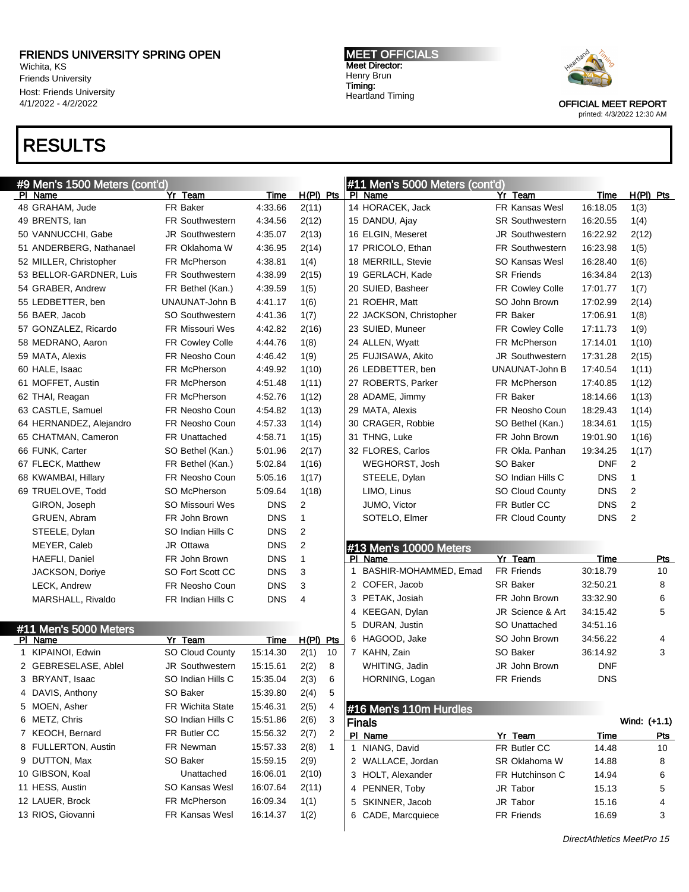# FRIENDS UNIVERSITY SPRING OPEN

Wichita, KS
Friends University
Host: Friends University
4/1/2022 - 4/2/2022

MEET OFFICIALS
Meet Director:
Henry Brun
Timing:
Heartland Timing

OFFICIAL MEET REPORT
printed: 4/3/2022 12:30 AM

# RESULTS

## #9 Men's 1500 Meters (cont'd)

| Pl | Name | Yr | Team | Time | H(Pl) | Pts |
|---|---|---|---|---|---|---|
| 48 | GRAHAM, Jude | FR | Baker | 4:33.66 | 2(11) | |
| 49 | BRENTS, Ian | FR | Southwestern | 4:34.56 | 2(12) | |
| 50 | VANNUCCHI, Gabe | JR | Southwestern | 4:35.07 | 2(13) | |
| 51 | ANDERBERG, Nathanael | FR | Oklahoma W | 4:36.95 | 2(14) | |
| 52 | MILLER, Christopher | FR | McPherson | 4:38.81 | 1(4) | |
| 53 | BELLOR-GARDNER, Luis | FR | Southwestern | 4:38.99 | 2(15) | |
| 54 | GRABER, Andrew | FR | Bethel (Kan.) | 4:39.59 | 1(5) | |
| 55 | LEDBETTER, ben | | UNAUNAT-John B | 4:41.17 | 1(6) | |
| 56 | BAER, Jacob | SO | Southwestern | 4:41.36 | 1(7) | |
| 57 | GONZALEZ, Ricardo | FR | Missouri Wes | 4:42.82 | 2(16) | |
| 58 | MEDRANO, Aaron | FR | Cowley Colle | 4:44.76 | 1(8) | |
| 59 | MATA, Alexis | FR | Neosho Coun | 4:46.42 | 1(9) | |
| 60 | HALE, Isaac | FR | McPherson | 4:49.92 | 1(10) | |
| 61 | MOFFET, Austin | FR | McPherson | 4:51.48 | 1(11) | |
| 62 | THAI, Reagan | FR | McPherson | 4:52.76 | 1(12) | |
| 63 | CASTLE, Samuel | FR | Neosho Coun | 4:54.82 | 1(13) | |
| 64 | HERNANDEZ, Alejandro | FR | Neosho Coun | 4:57.33 | 1(14) | |
| 65 | CHATMAN, Cameron | FR | Unattached | 4:58.71 | 1(15) | |
| 66 | FUNK, Carter | SO | Bethel (Kan.) | 5:01.96 | 2(17) | |
| 67 | FLECK, Matthew | FR | Bethel (Kan.) | 5:02.84 | 1(16) | |
| 68 | KWAMBAI, Hillary | FR | Neosho Coun | 5:05.16 | 1(17) | |
| 69 | TRUELOVE, Todd | SO | McPherson | 5:09.64 | 1(18) | |
| | GIRON, Joseph | SO | Missouri Wes | DNS | 2 | |
| | GRUEN, Abram | FR | John Brown | DNS | 1 | |
| | STEELE, Dylan | SO | Indian Hills C | DNS | 2 | |
| | MEYER, Caleb | JR | Ottawa | DNS | 2 | |
| | HAEFLI, Daniel | FR | John Brown | DNS | 1 | |
| | JACKSON, Doriye | SO | Fort Scott CC | DNS | 3 | |
| | LECK, Andrew | FR | Neosho Coun | DNS | 3 | |
| | MARSHALL, Rivaldo | FR | Indian Hills C | DNS | 4 | |

## #11 Men's 5000 Meters

| Pl | Name | Yr | Team | Time | H(Pl) | Pts |
|---|---|---|---|---|---|---|
| 1 | KIPAINOI, Edwin | SO | Cloud County | 15:14.30 | 2(1) | 10 |
| 2 | GEBRESELASE, Ablel | JR | Southwestern | 15:15.61 | 2(2) | 8 |
| 3 | BRYANT, Isaac | SO | Indian Hills C | 15:35.04 | 2(3) | 6 |
| 4 | DAVIS, Anthony | SO | Baker | 15:39.80 | 2(4) | 5 |
| 5 | MOEN, Asher | FR | Wichita State | 15:46.31 | 2(5) | 4 |
| 6 | METZ, Chris | SO | Indian Hills C | 15:51.86 | 2(6) | 3 |
| 7 | KEOCH, Bernard | FR | Butler CC | 15:56.32 | 2(7) | 2 |
| 8 | FULLERTON, Austin | FR | Newman | 15:57.33 | 2(8) | 1 |
| 9 | DUTTON, Max | SO | Baker | 15:59.15 | 2(9) | |
| 10 | GIBSON, Koal | | Unattached | 16:06.01 | 2(10) | |
| 11 | HESS, Austin | SO | Kansas Wesl | 16:07.64 | 2(11) | |
| 12 | LAUER, Brock | FR | McPherson | 16:09.34 | 1(1) | |
| 13 | RIOS, Giovanni | FR | Kansas Wesl | 16:14.37 | 1(2) | |
| 14 | HORACEK, Jack | FR | Kansas Wesl | 16:18.05 | 1(3) | |
| 15 | DANDU, Ajay | SR | Southwestern | 16:20.55 | 1(4) | |
| 16 | ELGIN, Meseret | JR | Southwestern | 16:22.92 | 2(12) | |
| 17 | PRICOLO, Ethan | FR | Southwestern | 16:23.98 | 1(5) | |
| 18 | MERRILL, Stevie | SO | Kansas Wesl | 16:28.40 | 1(6) | |
| 19 | GERLACH, Kade | SR | Friends | 16:34.84 | 2(13) | |
| 20 | SUIED, Basheer | FR | Cowley Colle | 17:01.77 | 1(7) | |
| 21 | ROEHR, Matt | SO | John Brown | 17:02.99 | 2(14) | |
| 22 | JACKSON, Christopher | FR | Baker | 17:06.91 | 1(8) | |
| 23 | SUIED, Muneer | FR | Cowley Colle | 17:11.73 | 1(9) | |
| 24 | ALLEN, Wyatt | FR | McPherson | 17:14.01 | 1(10) | |
| 25 | FUJISAWA, Akito | JR | Southwestern | 17:31.28 | 2(15) | |
| 26 | LEDBETTER, ben | | UNAUNAT-John B | 17:40.54 | 1(11) | |
| 27 | ROBERTS, Parker | FR | McPherson | 17:40.85 | 1(12) | |
| 28 | ADAME, Jimmy | FR | Baker | 18:14.66 | 1(13) | |
| 29 | MATA, Alexis | FR | Neosho Coun | 18:29.43 | 1(14) | |
| 30 | CRAGER, Robbie | SO | Bethel (Kan.) | 18:34.61 | 1(15) | |
| 31 | THNG, Luke | FR | John Brown | 19:01.90 | 1(16) | |
| 32 | FLORES, Carlos | FR | Okla. Panhan | 19:34.25 | 1(17) | |
| | WEGHORST, Josh | SO | Baker | DNF | 2 | |
| | STEELE, Dylan | SO | Indian Hills C | DNS | 1 | |
| | LIMO, Linus | SO | Cloud County | DNS | 2 | |
| | JUMO, Victor | FR | Butler CC | DNS | 2 | |
| | SOTELO, Elmer | FR | Cloud County | DNS | 2 | |

## #13 Men's 10000 Meters

| Pl | Name | Yr | Team | Time | Pts |
|---|---|---|---|---|---|
| 1 | BASHIR-MOHAMMED, Emad | FR | Friends | 30:18.79 | 10 |
| 2 | COFER, Jacob | SR | Baker | 32:50.21 | 8 |
| 3 | PETAK, Josiah | FR | John Brown | 33:32.90 | 6 |
| 4 | KEEGAN, Dylan | JR | Science & Art | 34:15.42 | 5 |
| 5 | DURAN, Justin | SO | Unattached | 34:51.16 | |
| 6 | HAGOOD, Jake | SO | John Brown | 34:56.22 | 4 |
| 7 | KAHN, Zain | SO | Baker | 36:14.92 | 3 |
| | WHITING, Jadin | JR | John Brown | DNF | |
| | HORNING, Logan | FR | Friends | DNS | |

## #16 Men's 110m Hurdles

### Finals

Wind: (+1.1)

| Pl | Name | Yr | Team | Time | Pts |
|---|---|---|---|---|---|
| 1 | NIANG, David | FR | Butler CC | 14.48 | 10 |
| 2 | WALLACE, Jordan | SR | Oklahoma W | 14.88 | 8 |
| 3 | HOLT, Alexander | FR | Hutchinson C | 14.94 | 6 |
| 4 | PENNER, Toby | JR | Tabor | 15.13 | 5 |
| 5 | SKINNER, Jacob | JR | Tabor | 15.16 | 4 |
| 6 | CADE, Marcquiece | FR | Friends | 16.69 | 3 |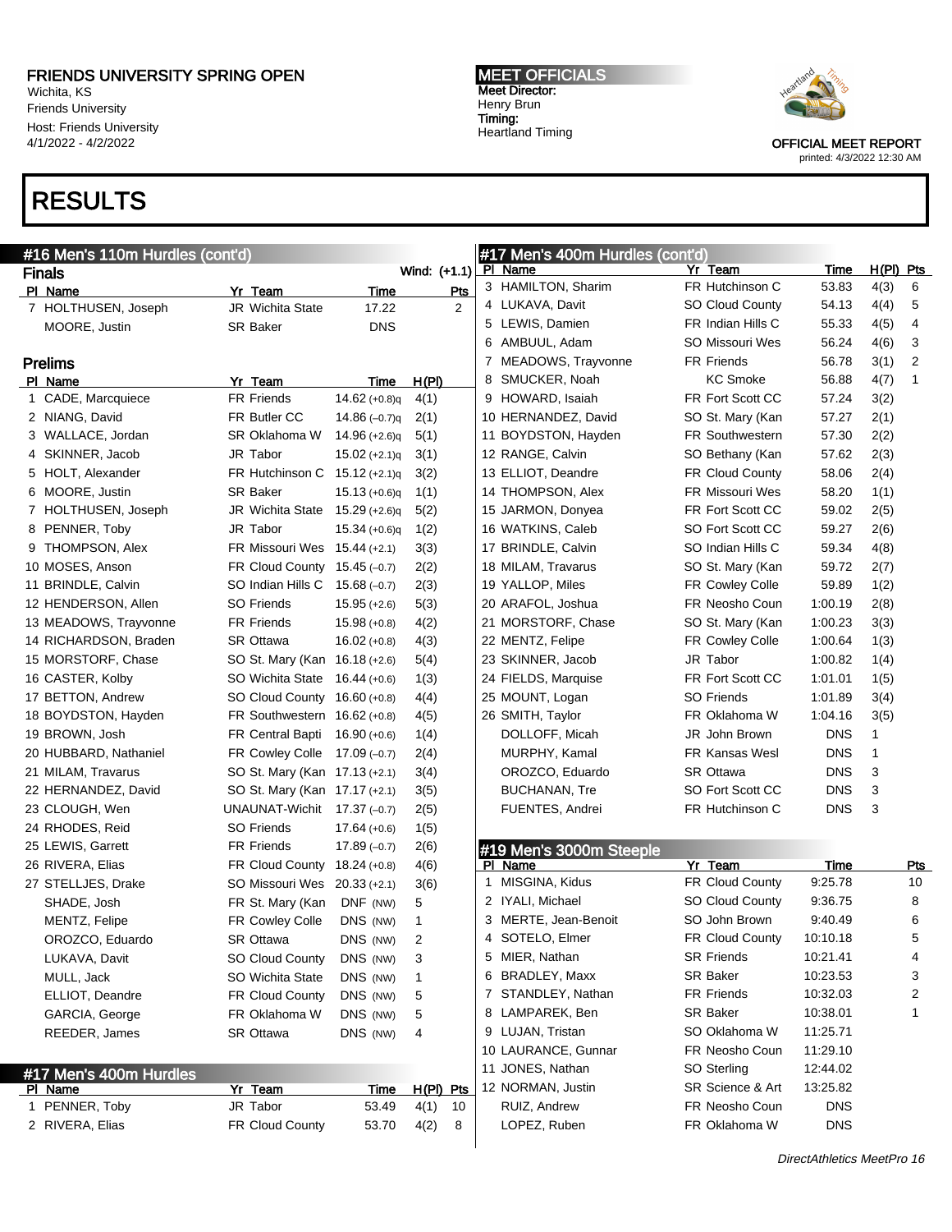FRIENDS UNIVERSITY SPRING OPEN
Wichita, KS
Friends University
Host: Friends University
4/1/2022 - 4/2022

MEET OFFICIALS
Meet Director:
Henry Brun
Timing:
Heartland Timing

OFFICIAL MEET REPORT
printed: 4/3/2022 12:30 AM

# RESULTS

## #16 Men's 110m Hurdles (cont'd)

### Finals

Wind: (+1.1)

| Pl | Name | Yr | Team | Time | Pts |
|---|---|---|---|---|---|
| 7 | HOLTHUSEN, Joseph | JR | Wichita State | 17.22 | 2 |
| | MOORE, Justin | SR | Baker | DNS | |

### Prelims

| Pl | Name | Yr | Team | Time | H(Pl) |
|---|---|---|---|---|---|
| 1 | CADE, Marcquiece | FR | Friends | 14.62 (+0.8)q | 4(1) |
| 2 | NIANG, David | FR | Butler CC | 14.86 (–0.7)q | 2(1) |
| 3 | WALLACE, Jordan | SR | Oklahoma W | 14.96 (+2.6)q | 5(1) |
| 4 | SKINNER, Jacob | JR | Tabor | 15.02 (+2.1)q | 3(1) |
| 5 | HOLT, Alexander | FR | Hutchinson C | 15.12 (+2.1)q | 3(2) |
| 6 | MOORE, Justin | SR | Baker | 15.13 (+0.6)q | 1(1) |
| 7 | HOLTHUSEN, Joseph | JR | Wichita State | 15.29 (+2.6)q | 5(2) |
| 8 | PENNER, Toby | JR | Tabor | 15.34 (+0.6)q | 1(2) |
| 9 | THOMPSON, Alex | FR | Missouri Wes | 15.44 (+2.1) | 3(3) |
| 10 | MOSES, Anson | FR | Cloud County | 15.45 (–0.7) | 2(2) |
| 11 | BRINDLE, Calvin | SO | Indian Hills C | 15.68 (–0.7) | 2(3) |
| 12 | HENDERSON, Allen | SO | Friends | 15.95 (+2.6) | 5(3) |
| 13 | MEADOWS, Trayvonne | FR | Friends | 15.98 (+0.8) | 4(2) |
| 14 | RICHARDSON, Braden | SR | Ottawa | 16.02 (+0.8) | 4(3) |
| 15 | MORSTORF, Chase | SO | St. Mary (Kan | 16.18 (+2.6) | 5(4) |
| 16 | CASTER, Kolby | SO | Wichita State | 16.44 (+0.6) | 1(3) |
| 17 | BETTON, Andrew | SO | Cloud County | 16.60 (+0.8) | 4(4) |
| 18 | BOYDSTON, Hayden | FR | Southwestern | 16.62 (+0.8) | 4(5) |
| 19 | BROWN, Josh | FR | Central Bapti | 16.90 (+0.6) | 1(4) |
| 20 | HUBBARD, Nathaniel | FR | Cowley Colle | 17.09 (–0.7) | 2(4) |
| 21 | MILAM, Travarus | SO | St. Mary (Kan | 17.13 (+2.1) | 3(4) |
| 22 | HERNANDEZ, David | SO | St. Mary (Kan | 17.17 (+2.1) | 3(5) |
| 23 | CLOUGH, Wen | | UNAUNAT-Wichit | 17.37 (–0.7) | 2(5) |
| 24 | RHODES, Reid | SO | Friends | 17.64 (+0.6) | 1(5) |
| 25 | LEWIS, Garrett | FR | Friends | 17.89 (–0.7) | 2(6) |
| 26 | RIVERA, Elias | FR | Cloud County | 18.24 (+0.8) | 4(6) |
| 27 | STELLJES, Drake | SO | Missouri Wes | 20.33 (+2.1) | 3(6) |
| | SHADE, Josh | FR | St. Mary (Kan | DNF (NW) | 5 |
| | MENTZ, Felipe | FR | Cowley Colle | DNS (NW) | 1 |
| | OROZCO, Eduardo | SR | Ottawa | DNS (NW) | 2 |
| | LUKAVA, Davit | SO | Cloud County | DNS (NW) | 3 |
| | MULL, Jack | SO | Wichita State | DNS (NW) | 1 |
| | ELLIOT, Deandre | FR | Cloud County | DNS (NW) | 5 |
| | GARCIA, George | FR | Oklahoma W | DNS (NW) | 5 |
| | REEDER, James | SR | Ottawa | DNS (NW) | 4 |

## #17 Men's 400m Hurdles

| Pl | Name | Yr | Team | Time | H(Pl) | Pts |
|---|---|---|---|---|---|---|
| 1 | PENNER, Toby | JR | Tabor | 53.49 | 4(1) | 10 |
| 2 | RIVERA, Elias | FR | Cloud County | 53.70 | 4(2) | 8 |
| 3 | HAMILTON, Sharim | FR | Hutchinson C | 53.83 | 4(3) | 6 |
| 4 | LUKAVA, Davit | SO | Cloud County | 54.13 | 4(4) | 5 |
| 5 | LEWIS, Damien | FR | Indian Hills C | 55.33 | 4(5) | 4 |
| 6 | AMBUUL, Adam | SO | Missouri Wes | 56.24 | 4(6) | 3 |
| 7 | MEADOWS, Trayvonne | FR | Friends | 56.78 | 3(1) | 2 |
| 8 | SMUCKER, Noah | | KC Smoke | 56.88 | 4(7) | 1 |
| 9 | HOWARD, Isaiah | FR | Fort Scott CC | 57.24 | 3(2) | |
| 10 | HERNANDEZ, David | SO | St. Mary (Kan | 57.27 | 2(1) | |
| 11 | BOYDSTON, Hayden | FR | Southwestern | 57.30 | 2(2) | |
| 12 | RANGE, Calvin | SO | Bethany (Kan | 57.62 | 2(3) | |
| 13 | ELLIOT, Deandre | FR | Cloud County | 58.06 | 2(4) | |
| 14 | THOMPSON, Alex | FR | Missouri Wes | 58.20 | 1(1) | |
| 15 | JARMON, Donyea | FR | Fort Scott CC | 59.02 | 2(5) | |
| 16 | WATKINS, Caleb | SO | Fort Scott CC | 59.27 | 2(6) | |
| 17 | BRINDLE, Calvin | SO | Indian Hills C | 59.34 | 4(8) | |
| 18 | MILAM, Travarus | SO | St. Mary (Kan | 59.72 | 2(7) | |
| 19 | YALLOP, Miles | FR | Cowley Colle | 59.89 | 1(2) | |
| 20 | ARAFOL, Joshua | FR | Neosho Coun | 1:00.19 | 2(8) | |
| 21 | MORSTORF, Chase | SO | St. Mary (Kan | 1:00.23 | 3(3) | |
| 22 | MENTZ, Felipe | FR | Cowley Colle | 1:00.64 | 1(3) | |
| 23 | SKINNER, Jacob | JR | Tabor | 1:00.82 | 1(4) | |
| 24 | FIELDS, Marquise | FR | Fort Scott CC | 1:01.01 | 1(5) | |
| 25 | MOUNT, Logan | SO | Friends | 1:01.89 | 3(4) | |
| 26 | SMITH, Taylor | FR | Oklahoma W | 1:04.16 | 3(5) | |
| | DOLLOFF, Micah | JR | John Brown | DNS | 1 | |
| | MURPHY, Kamal | FR | Kansas Wesl | DNS | 1 | |
| | OROZCO, Eduardo | SR | Ottawa | DNS | 3 | |
| | BUCHANAN, Tre | SO | Fort Scott CC | DNS | 3 | |
| | FUENTES, Andrei | FR | Hutchinson C | DNS | 3 | |

## #19 Men's 3000m Steeple

| Pl | Name | Yr | Team | Time | Pts |
|---|---|---|---|---|---|
| 1 | MISGINA, Kidus | FR | Cloud County | 9:25.78 | 10 |
| 2 | IYALI, Michael | SO | Cloud County | 9:36.75 | 8 |
| 3 | MERTE, Jean-Benoit | SO | John Brown | 9:40.49 | 6 |
| 4 | SOTELO, Elmer | FR | Cloud County | 10:10.18 | 5 |
| 5 | MIER, Nathan | SR | Friends | 10:21.41 | 4 |
| 6 | BRADLEY, Maxx | SR | Baker | 10:23.53 | 3 |
| 7 | STANDLEY, Nathan | FR | Friends | 10:32.03 | 2 |
| 8 | LAMPAREK, Ben | SR | Baker | 10:38.01 | 1 |
| 9 | LUJAN, Tristan | SO | Oklahoma W | 11:25.71 | |
| 10 | LAURANCE, Gunnar | FR | Neosho Coun | 11:29.10 | |
| 11 | JONES, Nathan | SO | Sterling | 12:44.02 | |
| 12 | NORMAN, Justin | SR | Science & Art | 13:25.82 | |
| | RUIZ, Andrew | FR | Neosho Coun | DNS | |
| | LOPEZ, Ruben | FR | Oklahoma W | DNS | |

DirectAthletics MeetPro 16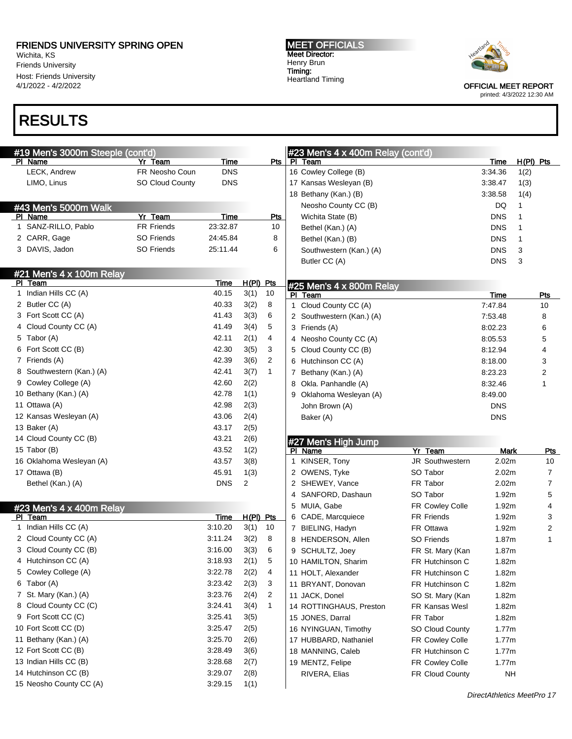# RESULTS

### #19 Men's 3000m Steeple (cont'd)

| Pl | Name | Yr | Team | Time | Pts |
|---|---|---|---|---|---|
| | LECK, Andrew | FR | Neosho Coun | DNS | |
| | LIMO, Linus | SO | Cloud County | DNS | |

### #43 Men's 5000m Walk

| Pl | Name | Yr | Team | Time | Pts |
|---|---|---|---|---|---|
| 1 | SANZ-RILLO, Pablo | FR | Friends | 23:32.87 | 10 |
| 2 | CARR, Gage | SO | Friends | 24:45.84 | 8 |
| 3 | DAVIS, Jadon | SO | Friends | 25:11.44 | 6 |

### #21 Men's 4 x 100m Relay

| Pl | Team | Time | H(Pl) | Pts |
|---|---|---|---|---|
| 1 | Indian Hills CC (A) | 40.15 | 3(1) | 10 |
| 2 | Butler CC (A) | 40.33 | 3(2) | 8 |
| 3 | Fort Scott CC (A) | 41.43 | 3(3) | 6 |
| 4 | Cloud County CC (A) | 41.49 | 3(4) | 5 |
| 5 | Tabor (A) | 42.11 | 2(1) | 4 |
| 6 | Fort Scott CC (B) | 42.30 | 3(5) | 3 |
| 7 | Friends (A) | 42.39 | 3(6) | 2 |
| 8 | Southwestern (Kan.) (A) | 42.41 | 3(7) | 1 |
| 9 | Cowley College (A) | 42.60 | 2(2) | |
| 10 | Bethany (Kan.) (A) | 42.78 | 1(1) | |
| 11 | Ottawa (A) | 42.98 | 2(3) | |
| 12 | Kansas Wesleyan (A) | 43.06 | 2(4) | |
| 13 | Baker (A) | 43.17 | 2(5) | |
| 14 | Cloud County CC (B) | 43.21 | 2(6) | |
| 15 | Tabor (B) | 43.52 | 1(2) | |
| 16 | Oklahoma Wesleyan (A) | 43.57 | 3(8) | |
| 17 | Ottawa (B) | 45.91 | 1(3) | |
| | Bethel (Kan.) (A) | DNS | 2 | |

### #23 Men's 4 x 400m Relay

| Pl | Team | Time | H(Pl) | Pts |
|---|---|---|---|---|
| 1 | Indian Hills CC (A) | 3:10.20 | 3(1) | 10 |
| 2 | Cloud County CC (A) | 3:11.24 | 3(2) | 8 |
| 3 | Cloud County CC (B) | 3:16.00 | 3(3) | 6 |
| 4 | Hutchinson CC (A) | 3:18.93 | 2(1) | 5 |
| 5 | Cowley College (A) | 3:22.78 | 2(2) | 4 |
| 6 | Tabor (A) | 3:23.42 | 2(3) | 3 |
| 7 | St. Mary (Kan.) (A) | 3:23.76 | 2(4) | 2 |
| 8 | Cloud County CC (C) | 3:24.41 | 3(4) | 1 |
| 9 | Fort Scott CC (C) | 3:25.41 | 3(5) | |
| 10 | Fort Scott CC (D) | 3:25.47 | 2(5) | |
| 11 | Bethany (Kan.) (A) | 3:25.70 | 2(6) | |
| 12 | Fort Scott CC (B) | 3:28.49 | 3(6) | |
| 13 | Indian Hills CC (B) | 3:28.68 | 2(7) | |
| 14 | Hutchinson CC (B) | 3:29.07 | 2(8) | |
| 15 | Neosho County CC (A) | 3:29.15 | 1(1) | |
| 16 | Cowley College (B) | 3:34.36 | 1(2) | |
| 17 | Kansas Wesleyan (B) | 3:38.47 | 1(3) | |
| 18 | Bethany (Kan.) (B) | 3:38.58 | 1(4) | |
| | Neosho County CC (B) | DQ | 1 | |
| | Wichita State (B) | DNS | 1 | |
| | Bethel (Kan.) (A) | DNS | 1 | |
| | Bethel (Kan.) (B) | DNS | 1 | |
| | Southwestern (Kan.) (A) | DNS | 3 | |
| | Butler CC (A) | DNS | 3 | |

### #25 Men's 4 x 800m Relay

| Pl | Team | Time | Pts |
|---|---|---|---|
| 1 | Cloud County CC (A) | 7:47.84 | 10 |
| 2 | Southwestern (Kan.) (A) | 7:53.48 | 8 |
| 3 | Friends (A) | 8:02.23 | 6 |
| 4 | Neosho County CC (A) | 8:05.53 | 5 |
| 5 | Cloud County CC (B) | 8:12.94 | 4 |
| 6 | Hutchinson CC (A) | 8:18.00 | 3 |
| 7 | Bethany (Kan.) (A) | 8:23.23 | 2 |
| 8 | Okla. Panhandle (A) | 8:32.46 | 1 |
| 9 | Oklahoma Wesleyan (A) | 8:49.00 | |
| | John Brown (A) | DNS | |
| | Baker (A) | DNS | |

### #27 Men's High Jump

| Pl | Name | Yr | Team | Mark | Pts |
|---|---|---|---|---|---|
| 1 | KINSER, Tony | JR | Southwestern | 2.02m | 10 |
| 2 | OWENS, Tyke | SO | Tabor | 2.02m | 7 |
| 2 | SHEWEY, Vance | FR | Tabor | 2.02m | 7 |
| 4 | SANFORD, Dashaun | SO | Tabor | 1.92m | 5 |
| 5 | MUIA, Gabe | FR | Cowley Colle | 1.92m | 4 |
| 6 | CADE, Marcquiece | FR | Friends | 1.92m | 3 |
| 7 | BIELING, Hadyn | FR | Ottawa | 1.92m | 2 |
| 8 | HENDERSON, Allen | SO | Friends | 1.87m | 1 |
| 9 | SCHULTZ, Joey | FR | St. Mary (Kan | 1.87m | |
| 10 | HAMILTON, Sharim | FR | Hutchinson C | 1.82m | |
| 11 | HOLT, Alexander | FR | Hutchinson C | 1.82m | |
| 11 | BRYANT, Donovan | FR | Hutchinson C | 1.82m | |
| 11 | JACK, Donel | SO | St. Mary (Kan | 1.82m | |
| 14 | ROTTINGHAUS, Preston | FR | Kansas Wesl | 1.82m | |
| 15 | JONES, Darral | FR | Tabor | 1.82m | |
| 16 | NYINGUAN, Timothy | SO | Cloud County | 1.77m | |
| 17 | HUBBARD, Nathaniel | FR | Cowley Colle | 1.77m | |
| 18 | MANNING, Caleb | FR | Hutchinson C | 1.77m | |
| 19 | MENTZ, Felipe | FR | Cowley Colle | 1.77m | |
| | RIVERA, Elias | FR | Cloud County | NH | |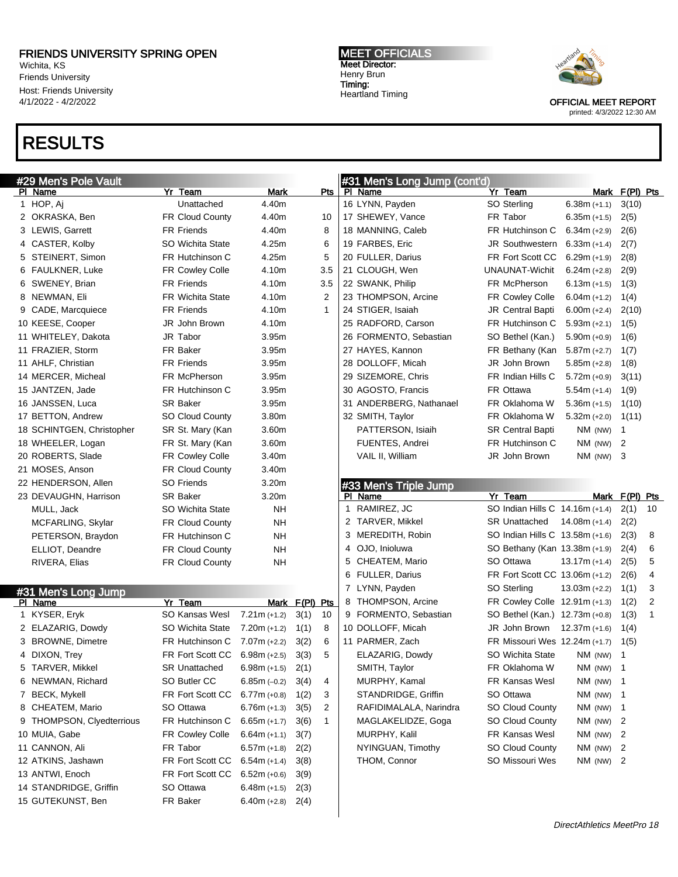FRIENDS UNIVERSITY SPRING OPEN
Wichita, KS
Friends University
Host: Friends University
4/1/2022 - 4/2/2022

MEET OFFICIALS
Meet Director:
Henry Brun
Timing:
Heartland Timing

OFFICIAL MEET REPORT
printed: 4/3/2022 12:30 AM

# RESULTS

## #29 Men's Pole Vault

| Pl | Name | Yr | Team | Mark | Pts |
|---|---|---|---|---|---|
| 1 | HOP, Aj | | Unattached | 4.40m | |
| 2 | OKRASKA, Ben | FR | Cloud County | 4.40m | 10 |
| 3 | LEWIS, Garrett | FR | Friends | 4.40m | 8 |
| 4 | CASTER, Kolby | SO | Wichita State | 4.25m | 6 |
| 5 | STEINERT, Simon | FR | Hutchinson C | 4.25m | 5 |
| 6 | FAULKNER, Luke | FR | Cowley Colle | 4.10m | 3.5 |
| 6 | SWENEY, Brian | FR | Friends | 4.10m | 3.5 |
| 8 | NEWMAN, Eli | FR | Wichita State | 4.10m | 2 |
| 9 | CADE, Marcquiece | FR | Friends | 4.10m | 1 |
| 10 | KEESE, Cooper | JR | John Brown | 4.10m | |
| 11 | WHITELEY, Dakota | JR | Tabor | 3.95m | |
| 11 | FRAZIER, Storm | FR | Baker | 3.95m | |
| 11 | AHLF, Christian | FR | Friends | 3.95m | |
| 14 | MERCER, Micheal | FR | McPherson | 3.95m | |
| 15 | JANTZEN, Jade | FR | Hutchinson C | 3.95m | |
| 16 | JANSSEN, Luca | SR | Baker | 3.95m | |
| 17 | BETTON, Andrew | SO | Cloud County | 3.80m | |
| 18 | SCHINTGEN, Christopher | SR | St. Mary (Kan | 3.60m | |
| 18 | WHEELER, Logan | FR | St. Mary (Kan | 3.60m | |
| 20 | ROBERTS, Slade | FR | Cowley Colle | 3.40m | |
| 21 | MOSES, Anson | FR | Cloud County | 3.40m | |
| 22 | HENDERSON, Allen | SO | Friends | 3.20m | |
| 23 | DEVAUGHN, Harrison | SR | Baker | 3.20m | |
| | MULL, Jack | SO | Wichita State | NH | |
| | MCFARLING, Skylar | FR | Cloud County | NH | |
| | PETERSON, Braydon | FR | Hutchinson C | NH | |
| | ELLIOT, Deandre | FR | Cloud County | NH | |
| | RIVERA, Elias | FR | Cloud County | NH | |

## #31 Men's Long Jump

| Pl | Name | Yr | Team | Mark | F(Pl) | Pts |
|---|---|---|---|---|---|---|
| 1 | KYSER, Eryk | SO | Kansas Wesl | 7.21m (+1.2) | 3(1) | 10 |
| 2 | ELAZARIG, Dowdy | SO | Wichita State | 7.20m (+1.2) | 1(1) | 8 |
| 3 | BROWNE, Dimetre | FR | Hutchinson C | 7.07m (+2.2) | 3(2) | 6 |
| 4 | DIXON, Trey | FR | Fort Scott CC | 6.98m (+2.5) | 3(3) | 5 |
| 5 | TARVER, Mikkel | SR | Unattached | 6.98m (+1.5) | 2(1) | |
| 6 | NEWMAN, Richard | SO | Butler CC | 6.85m (–0.2) | 3(4) | 4 |
| 7 | BECK, Mykell | FR | Fort Scott CC | 6.77m (+0.8) | 1(2) | 3 |
| 8 | CHEATEM, Mario | SO | Ottawa | 6.76m (+1.3) | 3(5) | 2 |
| 9 | THOMPSON, Clyedterrious | FR | Hutchinson C | 6.65m (+1.7) | 3(6) | 1 |
| 10 | MUIA, Gabe | FR | Cowley Colle | 6.64m (+1.1) | 3(7) | |
| 11 | CANNON, Ali | FR | Tabor | 6.57m (+1.8) | 2(2) | |
| 12 | ATKINS, Jashawn | FR | Fort Scott CC | 6.54m (+1.4) | 3(8) | |
| 13 | ANTWI, Enoch | FR | Fort Scott CC | 6.52m (+0.6) | 3(9) | |
| 14 | STANDRIDGE, Griffin | SO | Ottawa | 6.48m (+1.5) | 2(3) | |
| 15 | GUTEKUNST, Ben | FR | Baker | 6.40m (+2.8) | 2(4) | |
| 16 | LYNN, Payden | SO | Sterling | 6.38m (+1.1) | 3(10) | |
| 17 | SHEWEY, Vance | FR | Tabor | 6.35m (+1.5) | 2(5) | |
| 18 | MANNING, Caleb | FR | Hutchinson C | 6.34m (+2.9) | 2(6) | |
| 19 | FARBES, Eric | JR | Southwestern | 6.33m (+1.4) | 2(7) | |
| 20 | FULLER, Darius | FR | Fort Scott CC | 6.29m (+1.9) | 2(8) | |
| 21 | CLOUGH, Wen | | UNAUNAT-Wichit | 6.24m (+2.8) | 2(9) | |
| 22 | SWANK, Philip | FR | McPherson | 6.13m (+1.5) | 1(3) | |
| 23 | THOMPSON, Arcine | FR | Cowley Colle | 6.04m (+1.2) | 1(4) | |
| 24 | STIGER, Isaiah | JR | Central Bapti | 6.00m (+2.4) | 2(10) | |
| 25 | RADFORD, Carson | FR | Hutchinson C | 5.93m (+2.1) | 1(5) | |
| 26 | FORMENTO, Sebastian | SO | Bethel (Kan.) | 5.90m (+0.9) | 1(6) | |
| 27 | HAYES, Kannon | FR | Bethany (Kan | 5.87m (+2.7) | 1(7) | |
| 28 | DOLLOFF, Micah | JR | John Brown | 5.85m (+2.8) | 1(8) | |
| 29 | SIZEMORE, Chris | FR | Indian Hills C | 5.72m (+0.9) | 3(11) | |
| 30 | AGOSTO, Francis | FR | Ottawa | 5.54m (+1.4) | 1(9) | |
| 31 | ANDERBERG, Nathanael | FR | Oklahoma W | 5.36m (+1.5) | 1(10) | |
| 32 | SMITH, Taylor | FR | Oklahoma W | 5.32m (+2.0) | 1(11) | |
| | PATTERSON, Isiaih | SR | Central Bapti | NM (NW) | 1 | |
| | FUENTES, Andrei | FR | Hutchinson C | NM (NW) | 2 | |
| | VAIL II, William | JR | John Brown | NM (NW) | 3 | |

## #33 Men's Triple Jump

| Pl | Name | Yr | Team | Mark | F(Pl) | Pts |
|---|---|---|---|---|---|---|
| 1 | RAMIREZ, JC | SO | Indian Hills C | 14.16m (+1.4) | 2(1) | 10 |
| 2 | TARVER, Mikkel | SR | Unattached | 14.08m (+1.4) | 2(2) | |
| 3 | MEREDITH, Robin | SO | Indian Hills C | 13.58m (+1.6) | 2(3) | 8 |
| 4 | OJO, Inioluwa | SO | Bethany (Kan | 13.38m (+1.9) | 2(4) | 6 |
| 5 | CHEATEM, Mario | SO | Ottawa | 13.17m (+1.4) | 2(5) | 5 |
| 6 | FULLER, Darius | FR | Fort Scott CC | 13.06m (+1.2) | 2(6) | 4 |
| 7 | LYNN, Payden | SO | Sterling | 13.03m (+2.2) | 1(1) | 3 |
| 8 | THOMPSON, Arcine | FR | Cowley Colle | 12.91m (+1.3) | 1(2) | 2 |
| 9 | FORMENTO, Sebastian | SO | Bethel (Kan.) | 12.73m (+0.8) | 1(3) | 1 |
| 10 | DOLLOFF, Micah | JR | John Brown | 12.37m (+1.6) | 1(4) | |
| 11 | PARMER, Zach | FR | Missouri Wes | 12.24m (+1.7) | 1(5) | |
| | ELAZARIG, Dowdy | SO | Wichita State | NM (NW) | 1 | |
| | SMITH, Taylor | FR | Oklahoma W | NM (NW) | 1 | |
| | MURPHY, Kamal | FR | Kansas Wesl | NM (NW) | 1 | |
| | STANDRIDGE, Griffin | SO | Ottawa | NM (NW) | 1 | |
| | RAFIDIMALALA, Narindra | SO | Cloud County | NM (NW) | 1 | |
| | MAGLAKELIDZE, Goga | SO | Cloud County | NM (NW) | 2 | |
| | MURPHY, Kalil | FR | Kansas Wesl | NM (NW) | 2 | |
| | NYINGUAN, Timothy | SO | Cloud County | NM (NW) | 2 | |
| | THOM, Connor | SO | Missouri Wes | NM (NW) | 2 | |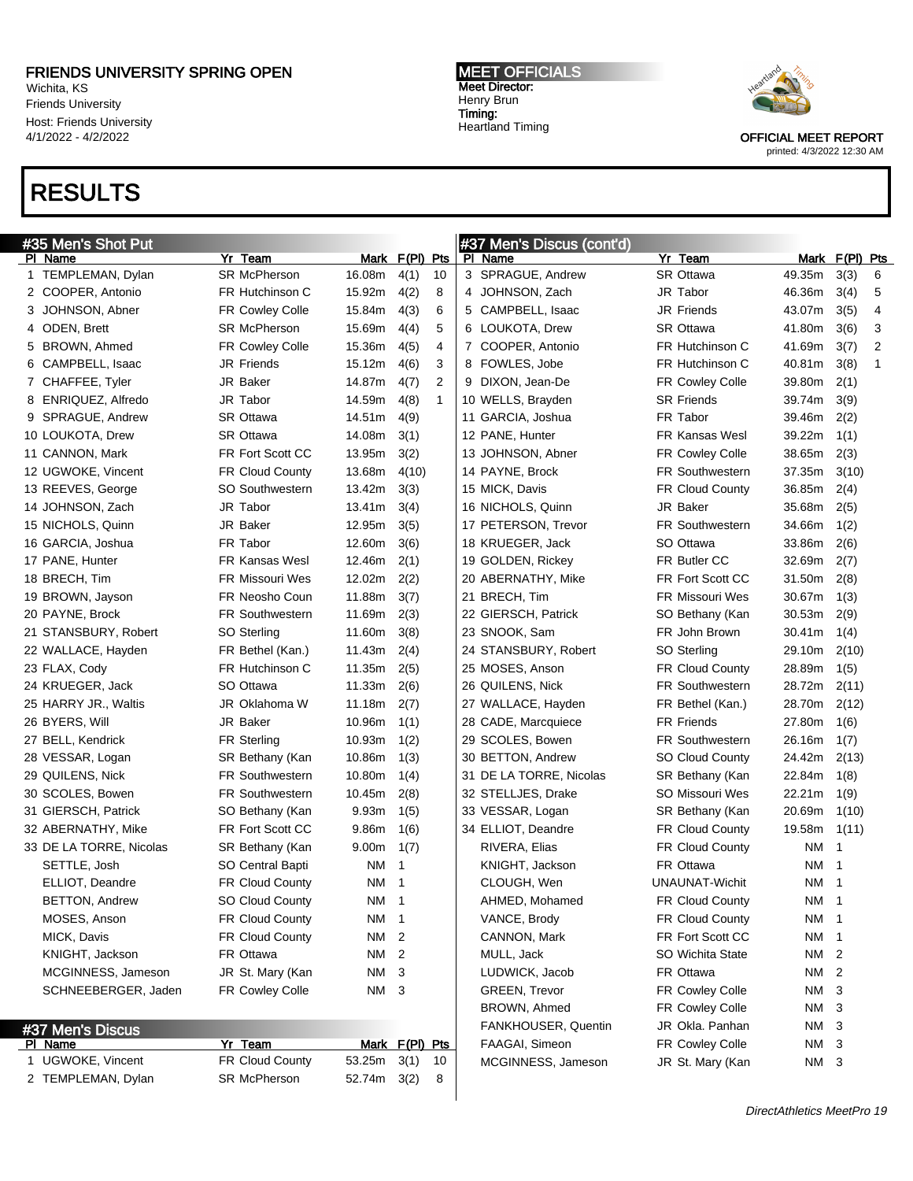FRIENDS UNIVERSITY SPRING OPEN
Wichita, KS
Friends University
Host: Friends University
4/1/2022 - 4/2022

MEET OFFICIALS
Meet Director:
Henry Brun
Timing:
Heartland Timing

OFFICIAL MEET REPORT
printed: 4/3/2022 12:30 AM

# RESULTS

## #35 Men's Shot Put

| Pl | Name | Yr | Team | Mark | F(Pl) | Pts |
|---|---|---|---|---|---|---|
| 1 | TEMPLEMAN, Dylan | SR | McPherson | 16.08m | 4(1) | 10 |
| 2 | COOPER, Antonio | FR | Hutchinson C | 15.92m | 4(2) | 8 |
| 3 | JOHNSON, Abner | FR | Cowley Colle | 15.84m | 4(3) | 6 |
| 4 | ODEN, Brett | SR | McPherson | 15.69m | 4(4) | 5 |
| 5 | BROWN, Ahmed | FR | Cowley Colle | 15.36m | 4(5) | 4 |
| 6 | CAMPBELL, Isaac | JR | Friends | 15.12m | 4(6) | 3 |
| 7 | CHAFFEE, Tyler | JR | Baker | 14.87m | 4(7) | 2 |
| 8 | ENRIQUEZ, Alfredo | JR | Tabor | 14.59m | 4(8) | 1 |
| 9 | SPRAGUE, Andrew | SR | Ottawa | 14.51m | 4(9) | |
| 10 | LOUKOTA, Drew | SR | Ottawa | 14.08m | 3(1) | |
| 11 | CANNON, Mark | FR | Fort Scott CC | 13.95m | 3(2) | |
| 12 | UGWOKE, Vincent | FR | Cloud County | 13.68m | 4(10) | |
| 13 | REEVES, George | SO | Southwestern | 13.42m | 3(3) | |
| 14 | JOHNSON, Zach | JR | Tabor | 13.41m | 3(4) | |
| 15 | NICHOLS, Quinn | JR | Baker | 12.95m | 3(5) | |
| 16 | GARCIA, Joshua | FR | Tabor | 12.60m | 3(6) | |
| 17 | PANE, Hunter | FR | Kansas Wesl | 12.46m | 2(1) | |
| 18 | BRECH, Tim | FR | Missouri Wes | 12.02m | 2(2) | |
| 19 | BROWN, Jayson | FR | Neosho Coun | 11.88m | 3(7) | |
| 20 | PAYNE, Brock | FR | Southwestern | 11.69m | 2(3) | |
| 21 | STANSBURY, Robert | SO | Sterling | 11.60m | 3(8) | |
| 22 | WALLACE, Hayden | FR | Bethel (Kan.) | 11.43m | 2(4) | |
| 23 | FLAX, Cody | FR | Hutchinson C | 11.35m | 2(5) | |
| 24 | KRUEGER, Jack | SO | Ottawa | 11.33m | 2(6) | |
| 25 | HARRY JR., Waltis | JR | Oklahoma W | 11.18m | 2(7) | |
| 26 | BYERS, Will | JR | Baker | 10.96m | 1(1) | |
| 27 | BELL, Kendrick | FR | Sterling | 10.93m | 1(2) | |
| 28 | VESSAR, Logan | SR | Bethany (Kan | 10.86m | 1(3) | |
| 29 | QUILENS, Nick | FR | Southwestern | 10.80m | 1(4) | |
| 30 | SCOLES, Bowen | FR | Southwestern | 10.45m | 2(8) | |
| 31 | GIERSCH, Patrick | SO | Bethany (Kan | 9.93m | 1(5) | |
| 32 | ABERNATHY, Mike | FR | Fort Scott CC | 9.86m | 1(6) | |
| 33 | DE LA TORRE, Nicolas | SR | Bethany (Kan | 9.00m | 1(7) | |
| | SETTLE, Josh | SO | Central Bapti | NM | 1 | |
| | ELLIOT, Deandre | FR | Cloud County | NM | 1 | |
| | BETTON, Andrew | SO | Cloud County | NM | 1 | |
| | MOSES, Anson | FR | Cloud County | NM | 1 | |
| | MICK, Davis | FR | Cloud County | NM | 2 | |
| | KNIGHT, Jackson | FR | Ottawa | NM | 2 | |
| | MCGINNESS, Jameson | JR | St. Mary (Kan | NM | 3 | |
| | SCHNEEBERGER, Jaden | FR | Cowley Colle | NM | 3 | |

## #37 Men's Discus

| Pl | Name | Yr | Team | Mark | F(Pl) | Pts |
|---|---|---|---|---|---|---|
| 1 | UGWOKE, Vincent | FR | Cloud County | 53.25m | 3(1) | 10 |
| 2 | TEMPLEMAN, Dylan | SR | McPherson | 52.74m | 3(2) | 8 |
| 3 | SPRAGUE, Andrew | SR | Ottawa | 49.35m | 3(3) | 6 |
| 4 | JOHNSON, Zach | JR | Tabor | 46.36m | 3(4) | 5 |
| 5 | CAMPBELL, Isaac | JR | Friends | 43.07m | 3(5) | 4 |
| 6 | LOUKOTA, Drew | SR | Ottawa | 41.80m | 3(6) | 3 |
| 7 | COOPER, Antonio | FR | Hutchinson C | 41.69m | 3(7) | 2 |
| 8 | FOWLES, Jobe | FR | Hutchinson C | 40.81m | 3(8) | 1 |
| 9 | DIXON, Jean-De | FR | Cowley Colle | 39.80m | 2(1) | |
| 10 | WELLS, Brayden | SR | Friends | 39.74m | 3(9) | |
| 11 | GARCIA, Joshua | FR | Tabor | 39.46m | 2(2) | |
| 12 | PANE, Hunter | FR | Kansas Wesl | 39.22m | 1(1) | |
| 13 | JOHNSON, Abner | FR | Cowley Colle | 38.65m | 2(3) | |
| 14 | PAYNE, Brock | FR | Southwestern | 37.35m | 3(10) | |
| 15 | MICK, Davis | FR | Cloud County | 36.85m | 2(4) | |
| 16 | NICHOLS, Quinn | JR | Baker | 35.68m | 2(5) | |
| 17 | PETERSON, Trevor | FR | Southwestern | 34.66m | 1(2) | |
| 18 | KRUEGER, Jack | SO | Ottawa | 33.86m | 2(6) | |
| 19 | GOLDEN, Rickey | FR | Butler CC | 32.69m | 2(7) | |
| 20 | ABERNATHY, Mike | FR | Fort Scott CC | 31.50m | 2(8) | |
| 21 | BRECH, Tim | FR | Missouri Wes | 30.67m | 1(3) | |
| 22 | GIERSCH, Patrick | SO | Bethany (Kan | 30.53m | 2(9) | |
| 23 | SNOOK, Sam | FR | John Brown | 30.41m | 1(4) | |
| 24 | STANSBURY, Robert | SO | Sterling | 29.10m | 2(10) | |
| 25 | MOSES, Anson | FR | Cloud County | 28.89m | 1(5) | |
| 26 | QUILENS, Nick | FR | Southwestern | 28.72m | 2(11) | |
| 27 | WALLACE, Hayden | FR | Bethel (Kan.) | 28.70m | 2(12) | |
| 28 | CADE, Marcquiece | FR | Friends | 27.80m | 1(6) | |
| 29 | SCOLES, Bowen | FR | Southwestern | 26.16m | 1(7) | |
| 30 | BETTON, Andrew | SO | Cloud County | 24.42m | 2(13) | |
| 31 | DE LA TORRE, Nicolas | SR | Bethany (Kan | 22.84m | 1(8) | |
| 32 | STELLJES, Drake | SO | Missouri Wes | 22.21m | 1(9) | |
| 33 | VESSAR, Logan | SR | Bethany (Kan | 20.69m | 1(10) | |
| 34 | ELLIOT, Deandre | FR | Cloud County | 19.58m | 1(11) | |
| | RIVERA, Elias | FR | Cloud County | NM | 1 | |
| | KNIGHT, Jackson | FR | Ottawa | NM | 1 | |
| | CLOUGH, Wen | UNA | UNAT-Wichit | NM | 1 | |
| | AHMED, Mohamed | FR | Cloud County | NM | 1 | |
| | VANCE, Brody | FR | Cloud County | NM | 1 | |
| | CANNON, Mark | FR | Fort Scott CC | NM | 1 | |
| | MULL, Jack | SO | Wichita State | NM | 2 | |
| | LUDWICK, Jacob | FR | Ottawa | NM | 2 | |
| | GREEN, Trevor | FR | Cowley Colle | NM | 3 | |
| | BROWN, Ahmed | FR | Cowley Colle | NM | 3 | |
| | FANKHOUSER, Quentin | JR | Okla. Panhan | NM | 3 | |
| | FAAGAI, Simeon | FR | Cowley Colle | NM | 3 | |
| | MCGINNESS, Jameson | JR | St. Mary (Kan | NM | 3 | |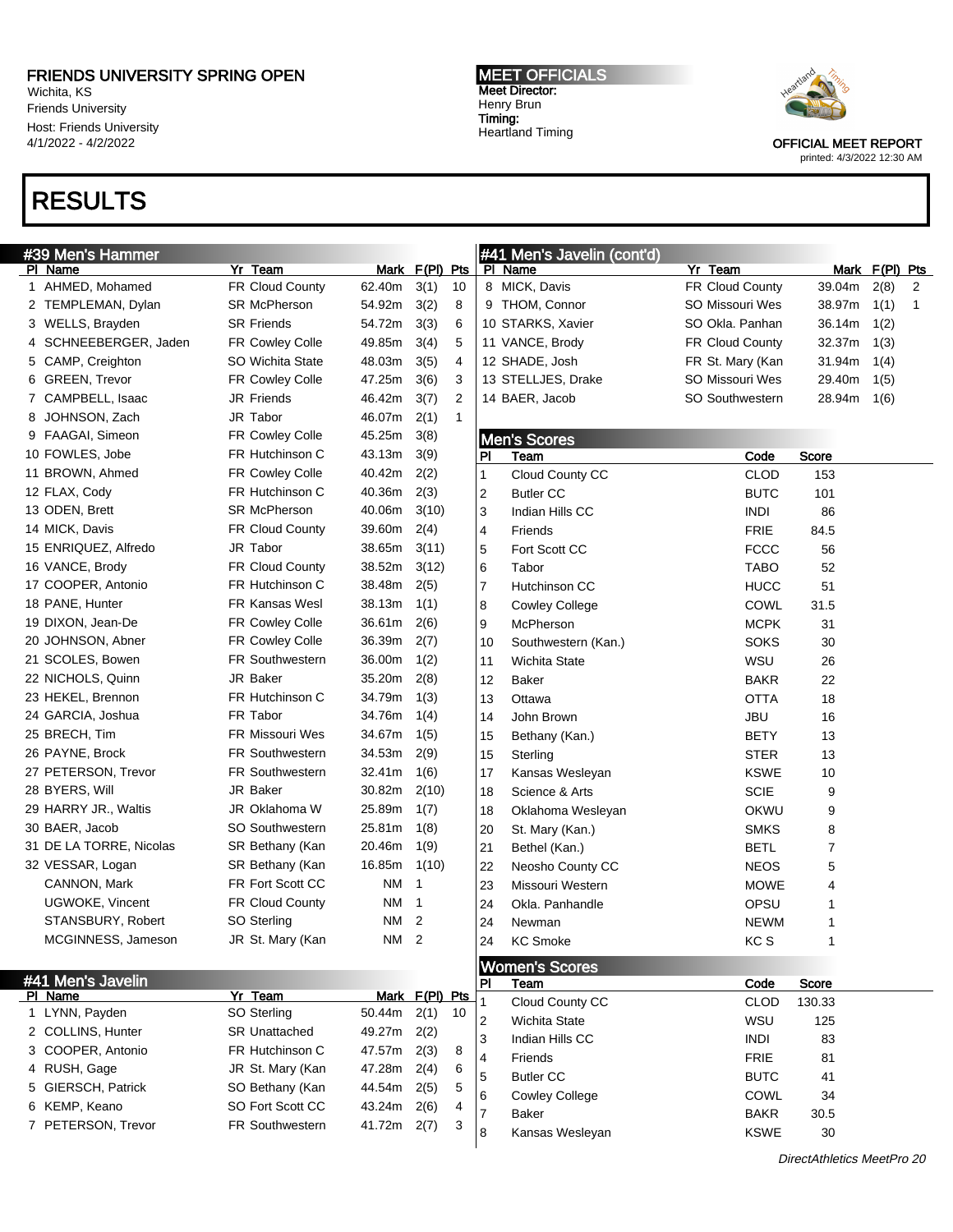# FRIENDS UNIVERSITY SPRING OPEN

Wichita, KS
Friends University
Host: Friends University
4/1/2022 - 4/2022

**MEET OFFICIALS**
Meet Director:
Henry Brun
Timing:
Heartland Timing

OFFICIAL MEET REPORT
printed: 4/3/2022 12:30 AM

# RESULTS

## #39 Men's Hammer

| Pl | Name | Yr | Team | Mark | F(Pl) | Pts |
|---|---|---|---|---|---|---|
| 1 | AHMED, Mohamed | FR | Cloud County | 62.40m | 3(1) | 10 |
| 2 | TEMPLEMAN, Dylan | SR | McPherson | 54.92m | 3(2) | 8 |
| 3 | WELLS, Brayden | SR | Friends | 54.72m | 3(3) | 6 |
| 4 | SCHNEEBERGER, Jaden | FR | Cowley Colle | 49.85m | 3(4) | 5 |
| 5 | CAMP, Creighton | SO | Wichita State | 48.03m | 3(5) | 4 |
| 6 | GREEN, Trevor | FR | Cowley Colle | 47.25m | 3(6) | 3 |
| 7 | CAMPBELL, Isaac | JR | Friends | 46.42m | 3(7) | 2 |
| 8 | JOHNSON, Zach | JR | Tabor | 46.07m | 2(1) | 1 |
| 9 | FAAGAI, Simeon | FR | Cowley Colle | 45.25m | 3(8) | |
| 10 | FOWLES, Jobe | FR | Hutchinson C | 43.13m | 3(9) | |
| 11 | BROWN, Ahmed | FR | Cowley Colle | 40.42m | 2(2) | |
| 12 | FLAX, Cody | FR | Hutchinson C | 40.36m | 2(3) | |
| 13 | ODEN, Brett | SR | McPherson | 40.06m | 3(10) | |
| 14 | MICK, Davis | FR | Cloud County | 39.60m | 2(4) | |
| 15 | ENRIQUEZ, Alfredo | JR | Tabor | 38.65m | 3(11) | |
| 16 | VANCE, Brody | FR | Cloud County | 38.52m | 3(12) | |
| 17 | COOPER, Antonio | FR | Hutchinson C | 38.48m | 2(5) | |
| 18 | PANE, Hunter | FR | Kansas Wesl | 38.13m | 1(1) | |
| 19 | DIXON, Jean-De | FR | Cowley Colle | 36.61m | 2(6) | |
| 20 | JOHNSON, Abner | FR | Cowley Colle | 36.39m | 2(7) | |
| 21 | SCOLES, Bowen | FR | Southwestern | 36.00m | 1(2) | |
| 22 | NICHOLS, Quinn | JR | Baker | 35.20m | 2(8) | |
| 23 | HEKEL, Brennon | FR | Hutchinson C | 34.79m | 1(3) | |
| 24 | GARCIA, Joshua | FR | Tabor | 34.76m | 1(4) | |
| 25 | BRECH, Tim | FR | Missouri Wes | 34.67m | 1(5) | |
| 26 | PAYNE, Brock | FR | Southwestern | 34.53m | 2(9) | |
| 27 | PETERSON, Trevor | FR | Southwestern | 32.41m | 1(6) | |
| 28 | BYERS, Will | JR | Baker | 30.82m | 2(10) | |
| 29 | HARRY JR., Waltis | JR | Oklahoma W | 25.89m | 1(7) | |
| 30 | BAER, Jacob | SO | Southwestern | 25.81m | 1(8) | |
| 31 | DE LA TORRE, Nicolas | SR | Bethany (Kan | 20.46m | 1(9) | |
| 32 | VESSAR, Logan | SR | Bethany (Kan | 16.85m | 1(10) | |
| | CANNON, Mark | FR | Fort Scott CC | NM | 1 | |
| | UGWOKE, Vincent | FR | Cloud County | NM | 1 | |
| | STANSBURY, Robert | SO | Sterling | NM | 2 | |
| | MCGINNESS, Jameson | JR | St. Mary (Kan | NM | 2 | |

## #41 Men's Javelin

| Pl | Name | Yr | Team | Mark | F(Pl) | Pts |
|---|---|---|---|---|---|---|
| 1 | LYNN, Payden | SO | Sterling | 50.44m | 2(1) | 10 |
| 2 | COLLINS, Hunter | SR | Unattached | 49.27m | 2(2) | |
| 3 | COOPER, Antonio | FR | Hutchinson C | 47.57m | 2(3) | 8 |
| 4 | RUSH, Gage | JR | St. Mary (Kan | 47.28m | 2(4) | 6 |
| 5 | GIERSCH, Patrick | SO | Bethany (Kan | 44.54m | 2(5) | 5 |
| 6 | KEMP, Keano | SO | Fort Scott CC | 43.24m | 2(6) | 4 |
| 7 | PETERSON, Trevor | FR | Southwestern | 41.72m | 2(7) | 3 |
| 8 | MICK, Davis | FR | Cloud County | 39.04m | 2(8) | 2 |
| 9 | THOM, Connor | SO | Missouri Wes | 38.97m | 1(1) | 1 |
| 10 | STARKS, Xavier | SO | Okla. Panhan | 36.14m | 1(2) | |
| 11 | VANCE, Brody | FR | Cloud County | 32.37m | 1(3) | |
| 12 | SHADE, Josh | FR | St. Mary (Kan | 31.94m | 1(4) | |
| 13 | STELLJES, Drake | SO | Missouri Wes | 29.40m | 1(5) | |
| 14 | BAER, Jacob | SO | Southwestern | 28.94m | 1(6) | |

## Men's Scores

| Pl | Team | Code | Score |
|---|---|---|---|
| 1 | Cloud County CC | CLOD | 153 |
| 2 | Butler CC | BUTC | 101 |
| 3 | Indian Hills CC | INDI | 86 |
| 4 | Friends | FRIE | 84.5 |
| 5 | Fort Scott CC | FCCC | 56 |
| 6 | Tabor | TABO | 52 |
| 7 | Hutchinson CC | HUCC | 51 |
| 8 | Cowley College | COWL | 31.5 |
| 9 | McPherson | MCPK | 31 |
| 10 | Southwestern (Kan.) | SOKS | 30 |
| 11 | Wichita State | WSU | 26 |
| 12 | Baker | BAKR | 22 |
| 13 | Ottawa | OTTA | 18 |
| 14 | John Brown | JBU | 16 |
| 15 | Bethany (Kan.) | BETY | 13 |
| 15 | Sterling | STER | 13 |
| 17 | Kansas Wesleyan | KSWE | 10 |
| 18 | Science & Arts | SCIE | 9 |
| 18 | Oklahoma Wesleyan | OKWU | 9 |
| 20 | St. Mary (Kan.) | SMKS | 8 |
| 21 | Bethel (Kan.) | BETL | 7 |
| 22 | Neosho County CC | NEOS | 5 |
| 23 | Missouri Western | MOWE | 4 |
| 24 | Okla. Panhandle | OPSU | 1 |
| 24 | Newman | NEWM | 1 |
| 24 | KC Smoke | KC S | 1 |

## Women's Scores

| Pl | Team | Code | Score |
|---|---|---|---|
| 1 | Cloud County CC | CLOD | 130.33 |
| 2 | Wichita State | WSU | 125 |
| 3 | Indian Hills CC | INDI | 83 |
| 4 | Friends | FRIE | 81 |
| 5 | Butler CC | BUTC | 41 |
| 6 | Cowley College | COWL | 34 |
| 7 | Baker | BAKR | 30.5 |
| 8 | Kansas Wesleyan | KSWE | 30 |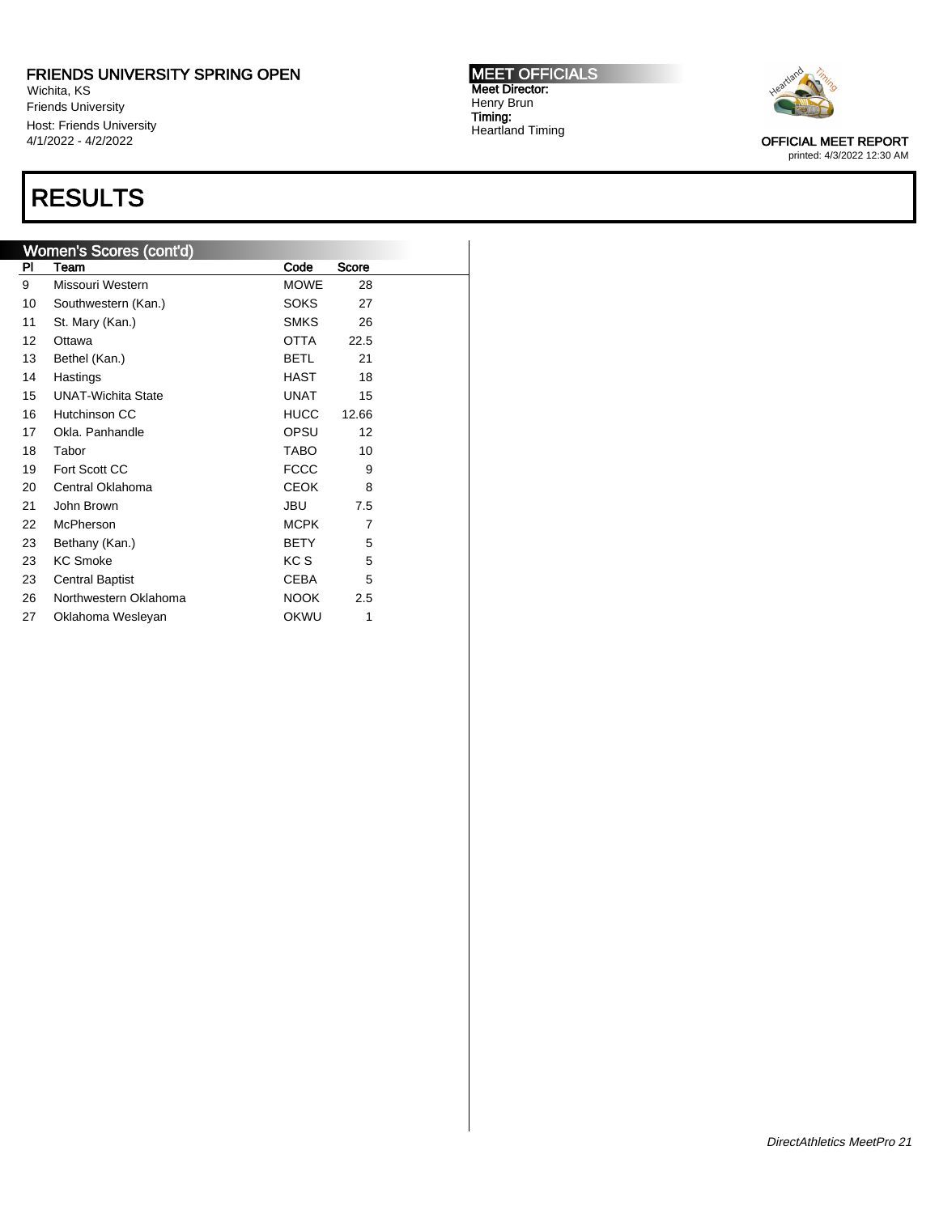FRIENDS UNIVERSITY SPRING OPEN
Wichita, KS
Friends University
Host: Friends University
4/1/2022 - 4/2/2022

MEET OFFICIALS
Meet Director:
Henry Brun
Timing:
Heartland Timing

OFFICIAL MEET REPORT
printed: 4/3/2022 12:30 AM

# RESULTS

## Women's Scores (cont'd)

| Pl | Team | Code | Score |
|---|---|---|---|
| 9 | Missouri Western | MOWE | 28 |
| 10 | Southwestern (Kan.) | SOKS | 27 |
| 11 | St. Mary (Kan.) | SMKS | 26 |
| 12 | Ottawa | OTTA | 22.5 |
| 13 | Bethel (Kan.) | BETL | 21 |
| 14 | Hastings | HAST | 18 |
| 15 | UNAT-Wichita State | UNAT | 15 |
| 16 | Hutchinson CC | HUCC | 12.66 |
| 17 | Okla. Panhandle | OPSU | 12 |
| 18 | Tabor | TABO | 10 |
| 19 | Fort Scott CC | FCCC | 9 |
| 20 | Central Oklahoma | CEOK | 8 |
| 21 | John Brown | JBU | 7.5 |
| 22 | McPherson | MCPK | 7 |
| 23 | Bethany (Kan.) | BETY | 5 |
| 23 | KC Smoke | KC S | 5 |
| 23 | Central Baptist | CEBA | 5 |
| 26 | Northwestern Oklahoma | NOOK | 2.5 |
| 27 | Oklahoma Wesleyan | OKWU | 1 |

*DirectAthletics MeetPro 21*